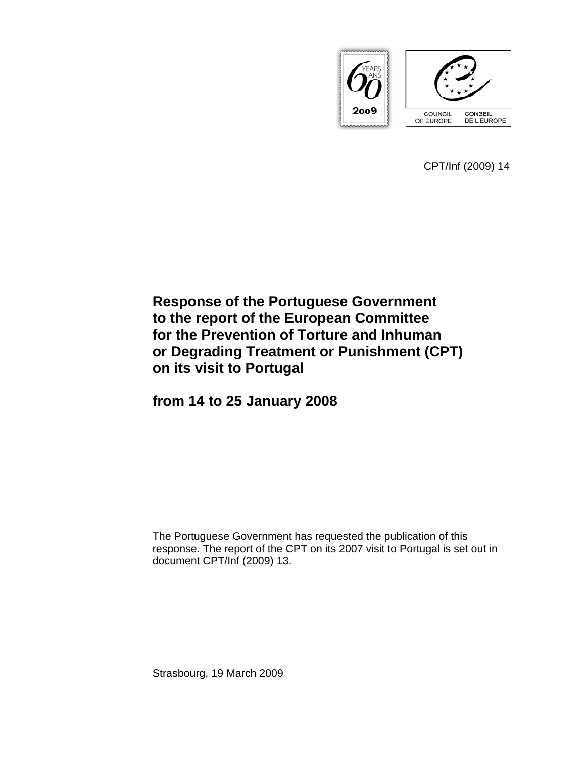COUNCIL OF EUROPE CONSEIL DE L'EUROPE

CPT/Inf (2009) 14

# Response of the Portuguese Government to the report of the European Committee for the Prevention of Torture and Inhuman or Degrading Treatment or Punishment (CPT) on its visit to Portugal

## from 14 to 25 January 2008

The Portuguese Government has requested the publication of this response. The report of the CPT on its 2007 visit to Portugal is set out in document CPT/Inf (2009) 13.

Strasbourg, 19 March 2009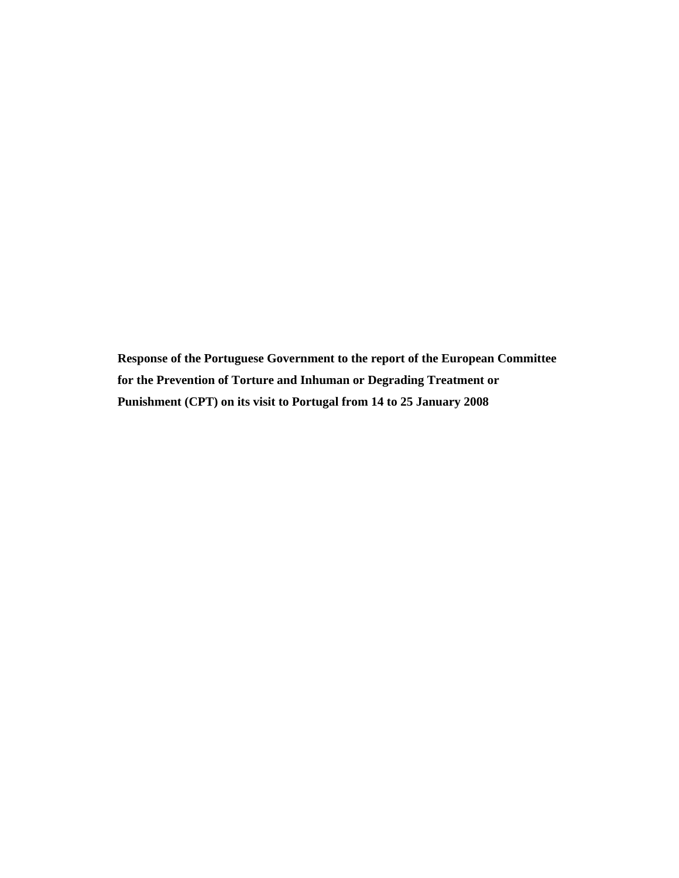**Response of the Portuguese Government to the report of the European Committee for the Prevention of Torture and Inhuman or Degrading Treatment or Punishment (CPT) on its visit to Portugal from 14 to 25 January 2008**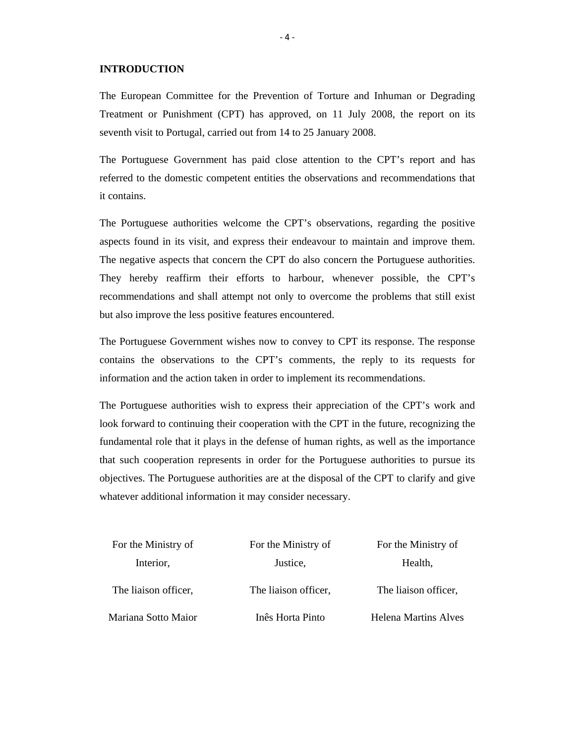## INTRODUCTION

The European Committee for the Prevention of Torture and Inhuman or Degrading Treatment or Punishment (CPT) has approved, on 11 July 2008, the report on its seventh visit to Portugal, carried out from 14 to 25 January 2008.

The Portuguese Government has paid close attention to the CPT's report and has referred to the domestic competent entities the observations and recommendations that it contains.

The Portuguese authorities welcome the CPT's observations, regarding the positive aspects found in its visit, and express their endeavour to maintain and improve them. The negative aspects that concern the CPT do also concern the Portuguese authorities. They hereby reaffirm their efforts to harbour, whenever possible, the CPT's recommendations and shall attempt not only to overcome the problems that still exist but also improve the less positive features encountered.

The Portuguese Government wishes now to convey to CPT its response. The response contains the observations to the CPT's comments, the reply to its requests for information and the action taken in order to implement its recommendations.

The Portuguese authorities wish to express their appreciation of the CPT's work and look forward to continuing their cooperation with the CPT in the future, recognizing the fundamental role that it plays in the defense of human rights, as well as the importance that such cooperation represents in order for the Portuguese authorities to pursue its objectives. The Portuguese authorities are at the disposal of the CPT to clarify and give whatever additional information it may consider necessary.

| For the Ministry of Interior, | For the Ministry of Justice, | For the Ministry of Health, |
|---|---|---|
| The liaison officer, | The liaison officer, | The liaison officer, |
| Mariana Sotto Maior | Inês Horta Pinto | Helena Martins Alves |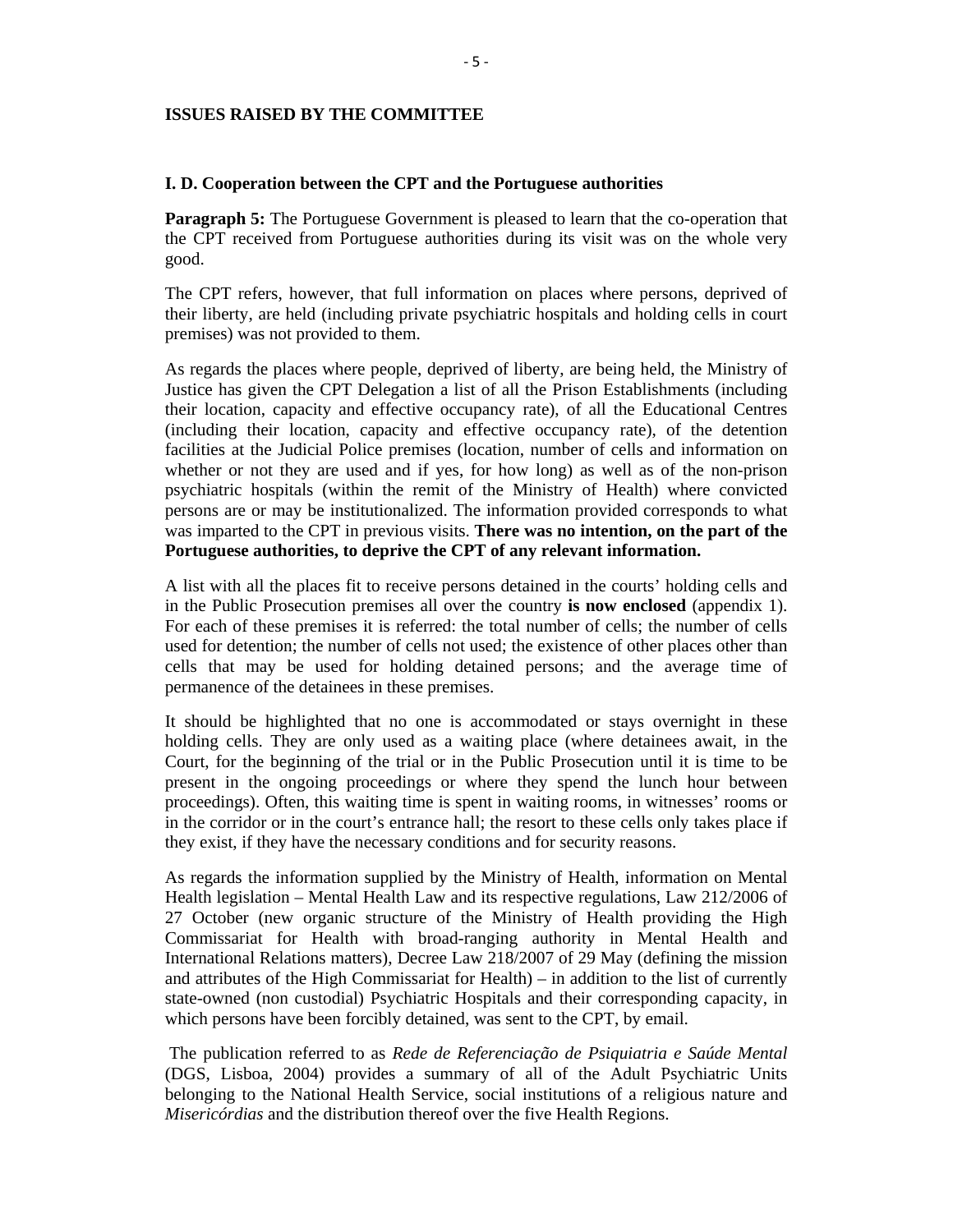**ISSUES RAISED BY THE COMMITTEE**

**I. D. Cooperation between the CPT and the Portuguese authorities**

**Paragraph 5:** The Portuguese Government is pleased to learn that the co-operation that the CPT received from Portuguese authorities during its visit was on the whole very good.

The CPT refers, however, that full information on places where persons, deprived of their liberty, are held (including private psychiatric hospitals and holding cells in court premises) was not provided to them.

As regards the places where people, deprived of liberty, are being held, the Ministry of Justice has given the CPT Delegation a list of all the Prison Establishments (including their location, capacity and effective occupancy rate), of all the Educational Centres (including their location, capacity and effective occupancy rate), of the detention facilities at the Judicial Police premises (location, number of cells and information on whether or not they are used and if yes, for how long) as well as of the non-prison psychiatric hospitals (within the remit of the Ministry of Health) where convicted persons are or may be institutionalized. The information provided corresponds to what was imparted to the CPT in previous visits. **There was no intention, on the part of the Portuguese authorities, to deprive the CPT of any relevant information.**

A list with all the places fit to receive persons detained in the courts' holding cells and in the Public Prosecution premises all over the country **is now enclosed** (appendix 1). For each of these premises it is referred: the total number of cells; the number of cells used for detention; the number of cells not used; the existence of other places other than cells that may be used for holding detained persons; and the average time of permanence of the detainees in these premises.

It should be highlighted that no one is accommodated or stays overnight in these holding cells. They are only used as a waiting place (where detainees await, in the Court, for the beginning of the trial or in the Public Prosecution until it is time to be present in the ongoing proceedings or where they spend the lunch hour between proceedings). Often, this waiting time is spent in waiting rooms, in witnesses' rooms or in the corridor or in the court's entrance hall; the resort to these cells only takes place if they exist, if they have the necessary conditions and for security reasons.

As regards the information supplied by the Ministry of Health, information on Mental Health legislation – Mental Health Law and its respective regulations, Law 212/2006 of 27 October (new organic structure of the Ministry of Health providing the High Commissariat for Health with broad-ranging authority in Mental Health and International Relations matters), Decree Law 218/2007 of 29 May (defining the mission and attributes of the High Commissariat for Health) – in addition to the list of currently state-owned (non custodial) Psychiatric Hospitals and their corresponding capacity, in which persons have been forcibly detained, was sent to the CPT, by email.

The publication referred to as *Rede de Referenciação de Psiquiatria e Saúde Mental* (DGS, Lisboa, 2004) provides a summary of all of the Adult Psychiatric Units belonging to the National Health Service, social institutions of a religious nature and *Misericórdias* and the distribution thereof over the five Health Regions.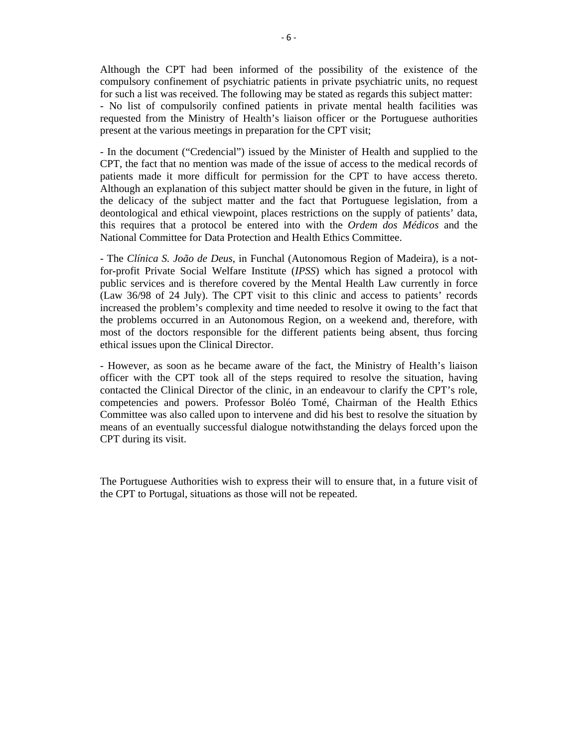Although the CPT had been informed of the possibility of the existence of the compulsory confinement of psychiatric patients in private psychiatric units, no request for such a list was received. The following may be stated as regards this subject matter:

- No list of compulsorily confined patients in private mental health facilities was requested from the Ministry of Health's liaison officer or the Portuguese authorities present at the various meetings in preparation for the CPT visit;

- In the document ("Credencial") issued by the Minister of Health and supplied to the CPT, the fact that no mention was made of the issue of access to the medical records of patients made it more difficult for permission for the CPT to have access thereto. Although an explanation of this subject matter should be given in the future, in light of the delicacy of the subject matter and the fact that Portuguese legislation, from a deontological and ethical viewpoint, places restrictions on the supply of patients' data, this requires that a protocol be entered into with the *Ordem dos Médicos* and the National Committee for Data Protection and Health Ethics Committee.

- The *Clínica S. João de Deus*, in Funchal (Autonomous Region of Madeira), is a not-for-profit Private Social Welfare Institute (*IPSS*) which has signed a protocol with public services and is therefore covered by the Mental Health Law currently in force (Law 36/98 of 24 July). The CPT visit to this clinic and access to patients' records increased the problem's complexity and time needed to resolve it owing to the fact that the problems occurred in an Autonomous Region, on a weekend and, therefore, with most of the doctors responsible for the different patients being absent, thus forcing ethical issues upon the Clinical Director.

- However, as soon as he became aware of the fact, the Ministry of Health's liaison officer with the CPT took all of the steps required to resolve the situation, having contacted the Clinical Director of the clinic, in an endeavour to clarify the CPT's role, competencies and powers. Professor Boléo Tomé, Chairman of the Health Ethics Committee was also called upon to intervene and did his best to resolve the situation by means of an eventually successful dialogue notwithstanding the delays forced upon the CPT during its visit.

The Portuguese Authorities wish to express their will to ensure that, in a future visit of the CPT to Portugal, situations as those will not be repeated.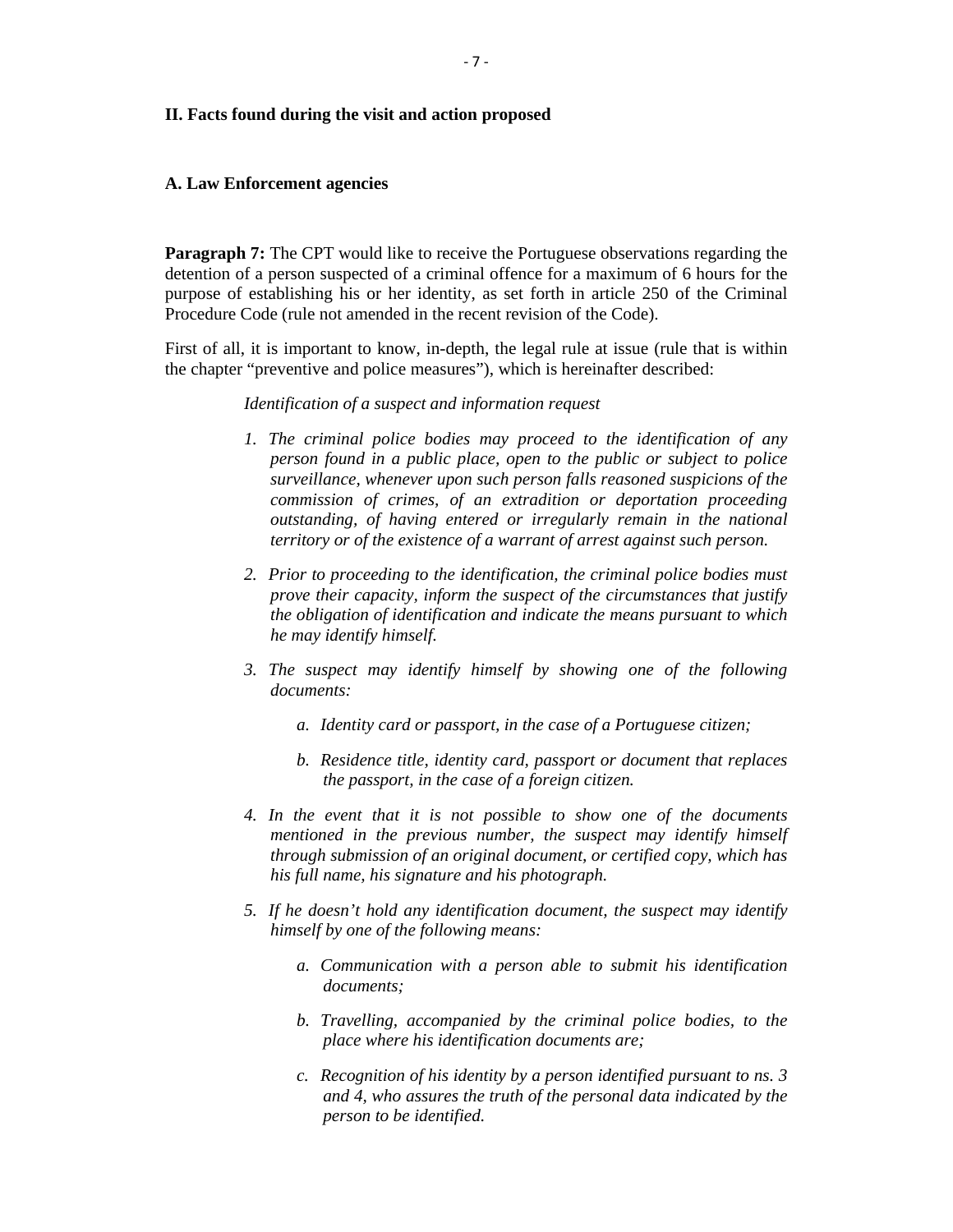## II. Facts found during the visit and action proposed

### A. Law Enforcement agencies

**Paragraph 7:** The CPT would like to receive the Portuguese observations regarding the detention of a person suspected of a criminal offence for a maximum of 6 hours for the purpose of establishing his or her identity, as set forth in article 250 of the Criminal Procedure Code (rule not amended in the recent revision of the Code).

First of all, it is important to know, in-depth, the legal rule at issue (rule that is within the chapter "preventive and police measures"), which is hereinafter described:

*Identification of a suspect and information request*

1. *The criminal police bodies may proceed to the identification of any person found in a public place, open to the public or subject to police surveillance, whenever upon such person falls reasoned suspicions of the commission of crimes, of an extradition or deportation proceeding outstanding, of having entered or irregularly remain in the national territory or of the existence of a warrant of arrest against such person.*
2. *Prior to proceeding to the identification, the criminal police bodies must prove their capacity, inform the suspect of the circumstances that justify the obligation of identification and indicate the means pursuant to which he may identify himself.*
3. *The suspect may identify himself by showing one of the following documents:*
   a. *Identity card or passport, in the case of a Portuguese citizen;*
   b. *Residence title, identity card, passport or document that replaces the passport, in the case of a foreign citizen.*
4. *In the event that it is not possible to show one of the documents mentioned in the previous number, the suspect may identify himself through submission of an original document, or certified copy, which has his full name, his signature and his photograph.*
5. *If he doesn't hold any identification document, the suspect may identify himself by one of the following means:*
   a. *Communication with a person able to submit his identification documents;*
   b. *Travelling, accompanied by the criminal police bodies, to the place where his identification documents are;*
   c. *Recognition of his identity by a person identified pursuant to ns. 3 and 4, who assures the truth of the personal data indicated by the person to be identified.*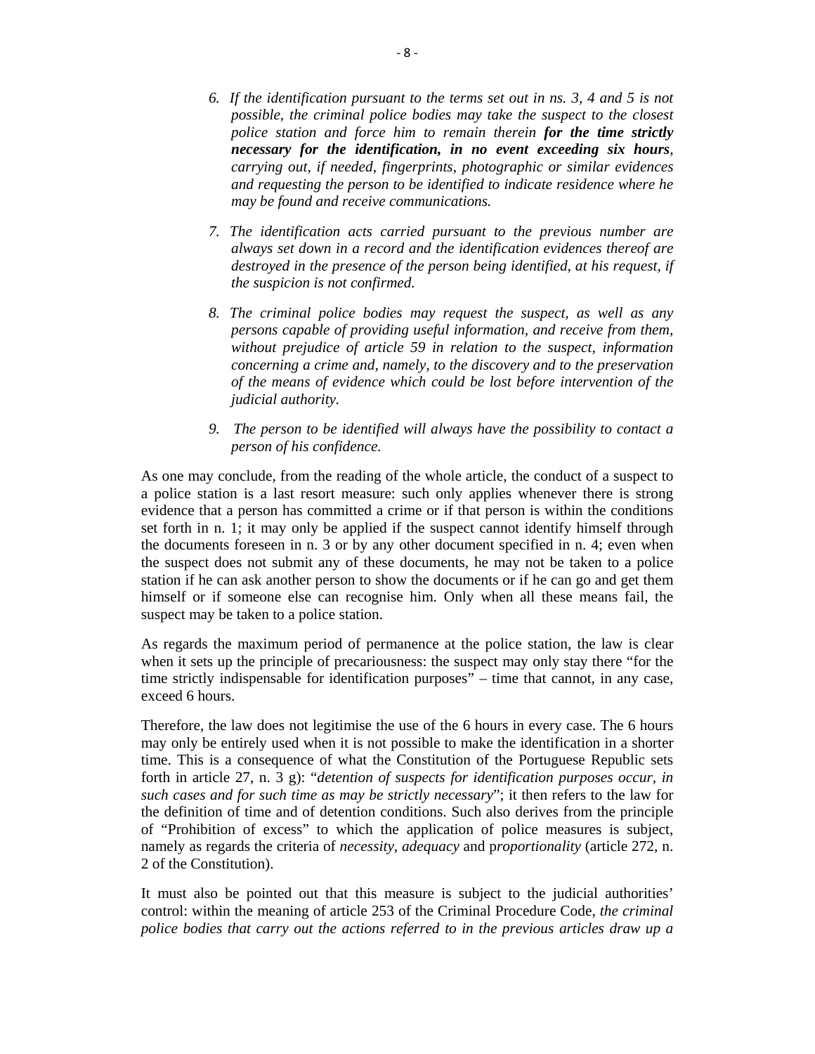6. *If the identification pursuant to the terms set out in ns. 3, 4 and 5 is not possible, the criminal police bodies may take the suspect to the closest police station and force him to remain therein* ***for the time strictly necessary for the identification, in no event exceeding six hours****, carrying out, if needed, fingerprints, photographic or similar evidences and requesting the person to be identified to indicate residence where he may be found and receive communications.*

7. *The identification acts carried pursuant to the previous number are always set down in a record and the identification evidences thereof are destroyed in the presence of the person being identified, at his request, if the suspicion is not confirmed.*

8. *The criminal police bodies may request the suspect, as well as any persons capable of providing useful information, and receive from them, without prejudice of article 59 in relation to the suspect, information concerning a crime and, namely, to the discovery and to the preservation of the means of evidence which could be lost before intervention of the judicial authority.*

9. *The person to be identified will always have the possibility to contact a person of his confidence.*

As one may conclude, from the reading of the whole article, the conduct of a suspect to a police station is a last resort measure: such only applies whenever there is strong evidence that a person has committed a crime or if that person is within the conditions set forth in n. 1; it may only be applied if the suspect cannot identify himself through the documents foreseen in n. 3 or by any other document specified in n. 4; even when the suspect does not submit any of these documents, he may not be taken to a police station if he can ask another person to show the documents or if he can go and get them himself or if someone else can recognise him. Only when all these means fail, the suspect may be taken to a police station.

As regards the maximum period of permanence at the police station, the law is clear when it sets up the principle of precariousness: the suspect may only stay there "for the time strictly indispensable for identification purposes" – time that cannot, in any case, exceed 6 hours.

Therefore, the law does not legitimise the use of the 6 hours in every case. The 6 hours may only be entirely used when it is not possible to make the identification in a shorter time. This is a consequence of what the Constitution of the Portuguese Republic sets forth in article 27, n. 3 g): "*detention of suspects for identification purposes occur, in such cases and for such time as may be strictly necessary*"; it then refers to the law for the definition of time and of detention conditions. Such also derives from the principle of "Prohibition of excess" to which the application of police measures is subject, namely as regards the criteria of *necessity*, *adequacy* and p*roportionality* (article 272, n. 2 of the Constitution).

It must also be pointed out that this measure is subject to the judicial authorities' control: within the meaning of article 253 of the Criminal Procedure Code, *the criminal police bodies that carry out the actions referred to in the previous articles draw up a*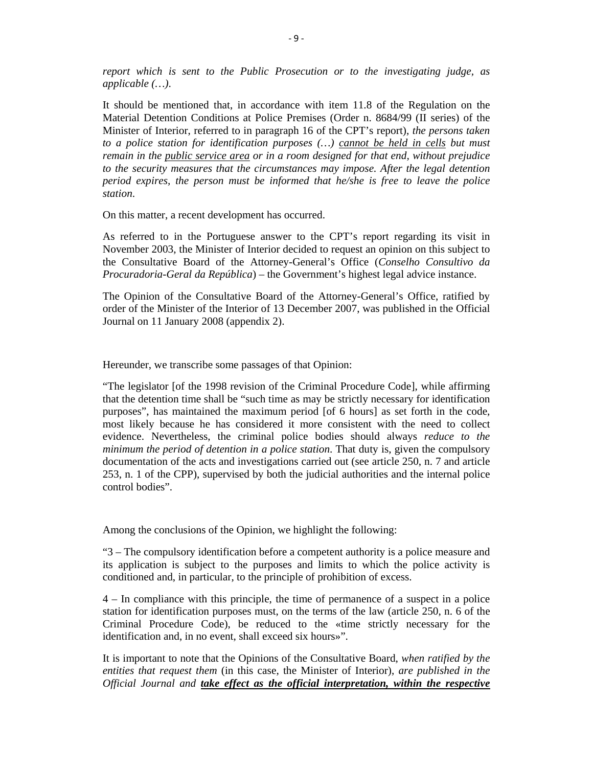*report which is sent to the Public Prosecution or to the investigating judge, as applicable (…).*

It should be mentioned that, in accordance with item 11.8 of the Regulation on the Material Detention Conditions at Police Premises (Order n. 8684/99 (II series) of the Minister of Interior, referred to in paragraph 16 of the CPT's report), *the persons taken to a police station for identification purposes (…)* *cannot be held in cells* *but must remain in the* *public service area* *or in a room designed for that end, without prejudice to the security measures that the circumstances may impose. After the legal detention period expires, the person must be informed that he/she is free to leave the police station.*

On this matter, a recent development has occurred.

As referred to in the Portuguese answer to the CPT's report regarding its visit in November 2003, the Minister of Interior decided to request an opinion on this subject to the Consultative Board of the Attorney-General's Office (*Conselho Consultivo da Procuradoria-Geral da República*) – the Government's highest legal advice instance.

The Opinion of the Consultative Board of the Attorney-General's Office, ratified by order of the Minister of the Interior of 13 December 2007, was published in the Official Journal on 11 January 2008 (appendix 2).

Hereunder, we transcribe some passages of that Opinion:

"The legislator [of the 1998 revision of the Criminal Procedure Code], while affirming that the detention time shall be "such time as may be strictly necessary for identification purposes", has maintained the maximum period [of 6 hours] as set forth in the code, most likely because he has considered it more consistent with the need to collect evidence. Nevertheless, the criminal police bodies should always *reduce to the minimum the period of detention in a police station*. That duty is, given the compulsory documentation of the acts and investigations carried out (see article 250, n. 7 and article 253, n. 1 of the CPP), supervised by both the judicial authorities and the internal police control bodies".

Among the conclusions of the Opinion, we highlight the following:

"3 – The compulsory identification before a competent authority is a police measure and its application is subject to the purposes and limits to which the police activity is conditioned and, in particular, to the principle of prohibition of excess.

4 – In compliance with this principle, the time of permanence of a suspect in a police station for identification purposes must, on the terms of the law (article 250, n. 6 of the Criminal Procedure Code), be reduced to the «time strictly necessary for the identification and, in no event, shall exceed six hours»".

It is important to note that the Opinions of the Consultative Board, *when ratified by the entities that request them* (in this case, the Minister of Interior), *are published in the Official Journal and* ***take effect as the official interpretation, within the respective***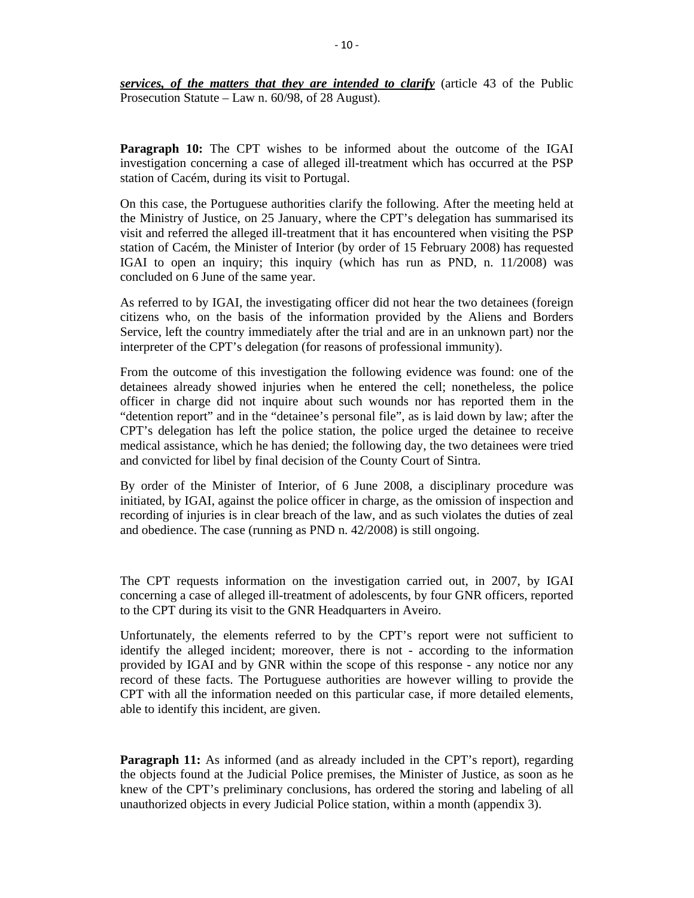***services, of the matters that they are intended to clarify*** (article 43 of the Public Prosecution Statute – Law n. 60/98, of 28 August).

**Paragraph 10:** The CPT wishes to be informed about the outcome of the IGAI investigation concerning a case of alleged ill-treatment which has occurred at the PSP station of Cacém, during its visit to Portugal.

On this case, the Portuguese authorities clarify the following. After the meeting held at the Ministry of Justice, on 25 January, where the CPT's delegation has summarised its visit and referred the alleged ill-treatment that it has encountered when visiting the PSP station of Cacém, the Minister of Interior (by order of 15 February 2008) has requested IGAI to open an inquiry; this inquiry (which has run as PND, n. 11/2008) was concluded on 6 June of the same year.

As referred to by IGAI, the investigating officer did not hear the two detainees (foreign citizens who, on the basis of the information provided by the Aliens and Borders Service, left the country immediately after the trial and are in an unknown part) nor the interpreter of the CPT's delegation (for reasons of professional immunity).

From the outcome of this investigation the following evidence was found: one of the detainees already showed injuries when he entered the cell; nonetheless, the police officer in charge did not inquire about such wounds nor has reported them in the "detention report" and in the "detainee's personal file", as is laid down by law; after the CPT's delegation has left the police station, the police urged the detainee to receive medical assistance, which he has denied; the following day, the two detainees were tried and convicted for libel by final decision of the County Court of Sintra.

By order of the Minister of Interior, of 6 June 2008, a disciplinary procedure was initiated, by IGAI, against the police officer in charge, as the omission of inspection and recording of injuries is in clear breach of the law, and as such violates the duties of zeal and obedience. The case (running as PND n. 42/2008) is still ongoing.

The CPT requests information on the investigation carried out, in 2007, by IGAI concerning a case of alleged ill-treatment of adolescents, by four GNR officers, reported to the CPT during its visit to the GNR Headquarters in Aveiro.

Unfortunately, the elements referred to by the CPT's report were not sufficient to identify the alleged incident; moreover, there is not - according to the information provided by IGAI and by GNR within the scope of this response - any notice nor any record of these facts. The Portuguese authorities are however willing to provide the CPT with all the information needed on this particular case, if more detailed elements, able to identify this incident, are given.

**Paragraph 11:** As informed (and as already included in the CPT's report), regarding the objects found at the Judicial Police premises, the Minister of Justice, as soon as he knew of the CPT's preliminary conclusions, has ordered the storing and labeling of all unauthorized objects in every Judicial Police station, within a month (appendix 3).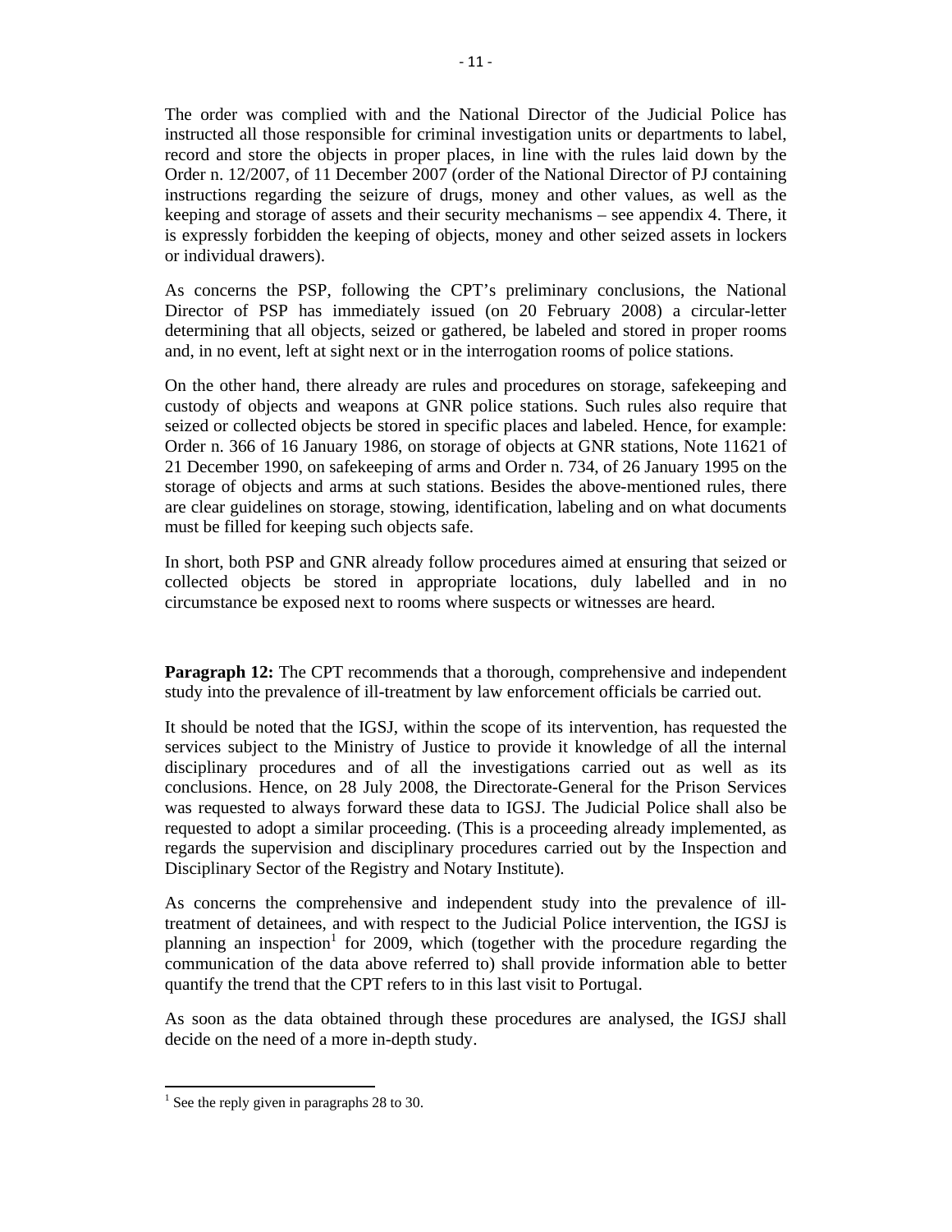The order was complied with and the National Director of the Judicial Police has instructed all those responsible for criminal investigation units or departments to label, record and store the objects in proper places, in line with the rules laid down by the Order n. 12/2007, of 11 December 2007 (order of the National Director of PJ containing instructions regarding the seizure of drugs, money and other values, as well as the keeping and storage of assets and their security mechanisms – see appendix 4. There, it is expressly forbidden the keeping of objects, money and other seized assets in lockers or individual drawers).

As concerns the PSP, following the CPT's preliminary conclusions, the National Director of PSP has immediately issued (on 20 February 2008) a circular-letter determining that all objects, seized or gathered, be labeled and stored in proper rooms and, in no event, left at sight next or in the interrogation rooms of police stations.

On the other hand, there already are rules and procedures on storage, safekeeping and custody of objects and weapons at GNR police stations. Such rules also require that seized or collected objects be stored in specific places and labeled. Hence, for example: Order n. 366 of 16 January 1986, on storage of objects at GNR stations, Note 11621 of 21 December 1990, on safekeeping of arms and Order n. 734, of 26 January 1995 on the storage of objects and arms at such stations. Besides the above-mentioned rules, there are clear guidelines on storage, stowing, identification, labeling and on what documents must be filled for keeping such objects safe.

In short, both PSP and GNR already follow procedures aimed at ensuring that seized or collected objects be stored in appropriate locations, duly labelled and in no circumstance be exposed next to rooms where suspects or witnesses are heard.

**Paragraph 12:** The CPT recommends that a thorough, comprehensive and independent study into the prevalence of ill-treatment by law enforcement officials be carried out.

It should be noted that the IGSJ, within the scope of its intervention, has requested the services subject to the Ministry of Justice to provide it knowledge of all the internal disciplinary procedures and of all the investigations carried out as well as its conclusions. Hence, on 28 July 2008, the Directorate-General for the Prison Services was requested to always forward these data to IGSJ. The Judicial Police shall also be requested to adopt a similar proceeding. (This is a proceeding already implemented, as regards the supervision and disciplinary procedures carried out by the Inspection and Disciplinary Sector of the Registry and Notary Institute).

As concerns the comprehensive and independent study into the prevalence of ill-treatment of detainees, and with respect to the Judicial Police intervention, the IGSJ is planning an inspection[1] for 2009, which (together with the procedure regarding the communication of the data above referred to) shall provide information able to better quantify the trend that the CPT refers to in this last visit to Portugal.

As soon as the data obtained through these procedures are analysed, the IGSJ shall decide on the need of a more in-depth study.

[1] See the reply given in paragraphs 28 to 30.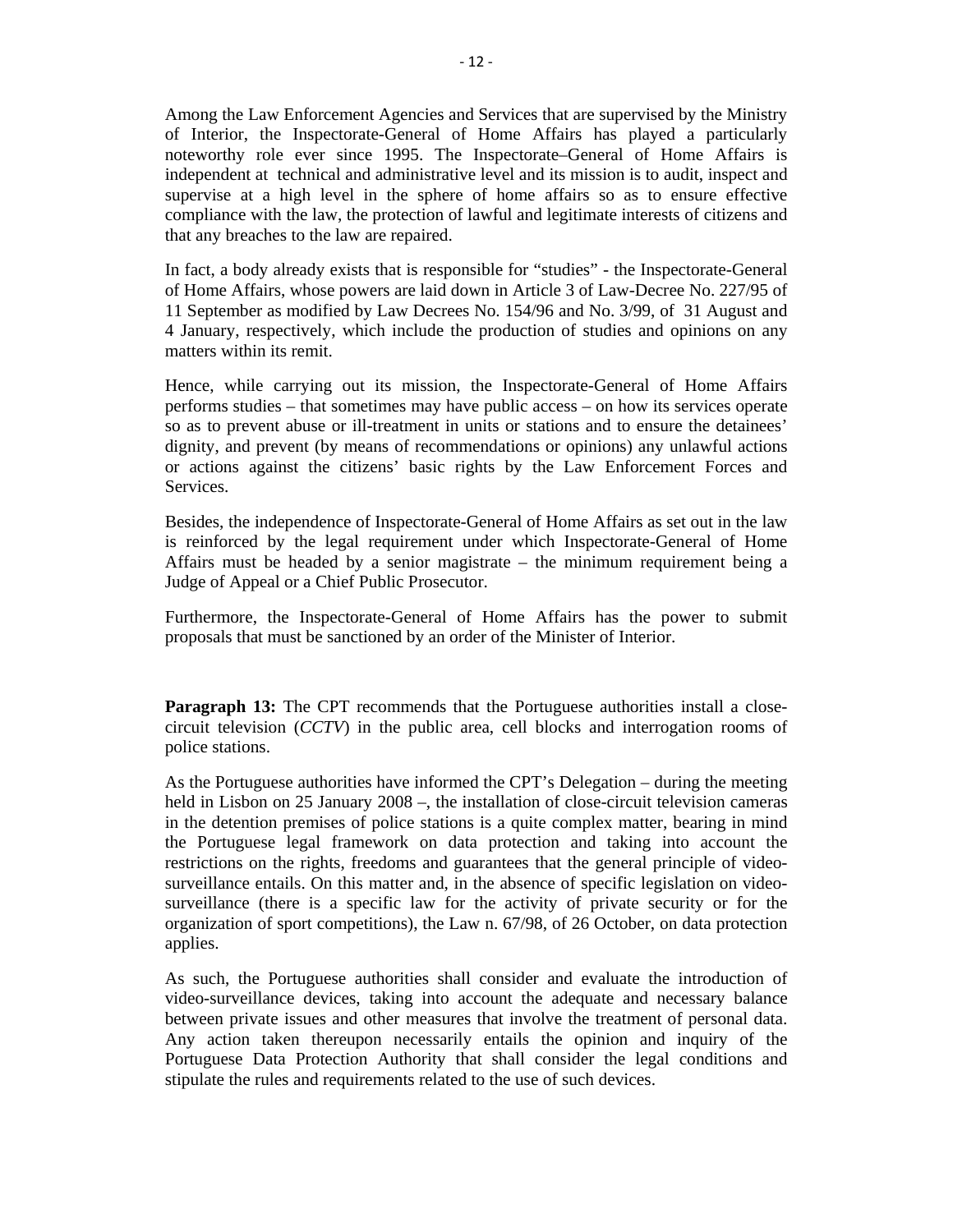Among the Law Enforcement Agencies and Services that are supervised by the Ministry of Interior, the Inspectorate-General of Home Affairs has played a particularly noteworthy role ever since 1995. The Inspectorate–General of Home Affairs is independent at technical and administrative level and its mission is to audit, inspect and supervise at a high level in the sphere of home affairs so as to ensure effective compliance with the law, the protection of lawful and legitimate interests of citizens and that any breaches to the law are repaired.

In fact, a body already exists that is responsible for "studies" - the Inspectorate-General of Home Affairs, whose powers are laid down in Article 3 of Law-Decree No. 227/95 of 11 September as modified by Law Decrees No. 154/96 and No. 3/99, of 31 August and 4 January, respectively, which include the production of studies and opinions on any matters within its remit.

Hence, while carrying out its mission, the Inspectorate-General of Home Affairs performs studies – that sometimes may have public access – on how its services operate so as to prevent abuse or ill-treatment in units or stations and to ensure the detainees' dignity, and prevent (by means of recommendations or opinions) any unlawful actions or actions against the citizens' basic rights by the Law Enforcement Forces and Services.

Besides, the independence of Inspectorate-General of Home Affairs as set out in the law is reinforced by the legal requirement under which Inspectorate-General of Home Affairs must be headed by a senior magistrate – the minimum requirement being a Judge of Appeal or a Chief Public Prosecutor.

Furthermore, the Inspectorate-General of Home Affairs has the power to submit proposals that must be sanctioned by an order of the Minister of Interior.

**Paragraph 13:** The CPT recommends that the Portuguese authorities install a close-circuit television (*CCTV*) in the public area, cell blocks and interrogation rooms of police stations.

As the Portuguese authorities have informed the CPT's Delegation – during the meeting held in Lisbon on 25 January 2008 –, the installation of close-circuit television cameras in the detention premises of police stations is a quite complex matter, bearing in mind the Portuguese legal framework on data protection and taking into account the restrictions on the rights, freedoms and guarantees that the general principle of video-surveillance entails. On this matter and, in the absence of specific legislation on video-surveillance (there is a specific law for the activity of private security or for the organization of sport competitions), the Law n. 67/98, of 26 October, on data protection applies.

As such, the Portuguese authorities shall consider and evaluate the introduction of video-surveillance devices, taking into account the adequate and necessary balance between private issues and other measures that involve the treatment of personal data. Any action taken thereupon necessarily entails the opinion and inquiry of the Portuguese Data Protection Authority that shall consider the legal conditions and stipulate the rules and requirements related to the use of such devices.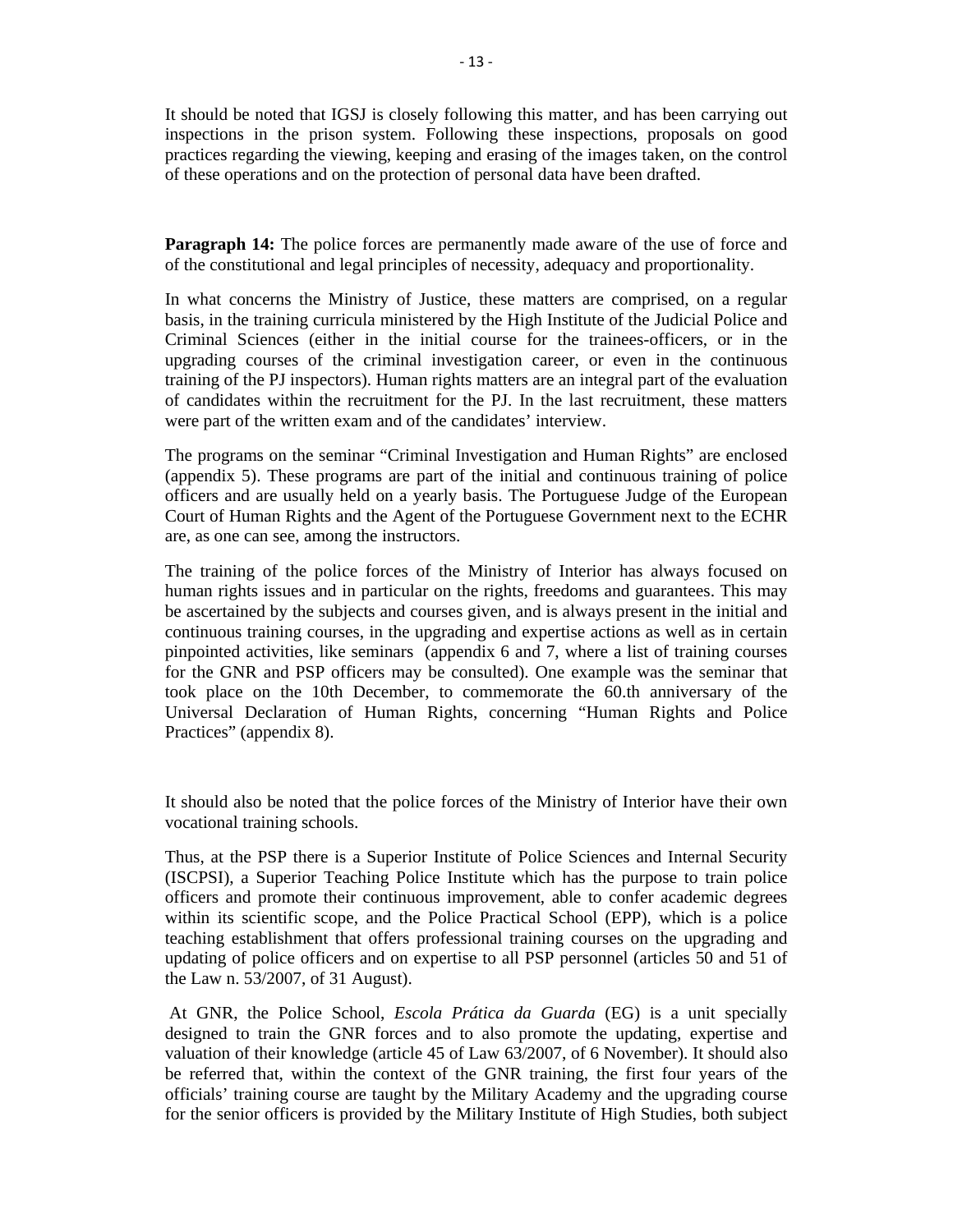It should be noted that IGSJ is closely following this matter, and has been carrying out inspections in the prison system. Following these inspections, proposals on good practices regarding the viewing, keeping and erasing of the images taken, on the control of these operations and on the protection of personal data have been drafted.

**Paragraph 14:** The police forces are permanently made aware of the use of force and of the constitutional and legal principles of necessity, adequacy and proportionality.

In what concerns the Ministry of Justice, these matters are comprised, on a regular basis, in the training curricula ministered by the High Institute of the Judicial Police and Criminal Sciences (either in the initial course for the trainees-officers, or in the upgrading courses of the criminal investigation career, or even in the continuous training of the PJ inspectors). Human rights matters are an integral part of the evaluation of candidates within the recruitment for the PJ. In the last recruitment, these matters were part of the written exam and of the candidates' interview.

The programs on the seminar "Criminal Investigation and Human Rights" are enclosed (appendix 5). These programs are part of the initial and continuous training of police officers and are usually held on a yearly basis. The Portuguese Judge of the European Court of Human Rights and the Agent of the Portuguese Government next to the ECHR are, as one can see, among the instructors.

The training of the police forces of the Ministry of Interior has always focused on human rights issues and in particular on the rights, freedoms and guarantees. This may be ascertained by the subjects and courses given, and is always present in the initial and continuous training courses, in the upgrading and expertise actions as well as in certain pinpointed activities, like seminars (appendix 6 and 7, where a list of training courses for the GNR and PSP officers may be consulted). One example was the seminar that took place on the 10th December, to commemorate the 60.th anniversary of the Universal Declaration of Human Rights, concerning "Human Rights and Police Practices" (appendix 8).

It should also be noted that the police forces of the Ministry of Interior have their own vocational training schools.

Thus, at the PSP there is a Superior Institute of Police Sciences and Internal Security (ISCPSI), a Superior Teaching Police Institute which has the purpose to train police officers and promote their continuous improvement, able to confer academic degrees within its scientific scope, and the Police Practical School (EPP), which is a police teaching establishment that offers professional training courses on the upgrading and updating of police officers and on expertise to all PSP personnel (articles 50 and 51 of the Law n. 53/2007, of 31 August).

At GNR, the Police School, *Escola Prática da Guarda* (EG) is a unit specially designed to train the GNR forces and to also promote the updating, expertise and valuation of their knowledge (article 45 of Law 63/2007, of 6 November). It should also be referred that, within the context of the GNR training, the first four years of the officials' training course are taught by the Military Academy and the upgrading course for the senior officers is provided by the Military Institute of High Studies, both subject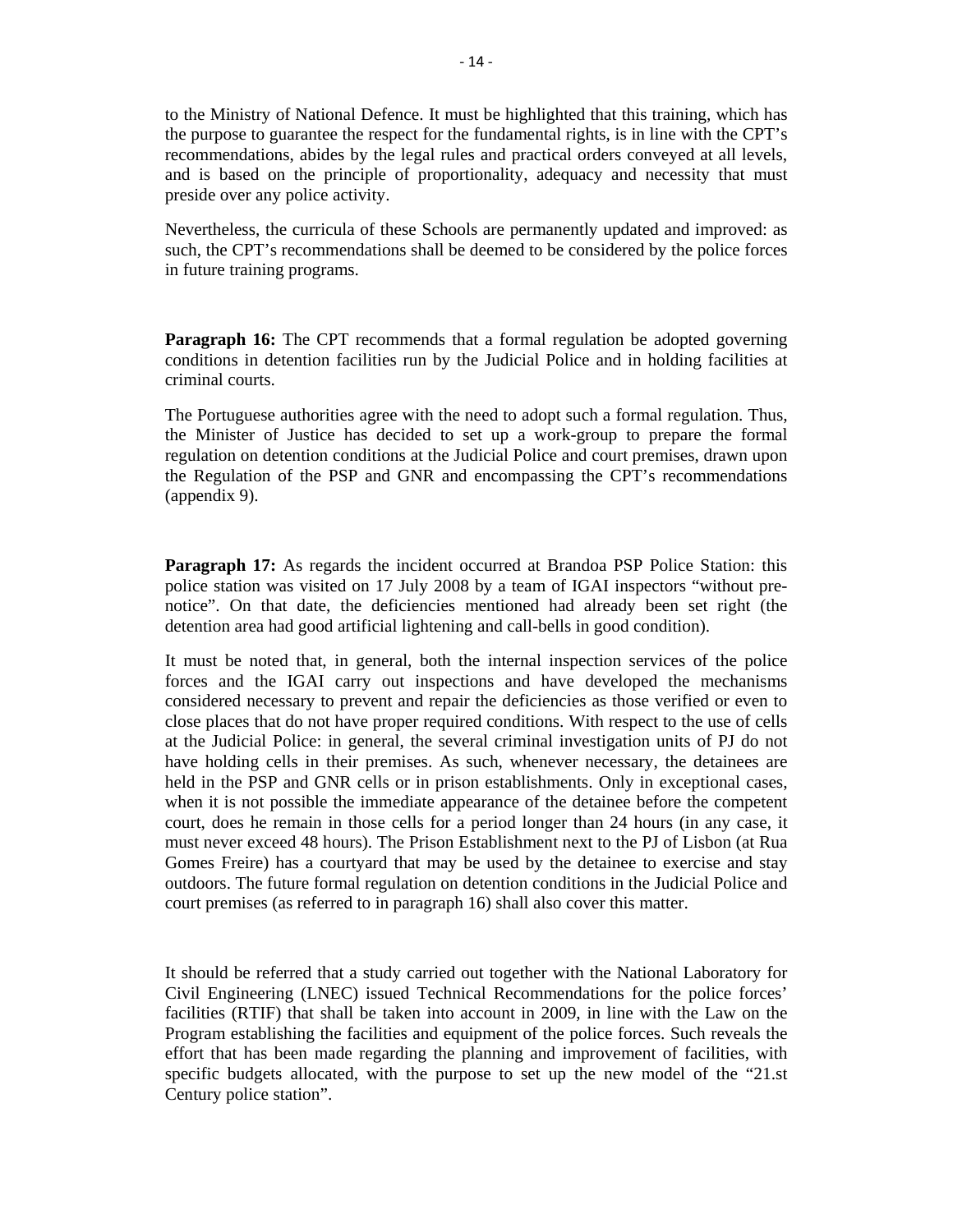to the Ministry of National Defence. It must be highlighted that this training, which has the purpose to guarantee the respect for the fundamental rights, is in line with the CPT's recommendations, abides by the legal rules and practical orders conveyed at all levels, and is based on the principle of proportionality, adequacy and necessity that must preside over any police activity.

Nevertheless, the curricula of these Schools are permanently updated and improved: as such, the CPT's recommendations shall be deemed to be considered by the police forces in future training programs.

**Paragraph 16:** The CPT recommends that a formal regulation be adopted governing conditions in detention facilities run by the Judicial Police and in holding facilities at criminal courts.

The Portuguese authorities agree with the need to adopt such a formal regulation. Thus, the Minister of Justice has decided to set up a work-group to prepare the formal regulation on detention conditions at the Judicial Police and court premises, drawn upon the Regulation of the PSP and GNR and encompassing the CPT's recommendations (appendix 9).

**Paragraph 17:** As regards the incident occurred at Brandoa PSP Police Station: this police station was visited on 17 July 2008 by a team of IGAI inspectors "without pre-notice". On that date, the deficiencies mentioned had already been set right (the detention area had good artificial lightening and call-bells in good condition).

It must be noted that, in general, both the internal inspection services of the police forces and the IGAI carry out inspections and have developed the mechanisms considered necessary to prevent and repair the deficiencies as those verified or even to close places that do not have proper required conditions. With respect to the use of cells at the Judicial Police: in general, the several criminal investigation units of PJ do not have holding cells in their premises. As such, whenever necessary, the detainees are held in the PSP and GNR cells or in prison establishments. Only in exceptional cases, when it is not possible the immediate appearance of the detainee before the competent court, does he remain in those cells for a period longer than 24 hours (in any case, it must never exceed 48 hours). The Prison Establishment next to the PJ of Lisbon (at Rua Gomes Freire) has a courtyard that may be used by the detainee to exercise and stay outdoors. The future formal regulation on detention conditions in the Judicial Police and court premises (as referred to in paragraph 16) shall also cover this matter.

It should be referred that a study carried out together with the National Laboratory for Civil Engineering (LNEC) issued Technical Recommendations for the police forces' facilities (RTIF) that shall be taken into account in 2009, in line with the Law on the Program establishing the facilities and equipment of the police forces. Such reveals the effort that has been made regarding the planning and improvement of facilities, with specific budgets allocated, with the purpose to set up the new model of the "21.st Century police station".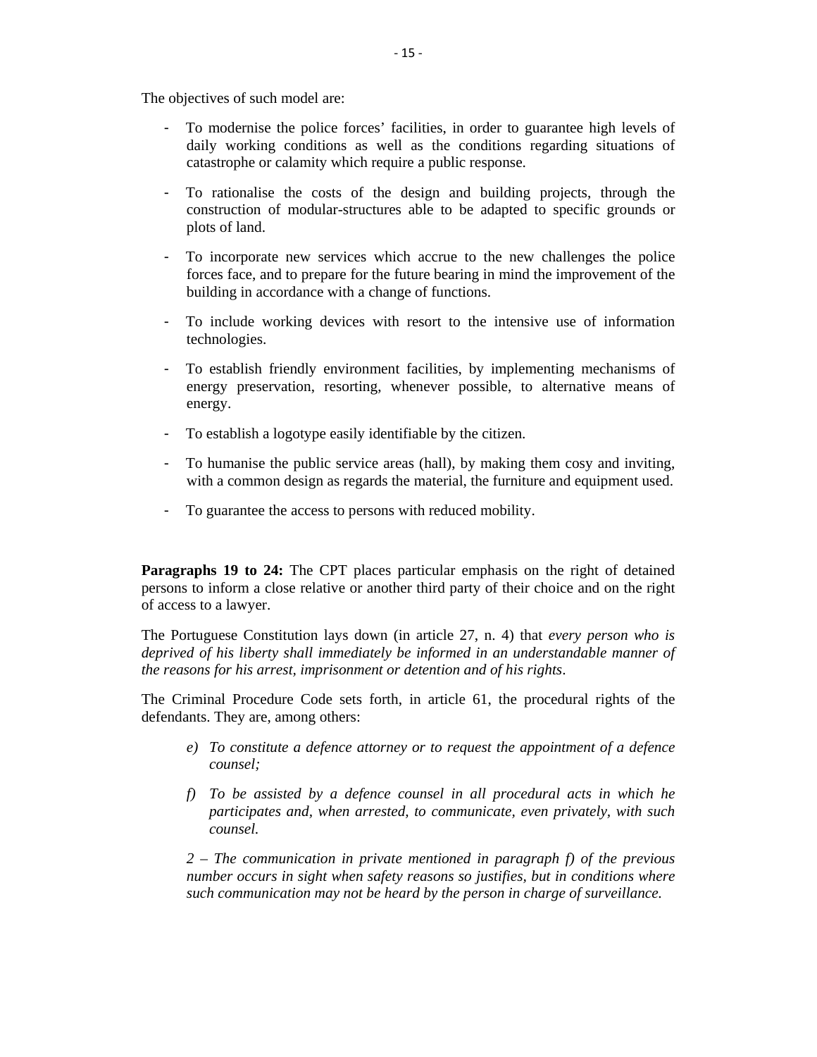The objectives of such model are:

- To modernise the police forces' facilities, in order to guarantee high levels of daily working conditions as well as the conditions regarding situations of catastrophe or calamity which require a public response.

- To rationalise the costs of the design and building projects, through the construction of modular-structures able to be adapted to specific grounds or plots of land.

- To incorporate new services which accrue to the new challenges the police forces face, and to prepare for the future bearing in mind the improvement of the building in accordance with a change of functions.

- To include working devices with resort to the intensive use of information technologies.

- To establish friendly environment facilities, by implementing mechanisms of energy preservation, resorting, whenever possible, to alternative means of energy.

- To establish a logotype easily identifiable by the citizen.

- To humanise the public service areas (hall), by making them cosy and inviting, with a common design as regards the material, the furniture and equipment used.

- To guarantee the access to persons with reduced mobility.

**Paragraphs 19 to 24:** The CPT places particular emphasis on the right of detained persons to inform a close relative or another third party of their choice and on the right of access to a lawyer.

The Portuguese Constitution lays down (in article 27, n. 4) that *every person who is deprived of his liberty shall immediately be informed in an understandable manner of the reasons for his arrest, imprisonment or detention and of his rights*.

The Criminal Procedure Code sets forth, in article 61, the procedural rights of the defendants. They are, among others:

> *e) To constitute a defence attorney or to request the appointment of a defence counsel;*
>
> *f) To be assisted by a defence counsel in all procedural acts in which he participates and, when arrested, to communicate, even privately, with such counsel.*
>
> *2 – The communication in private mentioned in paragraph f) of the previous number occurs in sight when safety reasons so justifies, but in conditions where such communication may not be heard by the person in charge of surveillance.*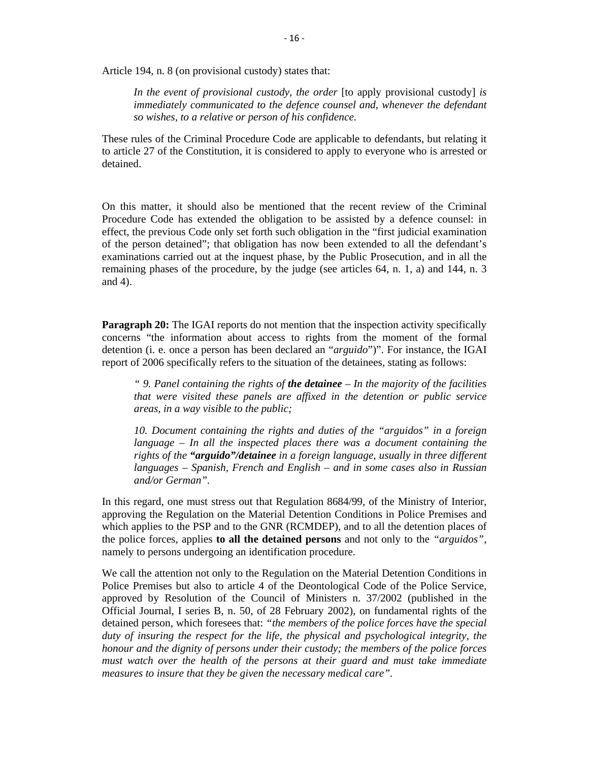Article 194, n. 8 (on provisional custody) states that:

> *In the event of provisional custody, the order* [to apply provisional custody] *is immediately communicated to the defence counsel and, whenever the defendant so wishes, to a relative or person of his confidence.*

These rules of the Criminal Procedure Code are applicable to defendants, but relating it to article 27 of the Constitution, it is considered to apply to everyone who is arrested or detained.

On this matter, it should also be mentioned that the recent review of the Criminal Procedure Code has extended the obligation to be assisted by a defence counsel: in effect, the previous Code only set forth such obligation in the "first judicial examination of the person detained"; that obligation has now been extended to all the defendant's examinations carried out at the inquest phase, by the Public Prosecution, and in all the remaining phases of the procedure, by the judge (see articles 64, n. 1, a) and 144, n. 3 and 4).

**Paragraph 20:** The IGAI reports do not mention that the inspection activity specifically concerns "the information about access to rights from the moment of the formal detention (i. e. once a person has been declared an "*arguido*")". For instance, the IGAI report of 2006 specifically refers to the situation of the detainees, stating as follows:

> *" 9. Panel containing the rights of **the detainee** – In the majority of the facilities that were visited these panels are affixed in the detention or public service areas, in a way visible to the public;*
>
> *10. Document containing the rights and duties of the "arguidos" in a foreign language – In all the inspected places there was a document containing the rights of the **"arguido"/detainee** in a foreign language, usually in three different languages – Spanish, French and English – and in some cases also in Russian and/or German".*

In this regard, one must stress out that Regulation 8684/99, of the Ministry of Interior, approving the Regulation on the Material Detention Conditions in Police Premises and which applies to the PSP and to the GNR (RCMDEP), and to all the detention places of the police forces, applies **to all the detained persons** and not only to the *"arguidos"*, namely to persons undergoing an identification procedure.

We call the attention not only to the Regulation on the Material Detention Conditions in Police Premises but also to article 4 of the Deontological Code of the Police Service, approved by Resolution of the Council of Ministers n. 37/2002 (published in the Official Journal, I series B, n. 50, of 28 February 2002), on fundamental rights of the detained person, which foresees that: *"the members of the police forces have the special duty of insuring the respect for the life, the physical and psychological integrity, the honour and the dignity of persons under their custody; the members of the police forces must watch over the health of the persons at their guard and must take immediate measures to insure that they be given the necessary medical care".*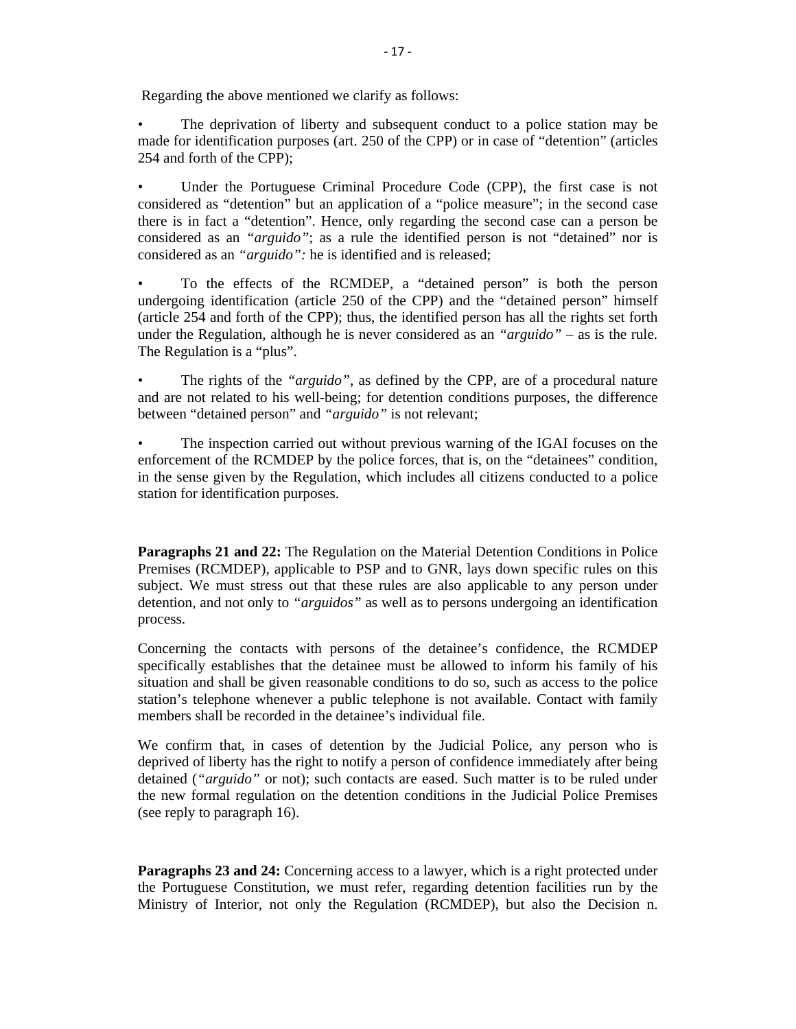Regarding the above mentioned we clarify as follows:

- The deprivation of liberty and subsequent conduct to a police station may be made for identification purposes (art. 250 of the CPP) or in case of "detention" (articles 254 and forth of the CPP);

- Under the Portuguese Criminal Procedure Code (CPP), the first case is not considered as "detention" but an application of a "police measure"; in the second case there is in fact a "detention". Hence, only regarding the second case can a person be considered as an *"arguido"*; as a rule the identified person is not "detained" nor is considered as an *"arguido":* he is identified and is released;

- To the effects of the RCMDEP, a "detained person" is both the person undergoing identification (article 250 of the CPP) and the "detained person" himself (article 254 and forth of the CPP); thus, the identified person has all the rights set forth under the Regulation, although he is never considered as an *"arguido"* – as is the rule. The Regulation is a "plus".

- The rights of the *"arguido"*, as defined by the CPP, are of a procedural nature and are not related to his well-being; for detention conditions purposes, the difference between "detained person" and *"arguido"* is not relevant;

- The inspection carried out without previous warning of the IGAI focuses on the enforcement of the RCMDEP by the police forces, that is, on the "detainees" condition, in the sense given by the Regulation, which includes all citizens conducted to a police station for identification purposes.

**Paragraphs 21 and 22:** The Regulation on the Material Detention Conditions in Police Premises (RCMDEP), applicable to PSP and to GNR, lays down specific rules on this subject. We must stress out that these rules are also applicable to any person under detention, and not only to *"arguidos"* as well as to persons undergoing an identification process.

Concerning the contacts with persons of the detainee's confidence, the RCMDEP specifically establishes that the detainee must be allowed to inform his family of his situation and shall be given reasonable conditions to do so, such as access to the police station's telephone whenever a public telephone is not available. Contact with family members shall be recorded in the detainee's individual file.

We confirm that, in cases of detention by the Judicial Police, any person who is deprived of liberty has the right to notify a person of confidence immediately after being detained (*"arguido"* or not); such contacts are eased. Such matter is to be ruled under the new formal regulation on the detention conditions in the Judicial Police Premises (see reply to paragraph 16).

**Paragraphs 23 and 24:** Concerning access to a lawyer, which is a right protected under the Portuguese Constitution, we must refer, regarding detention facilities run by the Ministry of Interior, not only the Regulation (RCMDEP), but also the Decision n.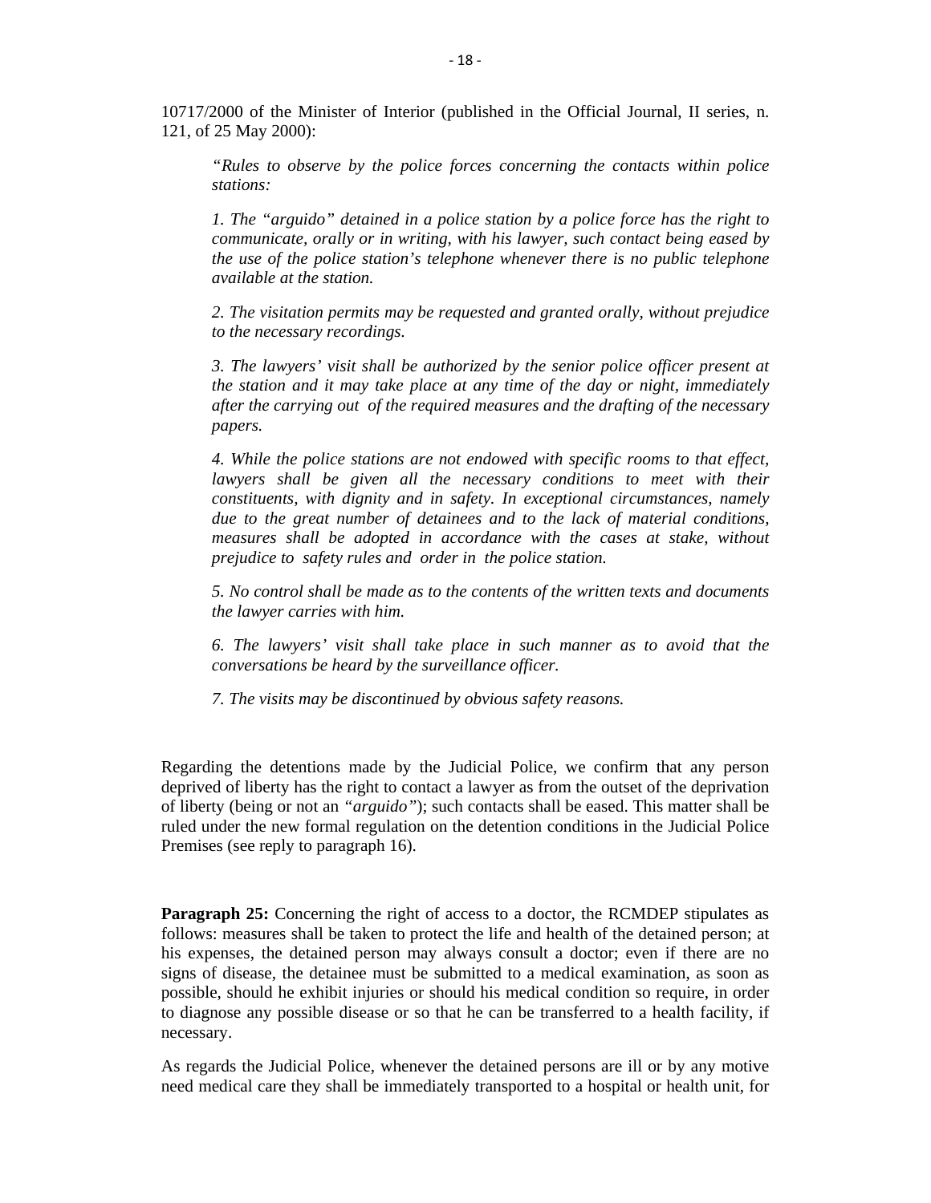10717/2000 of the Minister of Interior (published in the Official Journal, II series, n. 121, of 25 May 2000):

> *"Rules to observe by the police forces concerning the contacts within police stations:*
>
> *1. The "arguido" detained in a police station by a police force has the right to communicate, orally or in writing, with his lawyer, such contact being eased by the use of the police station's telephone whenever there is no public telephone available at the station.*
>
> *2. The visitation permits may be requested and granted orally, without prejudice to the necessary recordings.*
>
> *3. The lawyers' visit shall be authorized by the senior police officer present at the station and it may take place at any time of the day or night, immediately after the carrying out of the required measures and the drafting of the necessary papers.*
>
> *4. While the police stations are not endowed with specific rooms to that effect, lawyers shall be given all the necessary conditions to meet with their constituents, with dignity and in safety. In exceptional circumstances, namely due to the great number of detainees and to the lack of material conditions, measures shall be adopted in accordance with the cases at stake, without prejudice to safety rules and order in the police station.*
>
> *5. No control shall be made as to the contents of the written texts and documents the lawyer carries with him.*
>
> *6. The lawyers' visit shall take place in such manner as to avoid that the conversations be heard by the surveillance officer.*
>
> *7. The visits may be discontinued by obvious safety reasons.*

Regarding the detentions made by the Judicial Police, we confirm that any person deprived of liberty has the right to contact a lawyer as from the outset of the deprivation of liberty (being or not an *"arguido"*); such contacts shall be eased. This matter shall be ruled under the new formal regulation on the detention conditions in the Judicial Police Premises (see reply to paragraph 16).

**Paragraph 25:** Concerning the right of access to a doctor, the RCMDEP stipulates as follows: measures shall be taken to protect the life and health of the detained person; at his expenses, the detained person may always consult a doctor; even if there are no signs of disease, the detainee must be submitted to a medical examination, as soon as possible, should he exhibit injuries or should his medical condition so require, in order to diagnose any possible disease or so that he can be transferred to a health facility, if necessary.

As regards the Judicial Police, whenever the detained persons are ill or by any motive need medical care they shall be immediately transported to a hospital or health unit, for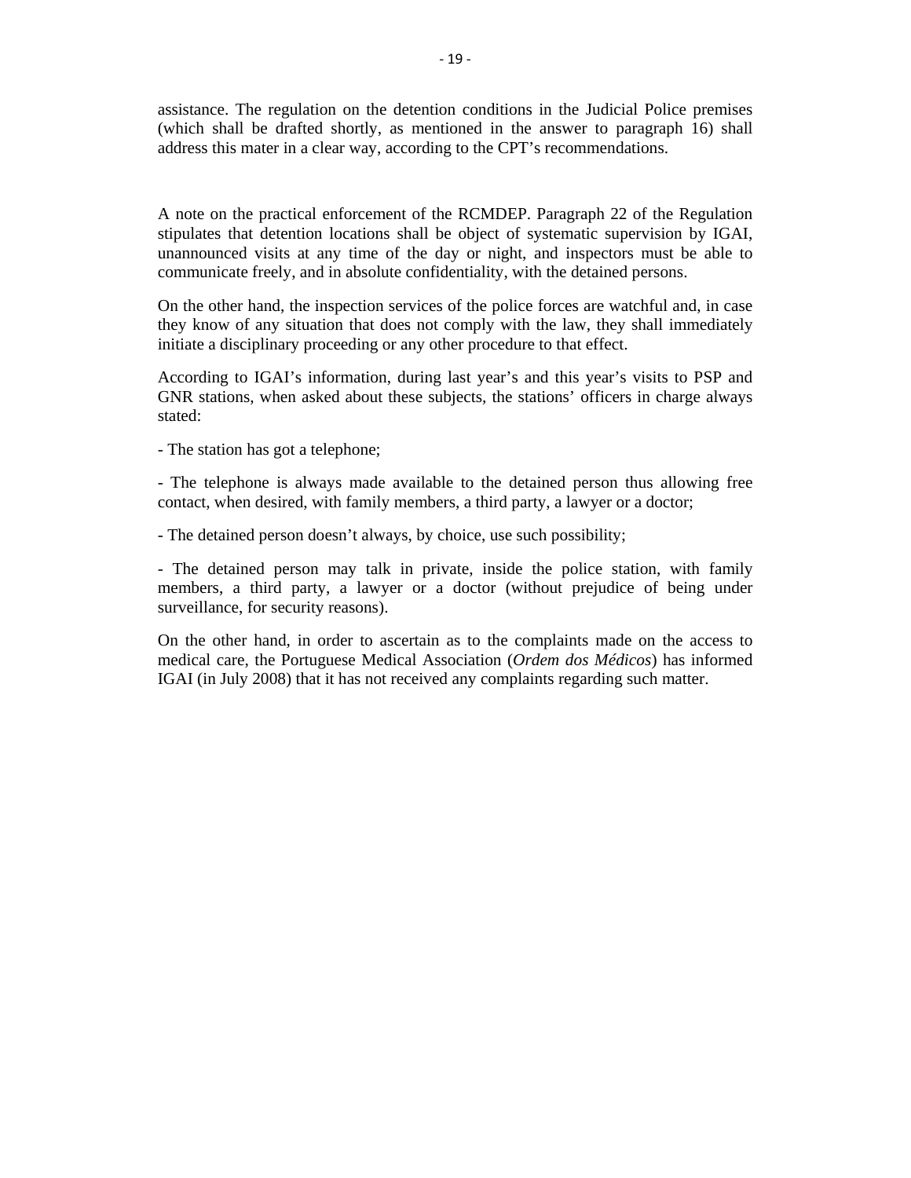assistance. The regulation on the detention conditions in the Judicial Police premises (which shall be drafted shortly, as mentioned in the answer to paragraph 16) shall address this mater in a clear way, according to the CPT's recommendations.

A note on the practical enforcement of the RCMDEP. Paragraph 22 of the Regulation stipulates that detention locations shall be object of systematic supervision by IGAI, unannounced visits at any time of the day or night, and inspectors must be able to communicate freely, and in absolute confidentiality, with the detained persons.

On the other hand, the inspection services of the police forces are watchful and, in case they know of any situation that does not comply with the law, they shall immediately initiate a disciplinary proceeding or any other procedure to that effect.

According to IGAI's information, during last year's and this year's visits to PSP and GNR stations, when asked about these subjects, the stations' officers in charge always stated:

- The station has got a telephone;

- The telephone is always made available to the detained person thus allowing free contact, when desired, with family members, a third party, a lawyer or a doctor;

- The detained person doesn't always, by choice, use such possibility;

- The detained person may talk in private, inside the police station, with family members, a third party, a lawyer or a doctor (without prejudice of being under surveillance, for security reasons).

On the other hand, in order to ascertain as to the complaints made on the access to medical care, the Portuguese Medical Association (*Ordem dos Médicos*) has informed IGAI (in July 2008) that it has not received any complaints regarding such matter.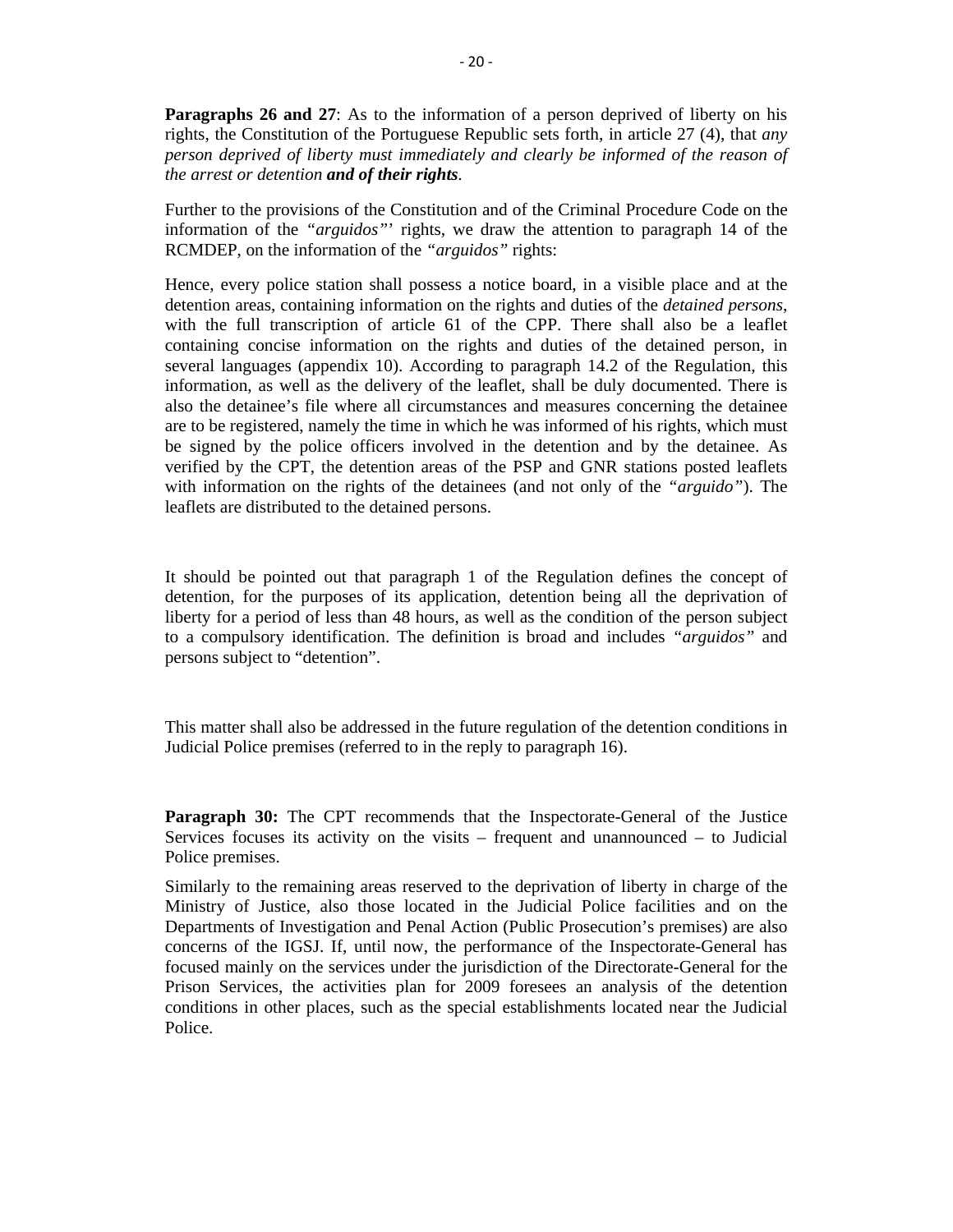**Paragraphs 26 and 27**: As to the information of a person deprived of liberty on his rights, the Constitution of the Portuguese Republic sets forth, in article 27 (4), that *any person deprived of liberty must immediately and clearly be informed of the reason of the arrest or detention **and of their rights**.*

Further to the provisions of the Constitution and of the Criminal Procedure Code on the information of the *"arguidos"*' rights, we draw the attention to paragraph 14 of the RCMDEP, on the information of the *"arguidos"* rights:

Hence, every police station shall possess a notice board, in a visible place and at the detention areas, containing information on the rights and duties of the *detained persons*, with the full transcription of article 61 of the CPP. There shall also be a leaflet containing concise information on the rights and duties of the detained person, in several languages (appendix 10). According to paragraph 14.2 of the Regulation, this information, as well as the delivery of the leaflet, shall be duly documented. There is also the detainee's file where all circumstances and measures concerning the detainee are to be registered, namely the time in which he was informed of his rights, which must be signed by the police officers involved in the detention and by the detainee. As verified by the CPT, the detention areas of the PSP and GNR stations posted leaflets with information on the rights of the detainees (and not only of the *"arguido"*). The leaflets are distributed to the detained persons.

It should be pointed out that paragraph 1 of the Regulation defines the concept of detention, for the purposes of its application, detention being all the deprivation of liberty for a period of less than 48 hours, as well as the condition of the person subject to a compulsory identification. The definition is broad and includes *"arguidos"* and persons subject to "detention".

This matter shall also be addressed in the future regulation of the detention conditions in Judicial Police premises (referred to in the reply to paragraph 16).

**Paragraph 30:** The CPT recommends that the Inspectorate-General of the Justice Services focuses its activity on the visits – frequent and unannounced – to Judicial Police premises.

Similarly to the remaining areas reserved to the deprivation of liberty in charge of the Ministry of Justice, also those located in the Judicial Police facilities and on the Departments of Investigation and Penal Action (Public Prosecution's premises) are also concerns of the IGSJ. If, until now, the performance of the Inspectorate-General has focused mainly on the services under the jurisdiction of the Directorate-General for the Prison Services, the activities plan for 2009 foresees an analysis of the detention conditions in other places, such as the special establishments located near the Judicial Police.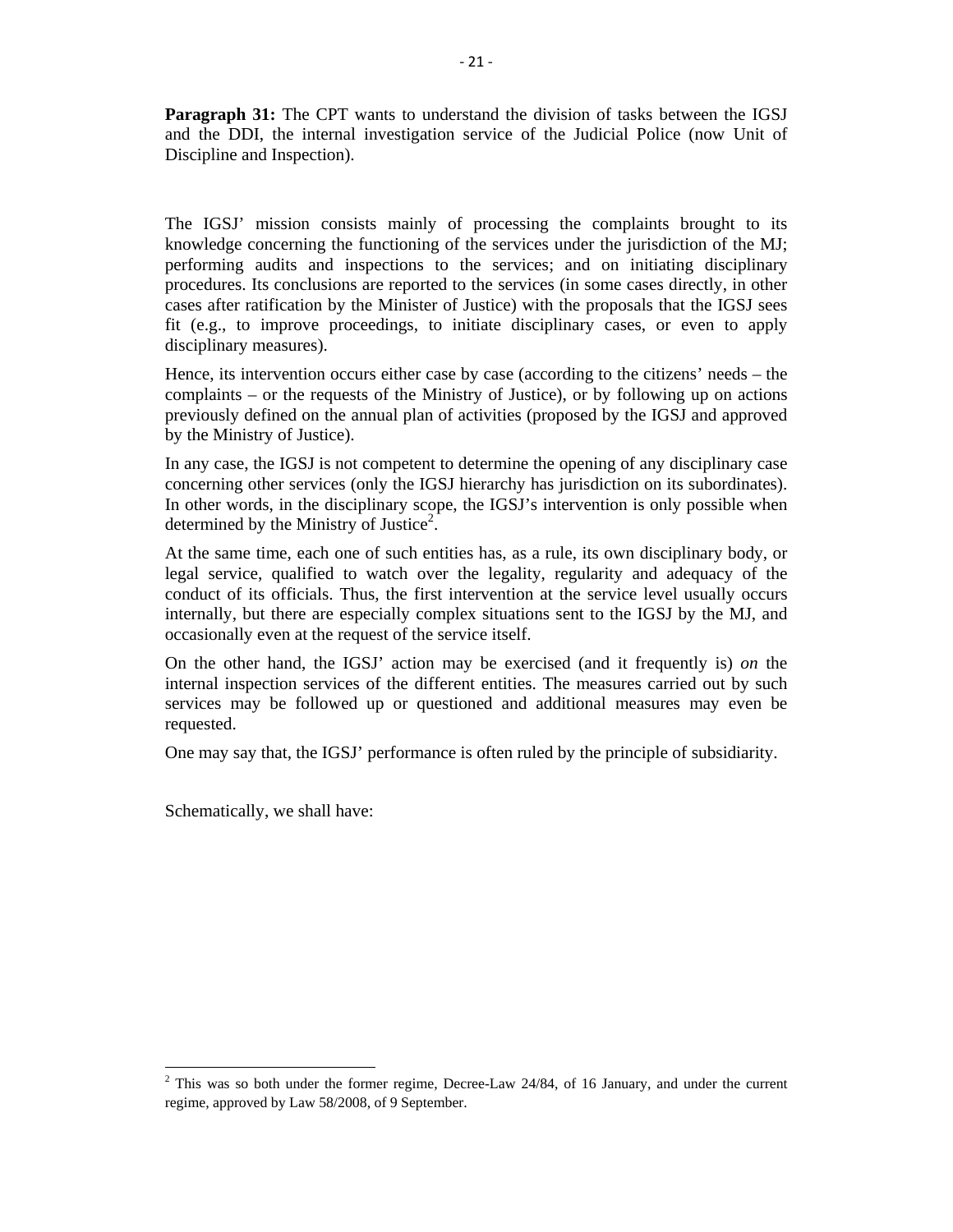**Paragraph 31:** The CPT wants to understand the division of tasks between the IGSJ and the DDI, the internal investigation service of the Judicial Police (now Unit of Discipline and Inspection).

The IGSJ' mission consists mainly of processing the complaints brought to its knowledge concerning the functioning of the services under the jurisdiction of the MJ; performing audits and inspections to the services; and on initiating disciplinary procedures. Its conclusions are reported to the services (in some cases directly, in other cases after ratification by the Minister of Justice) with the proposals that the IGSJ sees fit (e.g., to improve proceedings, to initiate disciplinary cases, or even to apply disciplinary measures).

Hence, its intervention occurs either case by case (according to the citizens' needs – the complaints – or the requests of the Ministry of Justice), or by following up on actions previously defined on the annual plan of activities (proposed by the IGSJ and approved by the Ministry of Justice).

In any case, the IGSJ is not competent to determine the opening of any disciplinary case concerning other services (only the IGSJ hierarchy has jurisdiction on its subordinates). In other words, in the disciplinary scope, the IGSJ's intervention is only possible when determined by the Ministry of Justice[2].

At the same time, each one of such entities has, as a rule, its own disciplinary body, or legal service, qualified to watch over the legality, regularity and adequacy of the conduct of its officials. Thus, the first intervention at the service level usually occurs internally, but there are especially complex situations sent to the IGSJ by the MJ, and occasionally even at the request of the service itself.

On the other hand, the IGSJ' action may be exercised (and it frequently is) *on* the internal inspection services of the different entities. The measures carried out by such services may be followed up or questioned and additional measures may even be requested.

One may say that, the IGSJ' performance is often ruled by the principle of subsidiarity.

Schematically, we shall have:

[2] This was so both under the former regime, Decree-Law 24/84, of 16 January, and under the current regime, approved by Law 58/2008, of 9 September.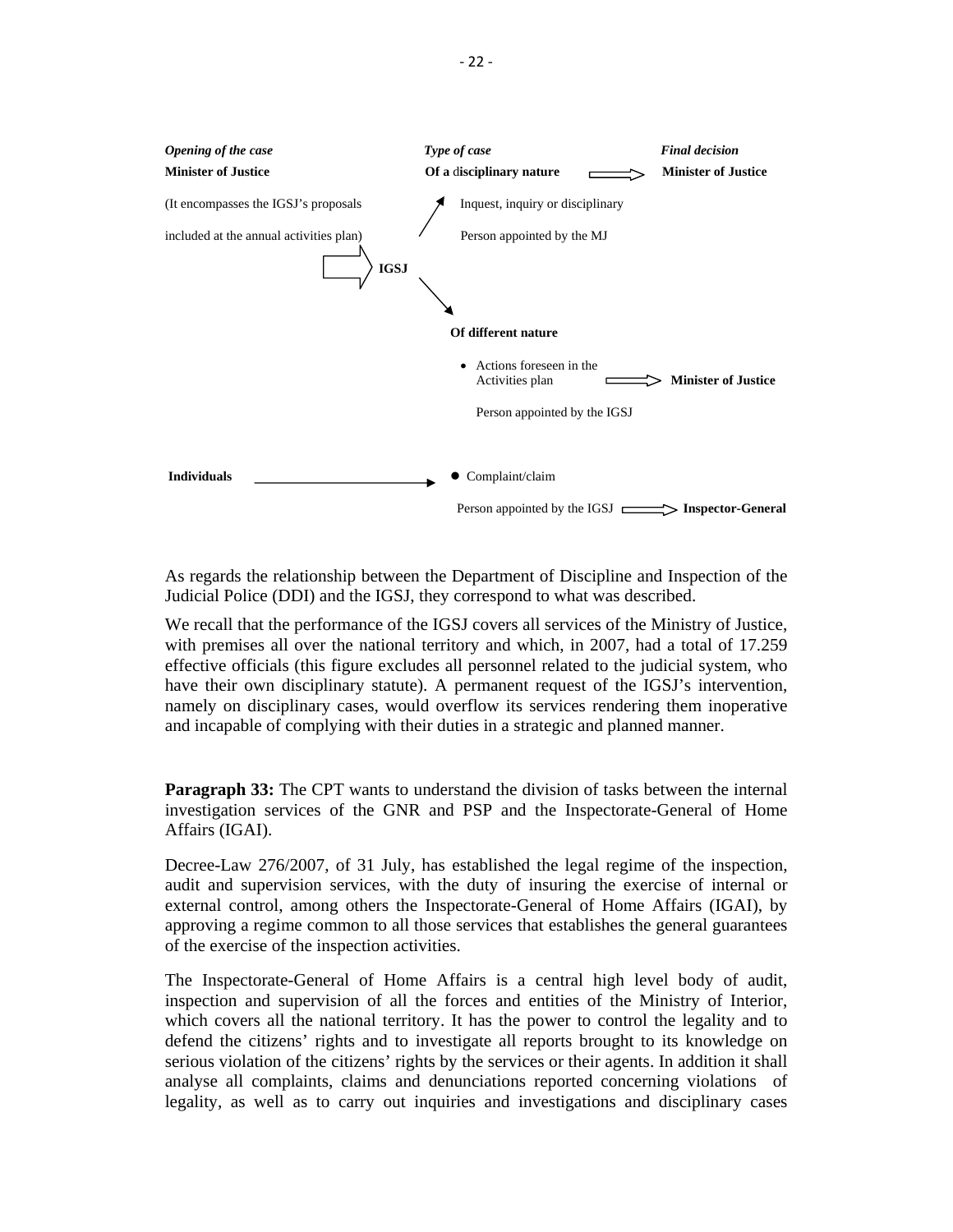| *Opening of the case* | | *Type of case* | | *Final decision* |
|---|---|---|---|---|
| **Minister of Justice** | | **Of a** d**isciplinary nature** | ⇒ | **Minister of Justice** |
| (It encompasses the IGSJ's proposals included at the annual activities plan) | ⇒ **IGSJ** | Inquest, inquiry or disciplinary | | |
| | | Person appointed by the MJ | | |
| | | **Of different nature** | | |
| | | • Actions foreseen in the Activities plan | ⇒ | **Minister of Justice** |
| | | Person appointed by the IGSJ | | |
| **Individuals** | → | • Complaint/claim | | |
| | | Person appointed by the IGSJ | ⇒ | **Inspector-General** |

As regards the relationship between the Department of Discipline and Inspection of the Judicial Police (DDI) and the IGSJ, they correspond to what was described.

We recall that the performance of the IGSJ covers all services of the Ministry of Justice, with premises all over the national territory and which, in 2007, had a total of 17.259 effective officials (this figure excludes all personnel related to the judicial system, who have their own disciplinary statute). A permanent request of the IGSJ's intervention, namely on disciplinary cases, would overflow its services rendering them inoperative and incapable of complying with their duties in a strategic and planned manner.

**Paragraph 33:** The CPT wants to understand the division of tasks between the internal investigation services of the GNR and PSP and the Inspectorate-General of Home Affairs (IGAI).

Decree-Law 276/2007, of 31 July, has established the legal regime of the inspection, audit and supervision services, with the duty of insuring the exercise of internal or external control, among others the Inspectorate-General of Home Affairs (IGAI), by approving a regime common to all those services that establishes the general guarantees of the exercise of the inspection activities.

The Inspectorate-General of Home Affairs is a central high level body of audit, inspection and supervision of all the forces and entities of the Ministry of Interior, which covers all the national territory. It has the power to control the legality and to defend the citizens' rights and to investigate all reports brought to its knowledge on serious violation of the citizens' rights by the services or their agents. In addition it shall analyse all complaints, claims and denunciations reported concerning violations of legality, as well as to carry out inquiries and investigations and disciplinary cases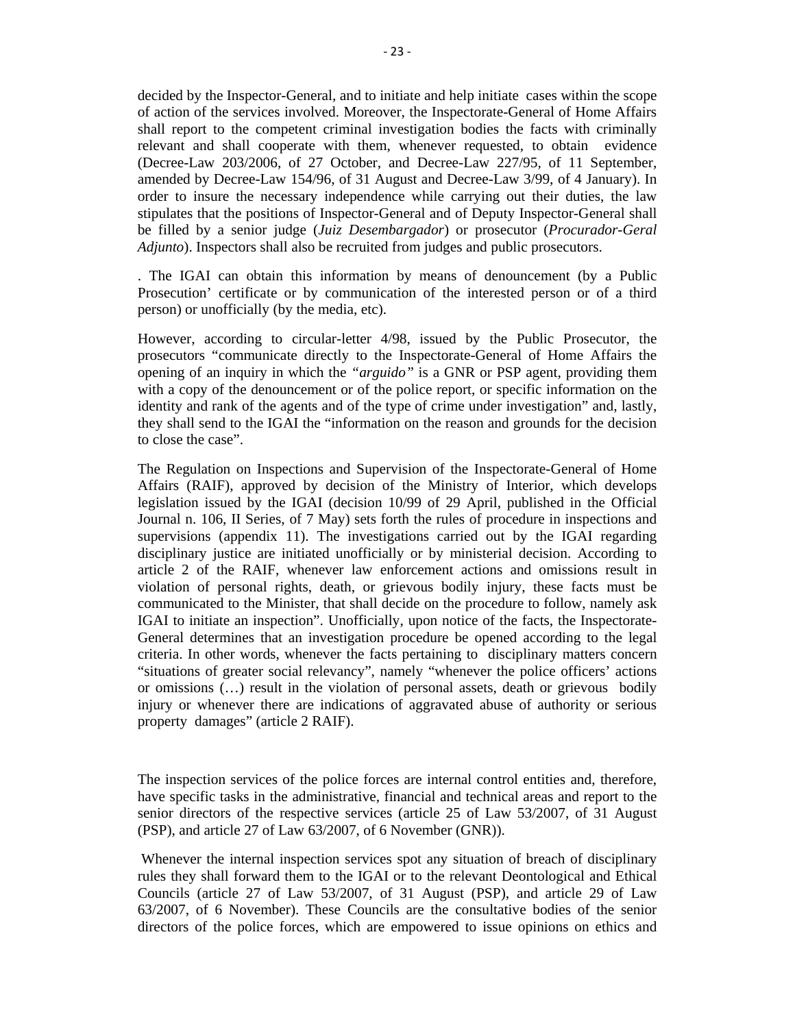decided by the Inspector-General, and to initiate and help initiate cases within the scope of action of the services involved. Moreover, the Inspectorate-General of Home Affairs shall report to the competent criminal investigation bodies the facts with criminally relevant and shall cooperate with them, whenever requested, to obtain evidence (Decree-Law 203/2006, of 27 October, and Decree-Law 227/95, of 11 September, amended by Decree-Law 154/96, of 31 August and Decree-Law 3/99, of 4 January). In order to insure the necessary independence while carrying out their duties, the law stipulates that the positions of Inspector-General and of Deputy Inspector-General shall be filled by a senior judge (*Juiz Desembargador*) or prosecutor (*Procurador-Geral Adjunto*). Inspectors shall also be recruited from judges and public prosecutors.

. The IGAI can obtain this information by means of denouncement (by a Public Prosecution' certificate or by communication of the interested person or of a third person) or unofficially (by the media, etc).

However, according to circular-letter 4/98, issued by the Public Prosecutor, the prosecutors "communicate directly to the Inspectorate-General of Home Affairs the opening of an inquiry in which the *"arguido"* is a GNR or PSP agent, providing them with a copy of the denouncement or of the police report, or specific information on the identity and rank of the agents and of the type of crime under investigation" and, lastly, they shall send to the IGAI the "information on the reason and grounds for the decision to close the case".

The Regulation on Inspections and Supervision of the Inspectorate-General of Home Affairs (RAIF), approved by decision of the Ministry of Interior, which develops legislation issued by the IGAI (decision 10/99 of 29 April, published in the Official Journal n. 106, II Series, of 7 May) sets forth the rules of procedure in inspections and supervisions (appendix 11). The investigations carried out by the IGAI regarding disciplinary justice are initiated unofficially or by ministerial decision. According to article 2 of the RAIF, whenever law enforcement actions and omissions result in violation of personal rights, death, or grievous bodily injury, these facts must be communicated to the Minister, that shall decide on the procedure to follow, namely ask IGAI to initiate an inspection". Unofficially, upon notice of the facts, the Inspectorate-General determines that an investigation procedure be opened according to the legal criteria. In other words, whenever the facts pertaining to disciplinary matters concern "situations of greater social relevancy", namely "whenever the police officers' actions or omissions (…) result in the violation of personal assets, death or grievous bodily injury or whenever there are indications of aggravated abuse of authority or serious property damages" (article 2 RAIF).

The inspection services of the police forces are internal control entities and, therefore, have specific tasks in the administrative, financial and technical areas and report to the senior directors of the respective services (article 25 of Law 53/2007, of 31 August (PSP), and article 27 of Law 63/2007, of 6 November (GNR)).

Whenever the internal inspection services spot any situation of breach of disciplinary rules they shall forward them to the IGAI or to the relevant Deontological and Ethical Councils (article 27 of Law 53/2007, of 31 August (PSP), and article 29 of Law 63/2007, of 6 November). These Councils are the consultative bodies of the senior directors of the police forces, which are empowered to issue opinions on ethics and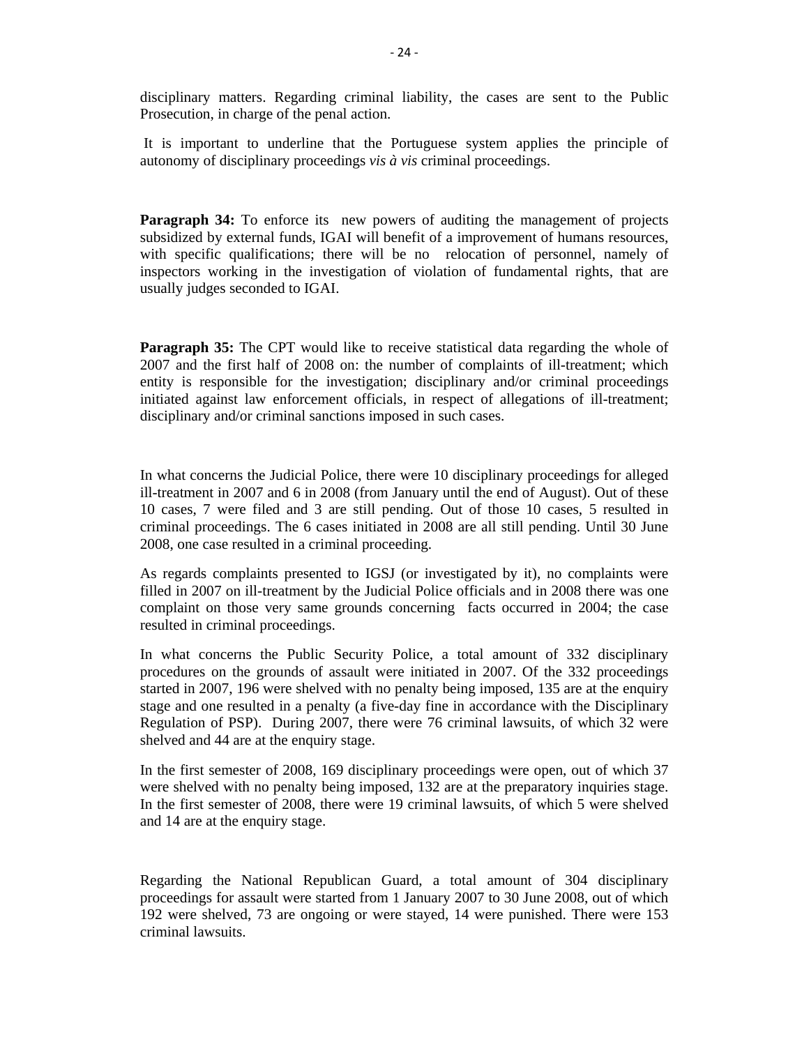disciplinary matters. Regarding criminal liability, the cases are sent to the Public Prosecution, in charge of the penal action.

It is important to underline that the Portuguese system applies the principle of autonomy of disciplinary proceedings *vis à vis* criminal proceedings.

**Paragraph 34:** To enforce its new powers of auditing the management of projects subsidized by external funds, IGAI will benefit of a improvement of humans resources, with specific qualifications; there will be no relocation of personnel, namely of inspectors working in the investigation of violation of fundamental rights, that are usually judges seconded to IGAI.

**Paragraph 35:** The CPT would like to receive statistical data regarding the whole of 2007 and the first half of 2008 on: the number of complaints of ill-treatment; which entity is responsible for the investigation; disciplinary and/or criminal proceedings initiated against law enforcement officials, in respect of allegations of ill-treatment; disciplinary and/or criminal sanctions imposed in such cases.

In what concerns the Judicial Police, there were 10 disciplinary proceedings for alleged ill-treatment in 2007 and 6 in 2008 (from January until the end of August). Out of these 10 cases, 7 were filed and 3 are still pending. Out of those 10 cases, 5 resulted in criminal proceedings. The 6 cases initiated in 2008 are all still pending. Until 30 June 2008, one case resulted in a criminal proceeding.

As regards complaints presented to IGSJ (or investigated by it), no complaints were filled in 2007 on ill-treatment by the Judicial Police officials and in 2008 there was one complaint on those very same grounds concerning facts occurred in 2004; the case resulted in criminal proceedings.

In what concerns the Public Security Police, a total amount of 332 disciplinary procedures on the grounds of assault were initiated in 2007. Of the 332 proceedings started in 2007, 196 were shelved with no penalty being imposed, 135 are at the enquiry stage and one resulted in a penalty (a five-day fine in accordance with the Disciplinary Regulation of PSP). During 2007, there were 76 criminal lawsuits, of which 32 were shelved and 44 are at the enquiry stage.

In the first semester of 2008, 169 disciplinary proceedings were open, out of which 37 were shelved with no penalty being imposed, 132 are at the preparatory inquiries stage. In the first semester of 2008, there were 19 criminal lawsuits, of which 5 were shelved and 14 are at the enquiry stage.

Regarding the National Republican Guard, a total amount of 304 disciplinary proceedings for assault were started from 1 January 2007 to 30 June 2008, out of which 192 were shelved, 73 are ongoing or were stayed, 14 were punished. There were 153 criminal lawsuits.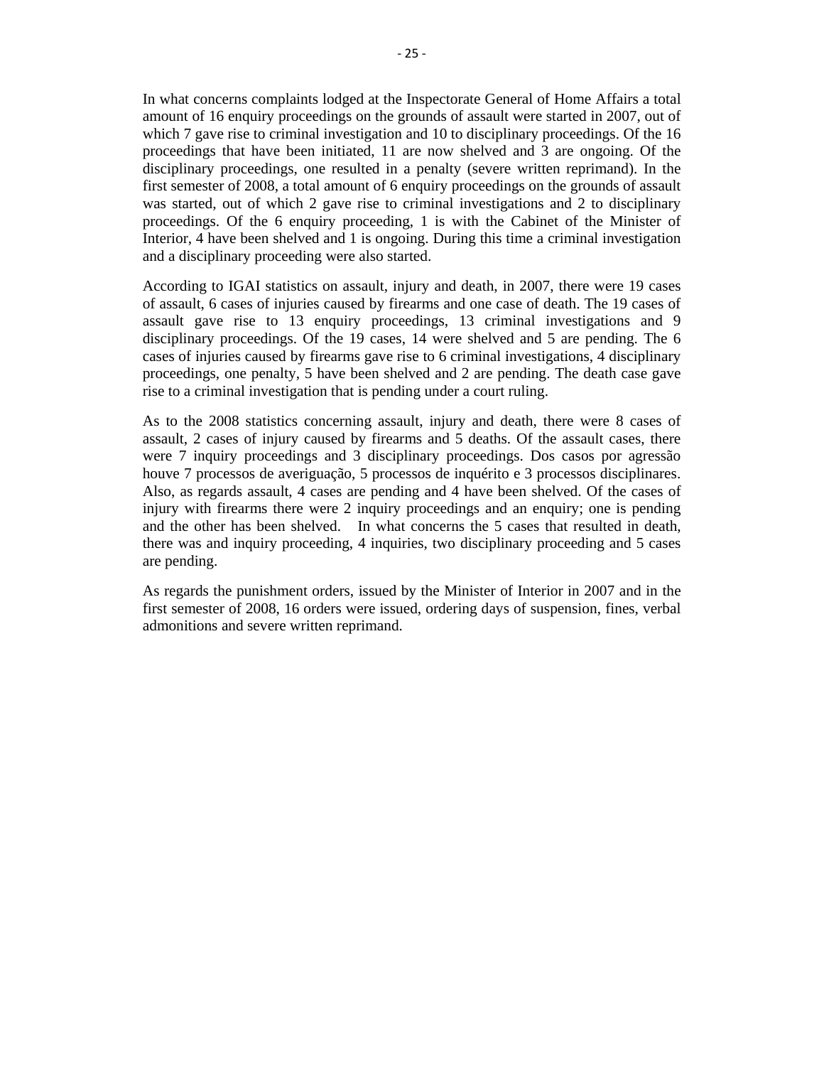In what concerns complaints lodged at the Inspectorate General of Home Affairs a total amount of 16 enquiry proceedings on the grounds of assault were started in 2007, out of which 7 gave rise to criminal investigation and 10 to disciplinary proceedings. Of the 16 proceedings that have been initiated, 11 are now shelved and 3 are ongoing. Of the disciplinary proceedings, one resulted in a penalty (severe written reprimand). In the first semester of 2008, a total amount of 6 enquiry proceedings on the grounds of assault was started, out of which 2 gave rise to criminal investigations and 2 to disciplinary proceedings. Of the 6 enquiry proceeding, 1 is with the Cabinet of the Minister of Interior, 4 have been shelved and 1 is ongoing. During this time a criminal investigation and a disciplinary proceeding were also started.

According to IGAI statistics on assault, injury and death, in 2007, there were 19 cases of assault, 6 cases of injuries caused by firearms and one case of death. The 19 cases of assault gave rise to 13 enquiry proceedings, 13 criminal investigations and 9 disciplinary proceedings. Of the 19 cases, 14 were shelved and 5 are pending. The 6 cases of injuries caused by firearms gave rise to 6 criminal investigations, 4 disciplinary proceedings, one penalty, 5 have been shelved and 2 are pending. The death case gave rise to a criminal investigation that is pending under a court ruling.

As to the 2008 statistics concerning assault, injury and death, there were 8 cases of assault, 2 cases of injury caused by firearms and 5 deaths. Of the assault cases, there were 7 inquiry proceedings and 3 disciplinary proceedings. Dos casos por agressão houve 7 processos de averiguação, 5 processos de inquérito e 3 processos disciplinares. Also, as regards assault, 4 cases are pending and 4 have been shelved. Of the cases of injury with firearms there were 2 inquiry proceedings and an enquiry; one is pending and the other has been shelved. In what concerns the 5 cases that resulted in death, there was and inquiry proceeding, 4 inquiries, two disciplinary proceeding and 5 cases are pending.

As regards the punishment orders, issued by the Minister of Interior in 2007 and in the first semester of 2008, 16 orders were issued, ordering days of suspension, fines, verbal admonitions and severe written reprimand.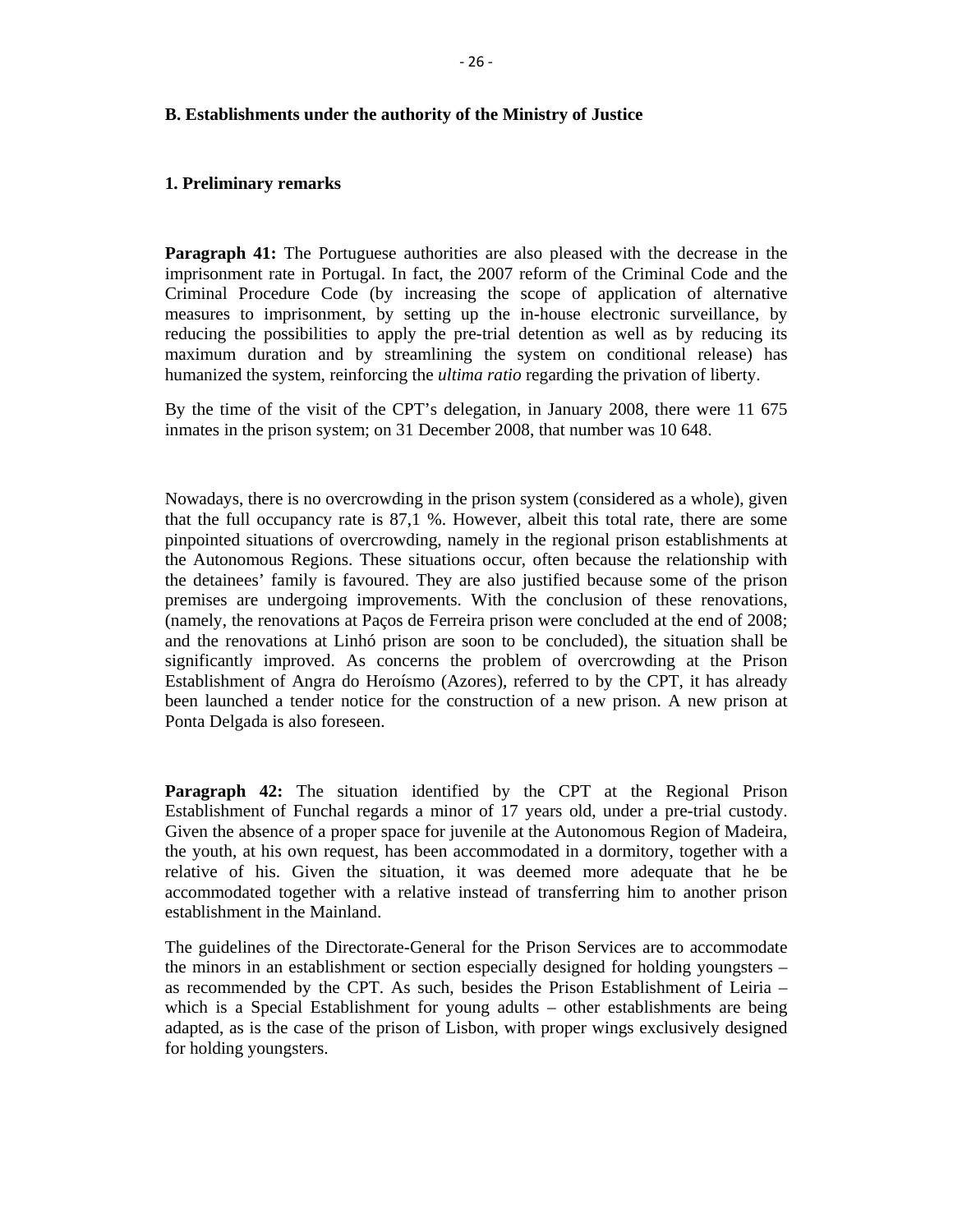## B. Establishments under the authority of the Ministry of Justice

### 1. Preliminary remarks

**Paragraph 41:** The Portuguese authorities are also pleased with the decrease in the imprisonment rate in Portugal. In fact, the 2007 reform of the Criminal Code and the Criminal Procedure Code (by increasing the scope of application of alternative measures to imprisonment, by setting up the in-house electronic surveillance, by reducing the possibilities to apply the pre-trial detention as well as by reducing its maximum duration and by streamlining the system on conditional release) has humanized the system, reinforcing the *ultima ratio* regarding the privation of liberty.

By the time of the visit of the CPT's delegation, in January 2008, there were 11 675 inmates in the prison system; on 31 December 2008, that number was 10 648.

Nowadays, there is no overcrowding in the prison system (considered as a whole), given that the full occupancy rate is 87,1 %. However, albeit this total rate, there are some pinpointed situations of overcrowding, namely in the regional prison establishments at the Autonomous Regions. These situations occur, often because the relationship with the detainees' family is favoured. They are also justified because some of the prison premises are undergoing improvements. With the conclusion of these renovations, (namely, the renovations at Paços de Ferreira prison were concluded at the end of 2008; and the renovations at Linhó prison are soon to be concluded), the situation shall be significantly improved. As concerns the problem of overcrowding at the Prison Establishment of Angra do Heroísmo (Azores), referred to by the CPT, it has already been launched a tender notice for the construction of a new prison. A new prison at Ponta Delgada is also foreseen.

**Paragraph 42:** The situation identified by the CPT at the Regional Prison Establishment of Funchal regards a minor of 17 years old, under a pre-trial custody. Given the absence of a proper space for juvenile at the Autonomous Region of Madeira, the youth, at his own request, has been accommodated in a dormitory, together with a relative of his. Given the situation, it was deemed more adequate that he be accommodated together with a relative instead of transferring him to another prison establishment in the Mainland.

The guidelines of the Directorate-General for the Prison Services are to accommodate the minors in an establishment or section especially designed for holding youngsters – as recommended by the CPT. As such, besides the Prison Establishment of Leiria – which is a Special Establishment for young adults – other establishments are being adapted, as is the case of the prison of Lisbon, with proper wings exclusively designed for holding youngsters.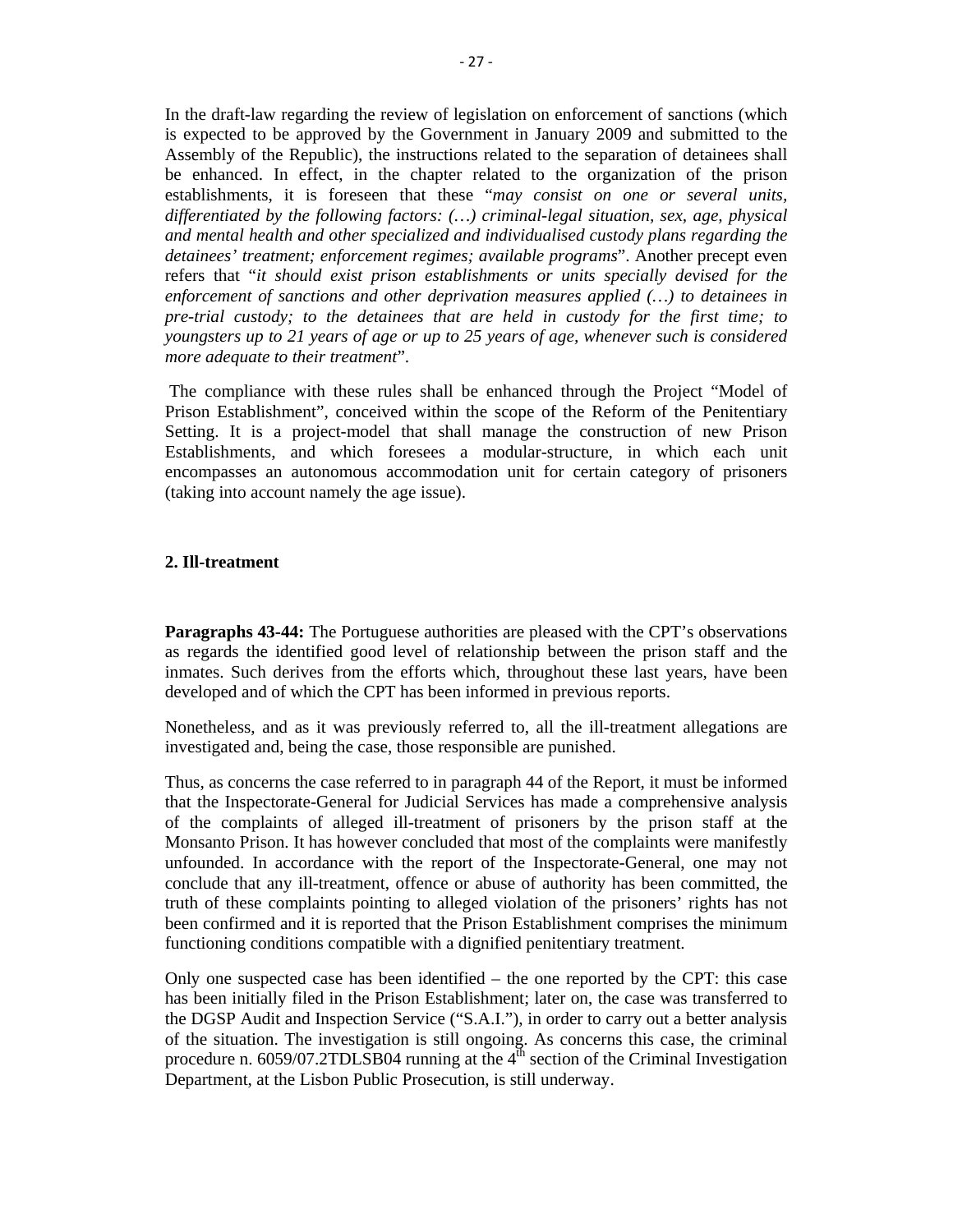In the draft-law regarding the review of legislation on enforcement of sanctions (which is expected to be approved by the Government in January 2009 and submitted to the Assembly of the Republic), the instructions related to the separation of detainees shall be enhanced. In effect, in the chapter related to the organization of the prison establishments, it is foreseen that these "*may consist on one or several units, differentiated by the following factors: (…) criminal-legal situation, sex, age, physical and mental health and other specialized and individualised custody plans regarding the detainees' treatment; enforcement regimes; available programs*". Another precept even refers that "*it should exist prison establishments or units specially devised for the enforcement of sanctions and other deprivation measures applied (…) to detainees in pre-trial custody; to the detainees that are held in custody for the first time; to youngsters up to 21 years of age or up to 25 years of age, whenever such is considered more adequate to their treatment*".

The compliance with these rules shall be enhanced through the Project "Model of Prison Establishment", conceived within the scope of the Reform of the Penitentiary Setting. It is a project-model that shall manage the construction of new Prison Establishments, and which foresees a modular-structure, in which each unit encompasses an autonomous accommodation unit for certain category of prisoners (taking into account namely the age issue).

## 2. Ill-treatment

**Paragraphs 43-44:** The Portuguese authorities are pleased with the CPT's observations as regards the identified good level of relationship between the prison staff and the inmates. Such derives from the efforts which, throughout these last years, have been developed and of which the CPT has been informed in previous reports.

Nonetheless, and as it was previously referred to, all the ill-treatment allegations are investigated and, being the case, those responsible are punished.

Thus, as concerns the case referred to in paragraph 44 of the Report, it must be informed that the Inspectorate-General for Judicial Services has made a comprehensive analysis of the complaints of alleged ill-treatment of prisoners by the prison staff at the Monsanto Prison. It has however concluded that most of the complaints were manifestly unfounded. In accordance with the report of the Inspectorate-General, one may not conclude that any ill-treatment, offence or abuse of authority has been committed, the truth of these complaints pointing to alleged violation of the prisoners' rights has not been confirmed and it is reported that the Prison Establishment comprises the minimum functioning conditions compatible with a dignified penitentiary treatment.

Only one suspected case has been identified – the one reported by the CPT: this case has been initially filed in the Prison Establishment; later on, the case was transferred to the DGSP Audit and Inspection Service ("S.A.I."), in order to carry out a better analysis of the situation. The investigation is still ongoing. As concerns this case, the criminal procedure n. 6059/07.2TDLSB04 running at the 4th section of the Criminal Investigation Department, at the Lisbon Public Prosecution, is still underway.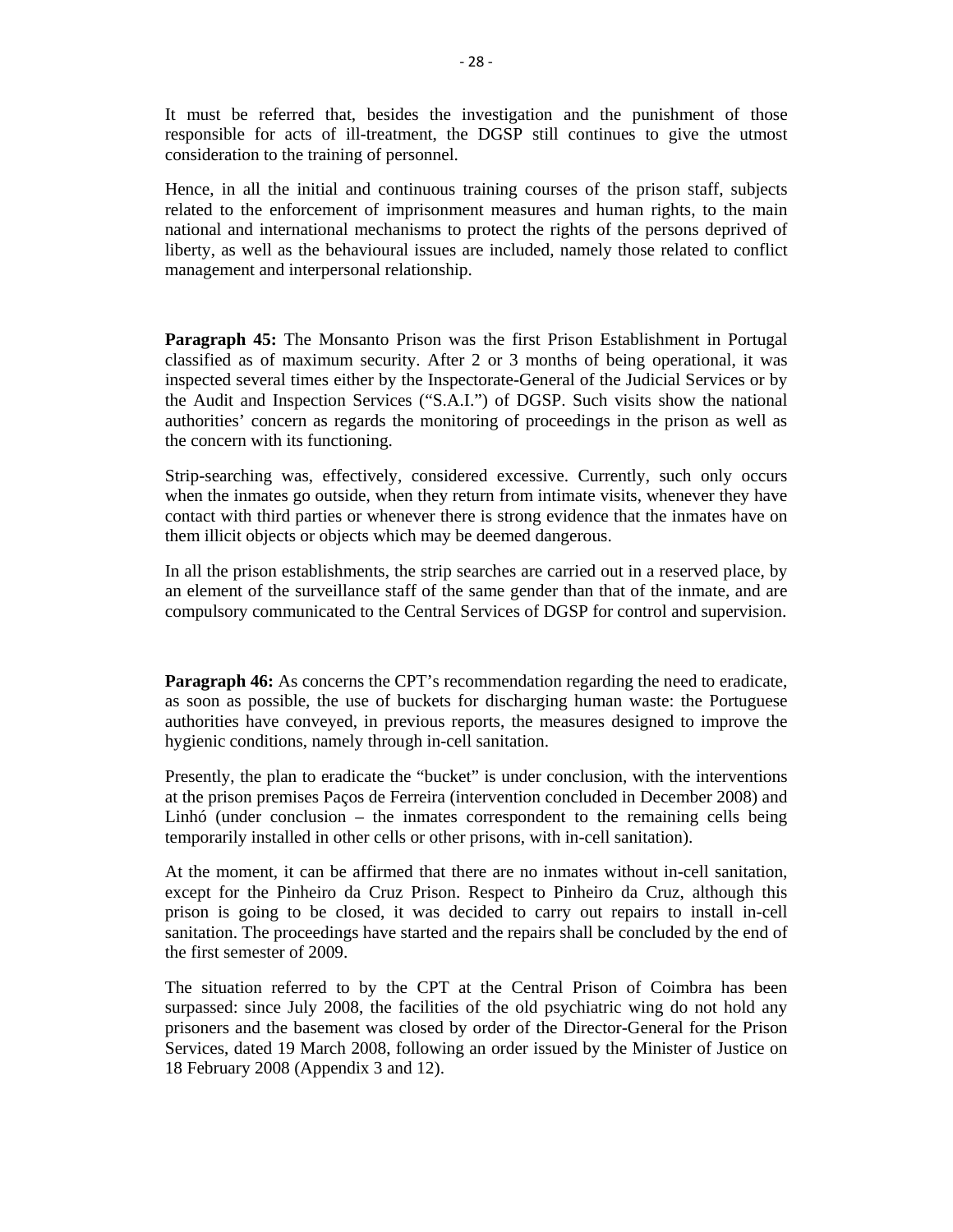It must be referred that, besides the investigation and the punishment of those responsible for acts of ill-treatment, the DGSP still continues to give the utmost consideration to the training of personnel.

Hence, in all the initial and continuous training courses of the prison staff, subjects related to the enforcement of imprisonment measures and human rights, to the main national and international mechanisms to protect the rights of the persons deprived of liberty, as well as the behavioural issues are included, namely those related to conflict management and interpersonal relationship.

**Paragraph 45:** The Monsanto Prison was the first Prison Establishment in Portugal classified as of maximum security. After 2 or 3 months of being operational, it was inspected several times either by the Inspectorate-General of the Judicial Services or by the Audit and Inspection Services ("S.A.I.") of DGSP. Such visits show the national authorities' concern as regards the monitoring of proceedings in the prison as well as the concern with its functioning.

Strip-searching was, effectively, considered excessive. Currently, such only occurs when the inmates go outside, when they return from intimate visits, whenever they have contact with third parties or whenever there is strong evidence that the inmates have on them illicit objects or objects which may be deemed dangerous.

In all the prison establishments, the strip searches are carried out in a reserved place, by an element of the surveillance staff of the same gender than that of the inmate, and are compulsory communicated to the Central Services of DGSP for control and supervision.

**Paragraph 46:** As concerns the CPT's recommendation regarding the need to eradicate, as soon as possible, the use of buckets for discharging human waste: the Portuguese authorities have conveyed, in previous reports, the measures designed to improve the hygienic conditions, namely through in-cell sanitation.

Presently, the plan to eradicate the "bucket" is under conclusion, with the interventions at the prison premises Paços de Ferreira (intervention concluded in December 2008) and Linhó (under conclusion – the inmates correspondent to the remaining cells being temporarily installed in other cells or other prisons, with in-cell sanitation).

At the moment, it can be affirmed that there are no inmates without in-cell sanitation, except for the Pinheiro da Cruz Prison. Respect to Pinheiro da Cruz, although this prison is going to be closed, it was decided to carry out repairs to install in-cell sanitation. The proceedings have started and the repairs shall be concluded by the end of the first semester of 2009.

The situation referred to by the CPT at the Central Prison of Coimbra has been surpassed: since July 2008, the facilities of the old psychiatric wing do not hold any prisoners and the basement was closed by order of the Director-General for the Prison Services, dated 19 March 2008, following an order issued by the Minister of Justice on 18 February 2008 (Appendix 3 and 12).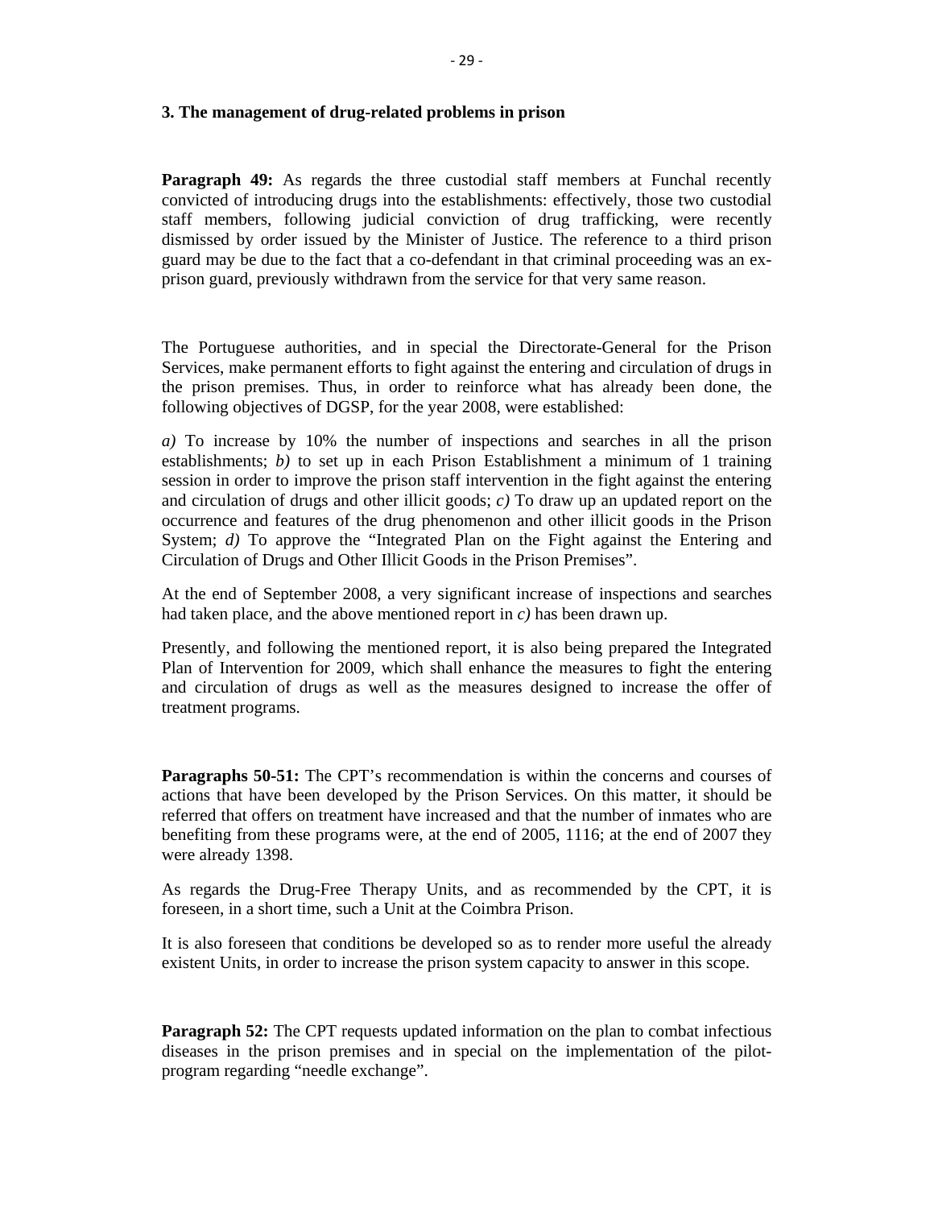### 3. The management of drug-related problems in prison

**Paragraph 49:** As regards the three custodial staff members at Funchal recently convicted of introducing drugs into the establishments: effectively, those two custodial staff members, following judicial conviction of drug trafficking, were recently dismissed by order issued by the Minister of Justice. The reference to a third prison guard may be due to the fact that a co-defendant in that criminal proceeding was an ex-prison guard, previously withdrawn from the service for that very same reason.

The Portuguese authorities, and in special the Directorate-General for the Prison Services, make permanent efforts to fight against the entering and circulation of drugs in the prison premises. Thus, in order to reinforce what has already been done, the following objectives of DGSP, for the year 2008, were established:

*a)* To increase by 10% the number of inspections and searches in all the prison establishments; *b)* to set up in each Prison Establishment a minimum of 1 training session in order to improve the prison staff intervention in the fight against the entering and circulation of drugs and other illicit goods; *c)* To draw up an updated report on the occurrence and features of the drug phenomenon and other illicit goods in the Prison System; *d)* To approve the "Integrated Plan on the Fight against the Entering and Circulation of Drugs and Other Illicit Goods in the Prison Premises".

At the end of September 2008, a very significant increase of inspections and searches had taken place, and the above mentioned report in *c)* has been drawn up.

Presently, and following the mentioned report, it is also being prepared the Integrated Plan of Intervention for 2009, which shall enhance the measures to fight the entering and circulation of drugs as well as the measures designed to increase the offer of treatment programs.

**Paragraphs 50-51:** The CPT's recommendation is within the concerns and courses of actions that have been developed by the Prison Services. On this matter, it should be referred that offers on treatment have increased and that the number of inmates who are benefiting from these programs were, at the end of 2005, 1116; at the end of 2007 they were already 1398.

As regards the Drug-Free Therapy Units, and as recommended by the CPT, it is foreseen, in a short time, such a Unit at the Coimbra Prison.

It is also foreseen that conditions be developed so as to render more useful the already existent Units, in order to increase the prison system capacity to answer in this scope.

**Paragraph 52:** The CPT requests updated information on the plan to combat infectious diseases in the prison premises and in special on the implementation of the pilot-program regarding "needle exchange".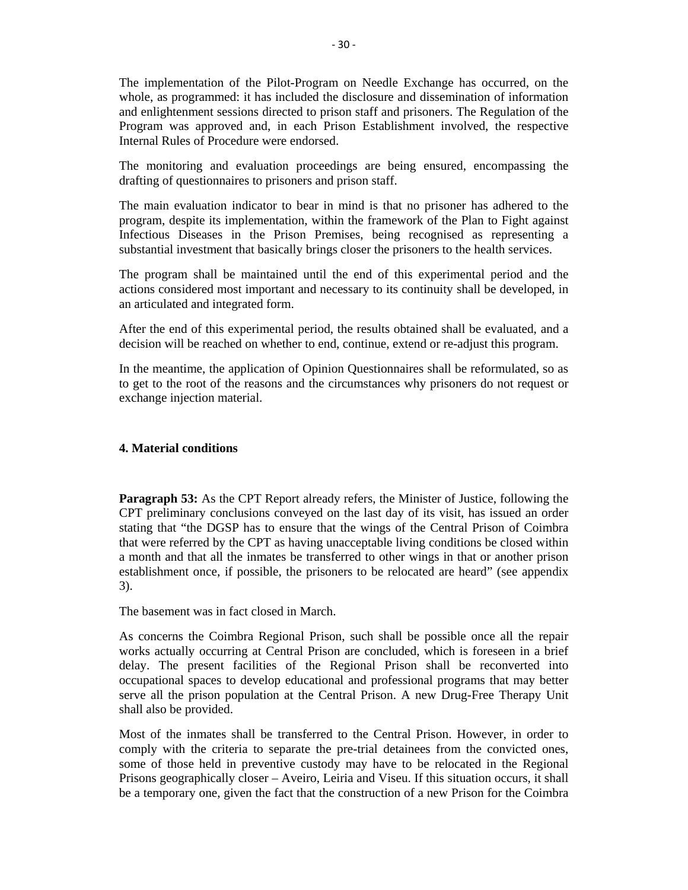The implementation of the Pilot-Program on Needle Exchange has occurred, on the whole, as programmed: it has included the disclosure and dissemination of information and enlightenment sessions directed to prison staff and prisoners. The Regulation of the Program was approved and, in each Prison Establishment involved, the respective Internal Rules of Procedure were endorsed.

The monitoring and evaluation proceedings are being ensured, encompassing the drafting of questionnaires to prisoners and prison staff.

The main evaluation indicator to bear in mind is that no prisoner has adhered to the program, despite its implementation, within the framework of the Plan to Fight against Infectious Diseases in the Prison Premises, being recognised as representing a substantial investment that basically brings closer the prisoners to the health services.

The program shall be maintained until the end of this experimental period and the actions considered most important and necessary to its continuity shall be developed, in an articulated and integrated form.

After the end of this experimental period, the results obtained shall be evaluated, and a decision will be reached on whether to end, continue, extend or re-adjust this program.

In the meantime, the application of Opinion Questionnaires shall be reformulated, so as to get to the root of the reasons and the circumstances why prisoners do not request or exchange injection material.

## 4. Material conditions

**Paragraph 53:** As the CPT Report already refers, the Minister of Justice, following the CPT preliminary conclusions conveyed on the last day of its visit, has issued an order stating that "the DGSP has to ensure that the wings of the Central Prison of Coimbra that were referred by the CPT as having unacceptable living conditions be closed within a month and that all the inmates be transferred to other wings in that or another prison establishment once, if possible, the prisoners to be relocated are heard" (see appendix 3).

The basement was in fact closed in March.

As concerns the Coimbra Regional Prison, such shall be possible once all the repair works actually occurring at Central Prison are concluded, which is foreseen in a brief delay. The present facilities of the Regional Prison shall be reconverted into occupational spaces to develop educational and professional programs that may better serve all the prison population at the Central Prison. A new Drug-Free Therapy Unit shall also be provided.

Most of the inmates shall be transferred to the Central Prison. However, in order to comply with the criteria to separate the pre-trial detainees from the convicted ones, some of those held in preventive custody may have to be relocated in the Regional Prisons geographically closer – Aveiro, Leiria and Viseu. If this situation occurs, it shall be a temporary one, given the fact that the construction of a new Prison for the Coimbra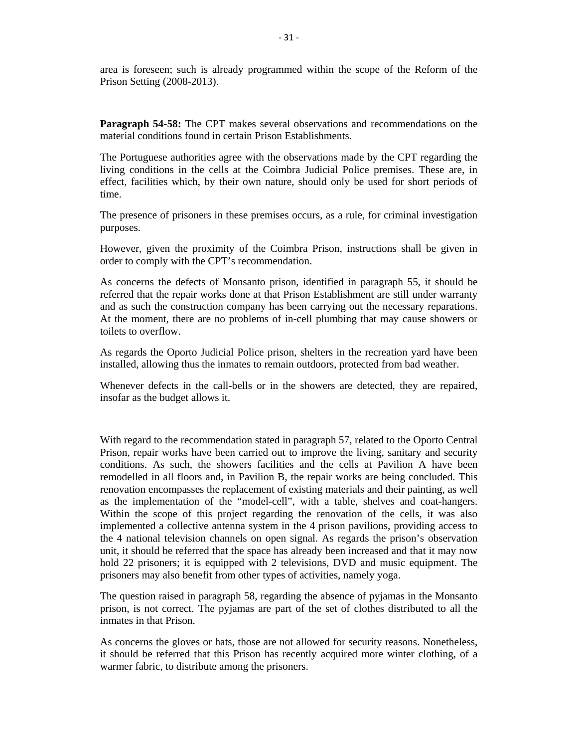area is foreseen; such is already programmed within the scope of the Reform of the Prison Setting (2008-2013).

**Paragraph 54-58:** The CPT makes several observations and recommendations on the material conditions found in certain Prison Establishments.

The Portuguese authorities agree with the observations made by the CPT regarding the living conditions in the cells at the Coimbra Judicial Police premises. These are, in effect, facilities which, by their own nature, should only be used for short periods of time.

The presence of prisoners in these premises occurs, as a rule, for criminal investigation purposes.

However, given the proximity of the Coimbra Prison, instructions shall be given in order to comply with the CPT's recommendation.

As concerns the defects of Monsanto prison, identified in paragraph 55, it should be referred that the repair works done at that Prison Establishment are still under warranty and as such the construction company has been carrying out the necessary reparations. At the moment, there are no problems of in-cell plumbing that may cause showers or toilets to overflow.

As regards the Oporto Judicial Police prison, shelters in the recreation yard have been installed, allowing thus the inmates to remain outdoors, protected from bad weather.

Whenever defects in the call-bells or in the showers are detected, they are repaired, insofar as the budget allows it.

With regard to the recommendation stated in paragraph 57, related to the Oporto Central Prison, repair works have been carried out to improve the living, sanitary and security conditions. As such, the showers facilities and the cells at Pavilion A have been remodelled in all floors and, in Pavilion B, the repair works are being concluded. This renovation encompasses the replacement of existing materials and their painting, as well as the implementation of the "model-cell", with a table, shelves and coat-hangers. Within the scope of this project regarding the renovation of the cells, it was also implemented a collective antenna system in the 4 prison pavilions, providing access to the 4 national television channels on open signal. As regards the prison's observation unit, it should be referred that the space has already been increased and that it may now hold 22 prisoners; it is equipped with 2 televisions, DVD and music equipment. The prisoners may also benefit from other types of activities, namely yoga.

The question raised in paragraph 58, regarding the absence of pyjamas in the Monsanto prison, is not correct. The pyjamas are part of the set of clothes distributed to all the inmates in that Prison.

As concerns the gloves or hats, those are not allowed for security reasons. Nonetheless, it should be referred that this Prison has recently acquired more winter clothing, of a warmer fabric, to distribute among the prisoners.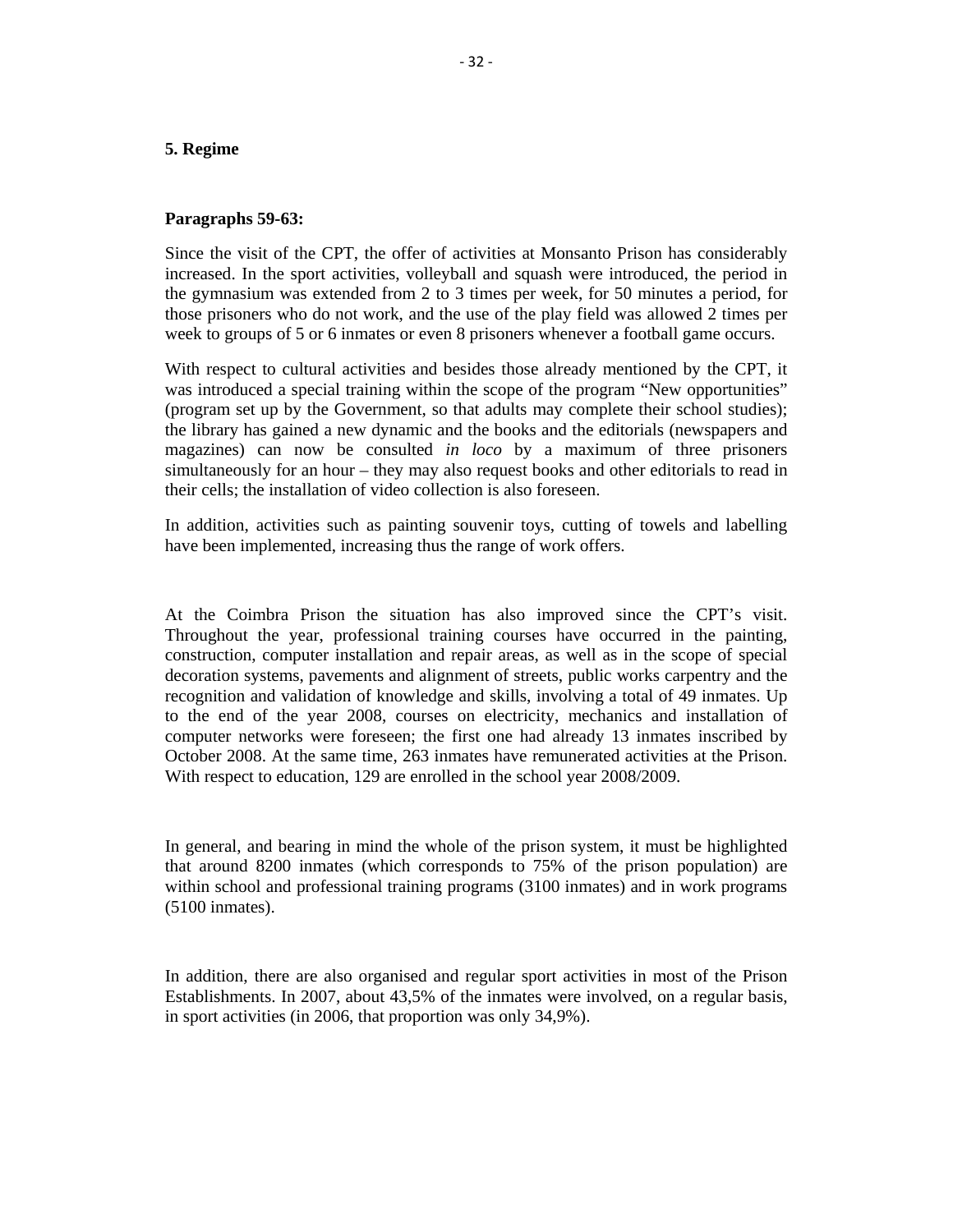## 5. Regime

**Paragraphs 59-63:**

Since the visit of the CPT, the offer of activities at Monsanto Prison has considerably increased. In the sport activities, volleyball and squash were introduced, the period in the gymnasium was extended from 2 to 3 times per week, for 50 minutes a period, for those prisoners who do not work, and the use of the play field was allowed 2 times per week to groups of 5 or 6 inmates or even 8 prisoners whenever a football game occurs.

With respect to cultural activities and besides those already mentioned by the CPT, it was introduced a special training within the scope of the program "New opportunities" (program set up by the Government, so that adults may complete their school studies); the library has gained a new dynamic and the books and the editorials (newspapers and magazines) can now be consulted *in loco* by a maximum of three prisoners simultaneously for an hour – they may also request books and other editorials to read in their cells; the installation of video collection is also foreseen.

In addition, activities such as painting souvenir toys, cutting of towels and labelling have been implemented, increasing thus the range of work offers.

At the Coimbra Prison the situation has also improved since the CPT's visit. Throughout the year, professional training courses have occurred in the painting, construction, computer installation and repair areas, as well as in the scope of special decoration systems, pavements and alignment of streets, public works carpentry and the recognition and validation of knowledge and skills, involving a total of 49 inmates. Up to the end of the year 2008, courses on electricity, mechanics and installation of computer networks were foreseen; the first one had already 13 inmates inscribed by October 2008. At the same time, 263 inmates have remunerated activities at the Prison. With respect to education, 129 are enrolled in the school year 2008/2009.

In general, and bearing in mind the whole of the prison system, it must be highlighted that around 8200 inmates (which corresponds to 75% of the prison population) are within school and professional training programs (3100 inmates) and in work programs (5100 inmates).

In addition, there are also organised and regular sport activities in most of the Prison Establishments. In 2007, about 43,5% of the inmates were involved, on a regular basis, in sport activities (in 2006, that proportion was only 34,9%).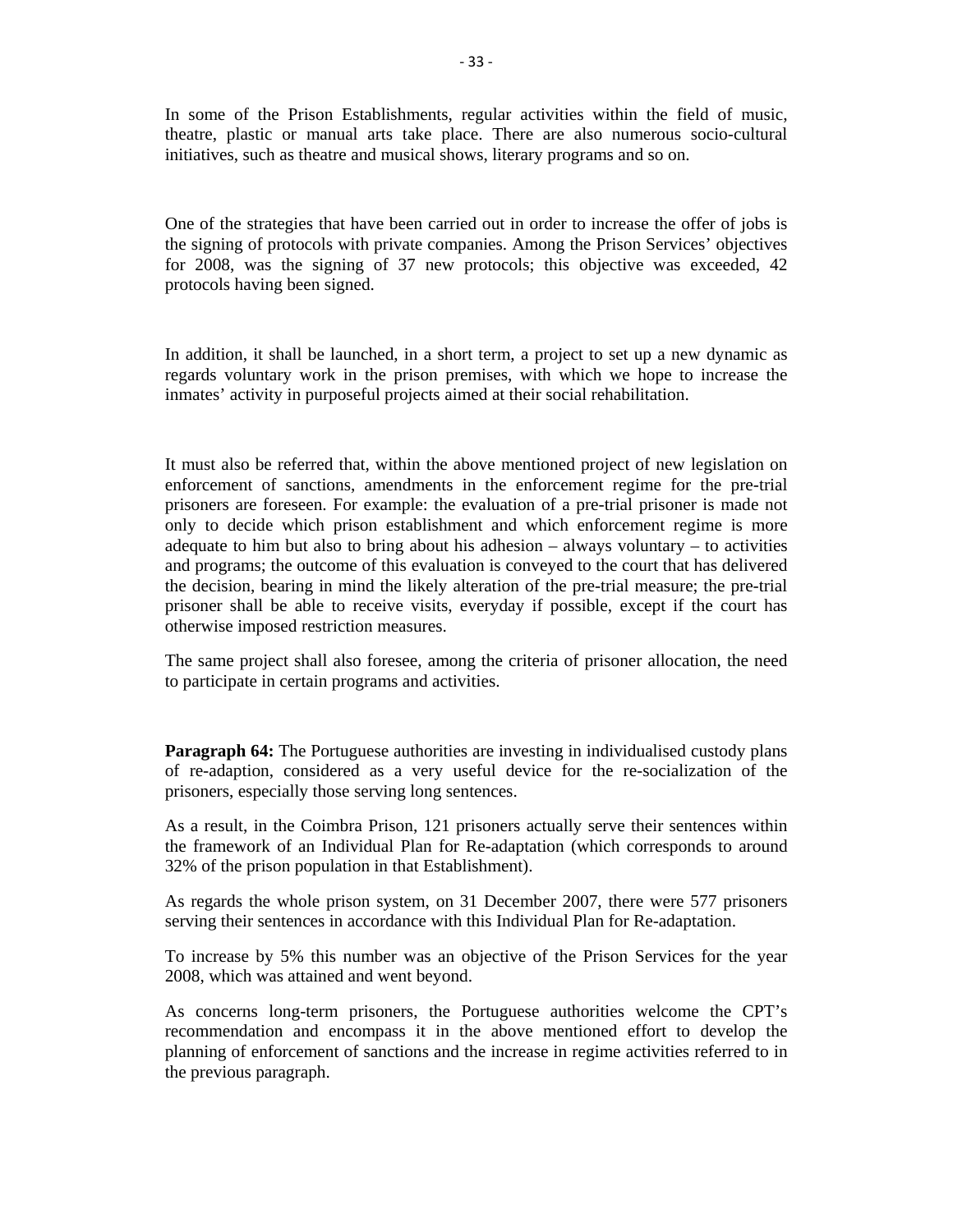In some of the Prison Establishments, regular activities within the field of music, theatre, plastic or manual arts take place. There are also numerous socio-cultural initiatives, such as theatre and musical shows, literary programs and so on.

One of the strategies that have been carried out in order to increase the offer of jobs is the signing of protocols with private companies. Among the Prison Services' objectives for 2008, was the signing of 37 new protocols; this objective was exceeded, 42 protocols having been signed.

In addition, it shall be launched, in a short term, a project to set up a new dynamic as regards voluntary work in the prison premises, with which we hope to increase the inmates' activity in purposeful projects aimed at their social rehabilitation.

It must also be referred that, within the above mentioned project of new legislation on enforcement of sanctions, amendments in the enforcement regime for the pre-trial prisoners are foreseen. For example: the evaluation of a pre-trial prisoner is made not only to decide which prison establishment and which enforcement regime is more adequate to him but also to bring about his adhesion – always voluntary – to activities and programs; the outcome of this evaluation is conveyed to the court that has delivered the decision, bearing in mind the likely alteration of the pre-trial measure; the pre-trial prisoner shall be able to receive visits, everyday if possible, except if the court has otherwise imposed restriction measures.

The same project shall also foresee, among the criteria of prisoner allocation, the need to participate in certain programs and activities.

**Paragraph 64:** The Portuguese authorities are investing in individualised custody plans of re-adaption, considered as a very useful device for the re-socialization of the prisoners, especially those serving long sentences.

As a result, in the Coimbra Prison, 121 prisoners actually serve their sentences within the framework of an Individual Plan for Re-adaptation (which corresponds to around 32% of the prison population in that Establishment).

As regards the whole prison system, on 31 December 2007, there were 577 prisoners serving their sentences in accordance with this Individual Plan for Re-adaptation.

To increase by 5% this number was an objective of the Prison Services for the year 2008, which was attained and went beyond.

As concerns long-term prisoners, the Portuguese authorities welcome the CPT's recommendation and encompass it in the above mentioned effort to develop the planning of enforcement of sanctions and the increase in regime activities referred to in the previous paragraph.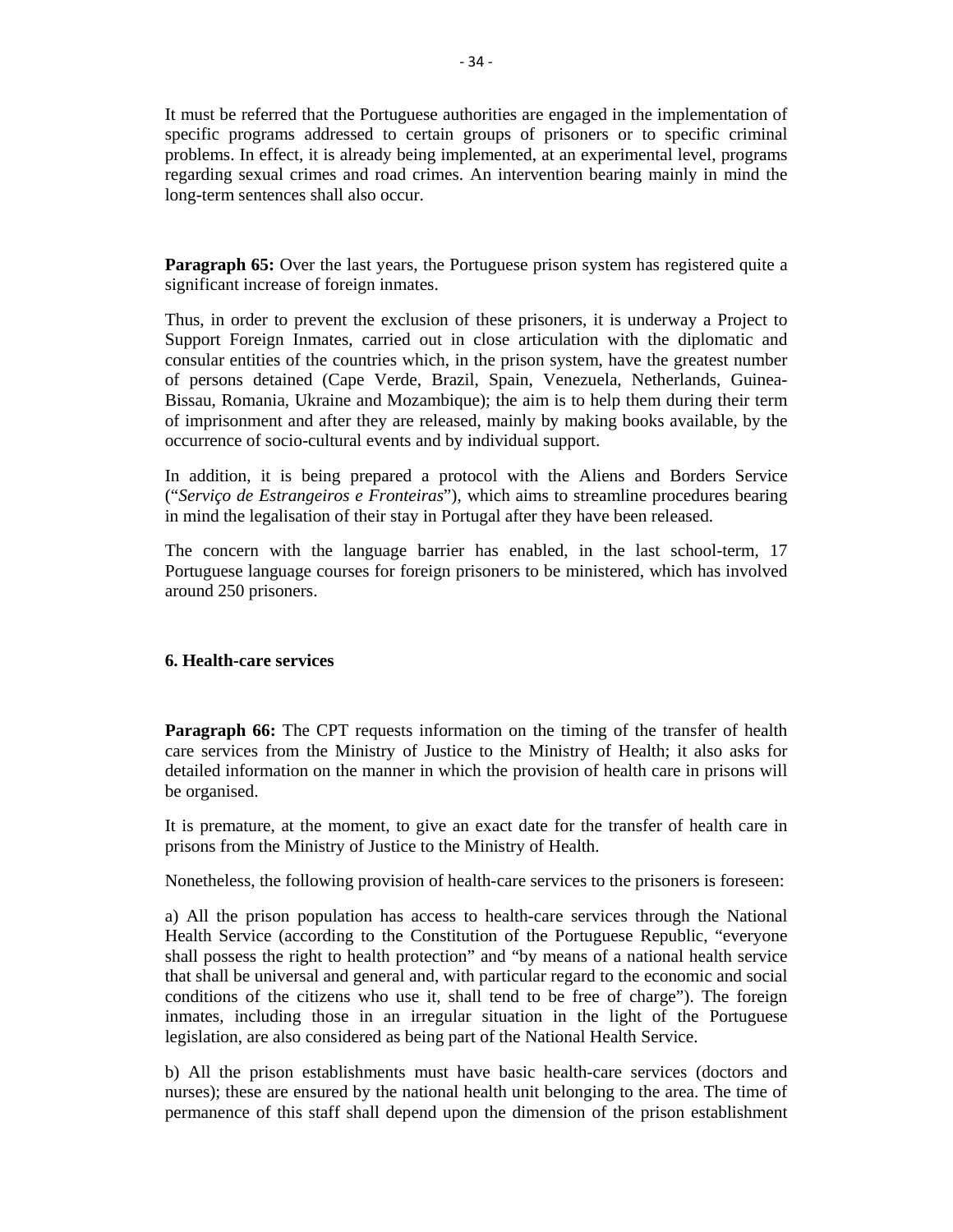It must be referred that the Portuguese authorities are engaged in the implementation of specific programs addressed to certain groups of prisoners or to specific criminal problems. In effect, it is already being implemented, at an experimental level, programs regarding sexual crimes and road crimes. An intervention bearing mainly in mind the long-term sentences shall also occur.

**Paragraph 65:** Over the last years, the Portuguese prison system has registered quite a significant increase of foreign inmates.

Thus, in order to prevent the exclusion of these prisoners, it is underway a Project to Support Foreign Inmates, carried out in close articulation with the diplomatic and consular entities of the countries which, in the prison system, have the greatest number of persons detained (Cape Verde, Brazil, Spain, Venezuela, Netherlands, Guinea-Bissau, Romania, Ukraine and Mozambique); the aim is to help them during their term of imprisonment and after they are released, mainly by making books available, by the occurrence of socio-cultural events and by individual support.

In addition, it is being prepared a protocol with the Aliens and Borders Service ("*Serviço de Estrangeiros e Fronteiras*"), which aims to streamline procedures bearing in mind the legalisation of their stay in Portugal after they have been released.

The concern with the language barrier has enabled, in the last school-term, 17 Portuguese language courses for foreign prisoners to be ministered, which has involved around 250 prisoners.

### 6. Health-care services

**Paragraph 66:** The CPT requests information on the timing of the transfer of health care services from the Ministry of Justice to the Ministry of Health; it also asks for detailed information on the manner in which the provision of health care in prisons will be organised.

It is premature, at the moment, to give an exact date for the transfer of health care in prisons from the Ministry of Justice to the Ministry of Health.

Nonetheless, the following provision of health-care services to the prisoners is foreseen:

a) All the prison population has access to health-care services through the National Health Service (according to the Constitution of the Portuguese Republic, "everyone shall possess the right to health protection" and "by means of a national health service that shall be universal and general and, with particular regard to the economic and social conditions of the citizens who use it, shall tend to be free of charge"). The foreign inmates, including those in an irregular situation in the light of the Portuguese legislation, are also considered as being part of the National Health Service.

b) All the prison establishments must have basic health-care services (doctors and nurses); these are ensured by the national health unit belonging to the area. The time of permanence of this staff shall depend upon the dimension of the prison establishment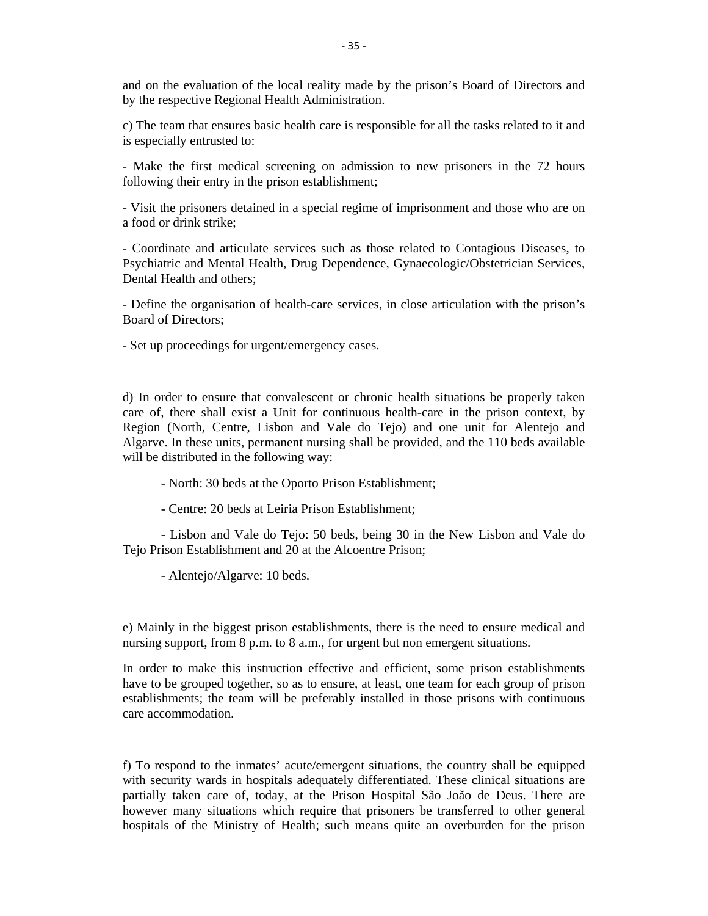and on the evaluation of the local reality made by the prison's Board of Directors and by the respective Regional Health Administration.

c) The team that ensures basic health care is responsible for all the tasks related to it and is especially entrusted to:

- Make the first medical screening on admission to new prisoners in the 72 hours following their entry in the prison establishment;

- Visit the prisoners detained in a special regime of imprisonment and those who are on a food or drink strike;

- Coordinate and articulate services such as those related to Contagious Diseases, to Psychiatric and Mental Health, Drug Dependence, Gynaecologic/Obstetrician Services, Dental Health and others;

- Define the organisation of health-care services, in close articulation with the prison's Board of Directors;

- Set up proceedings for urgent/emergency cases.

d) In order to ensure that convalescent or chronic health situations be properly taken care of, there shall exist a Unit for continuous health-care in the prison context, by Region (North, Centre, Lisbon and Vale do Tejo) and one unit for Alentejo and Algarve. In these units, permanent nursing shall be provided, and the 110 beds available will be distributed in the following way:

- North: 30 beds at the Oporto Prison Establishment;

- Centre: 20 beds at Leiria Prison Establishment;

- Lisbon and Vale do Tejo: 50 beds, being 30 in the New Lisbon and Vale do Tejo Prison Establishment and 20 at the Alcoentre Prison;

- Alentejo/Algarve: 10 beds.

e) Mainly in the biggest prison establishments, there is the need to ensure medical and nursing support, from 8 p.m. to 8 a.m., for urgent but non emergent situations.

In order to make this instruction effective and efficient, some prison establishments have to be grouped together, so as to ensure, at least, one team for each group of prison establishments; the team will be preferably installed in those prisons with continuous care accommodation.

f) To respond to the inmates' acute/emergent situations, the country shall be equipped with security wards in hospitals adequately differentiated. These clinical situations are partially taken care of, today, at the Prison Hospital São João de Deus. There are however many situations which require that prisoners be transferred to other general hospitals of the Ministry of Health; such means quite an overburden for the prison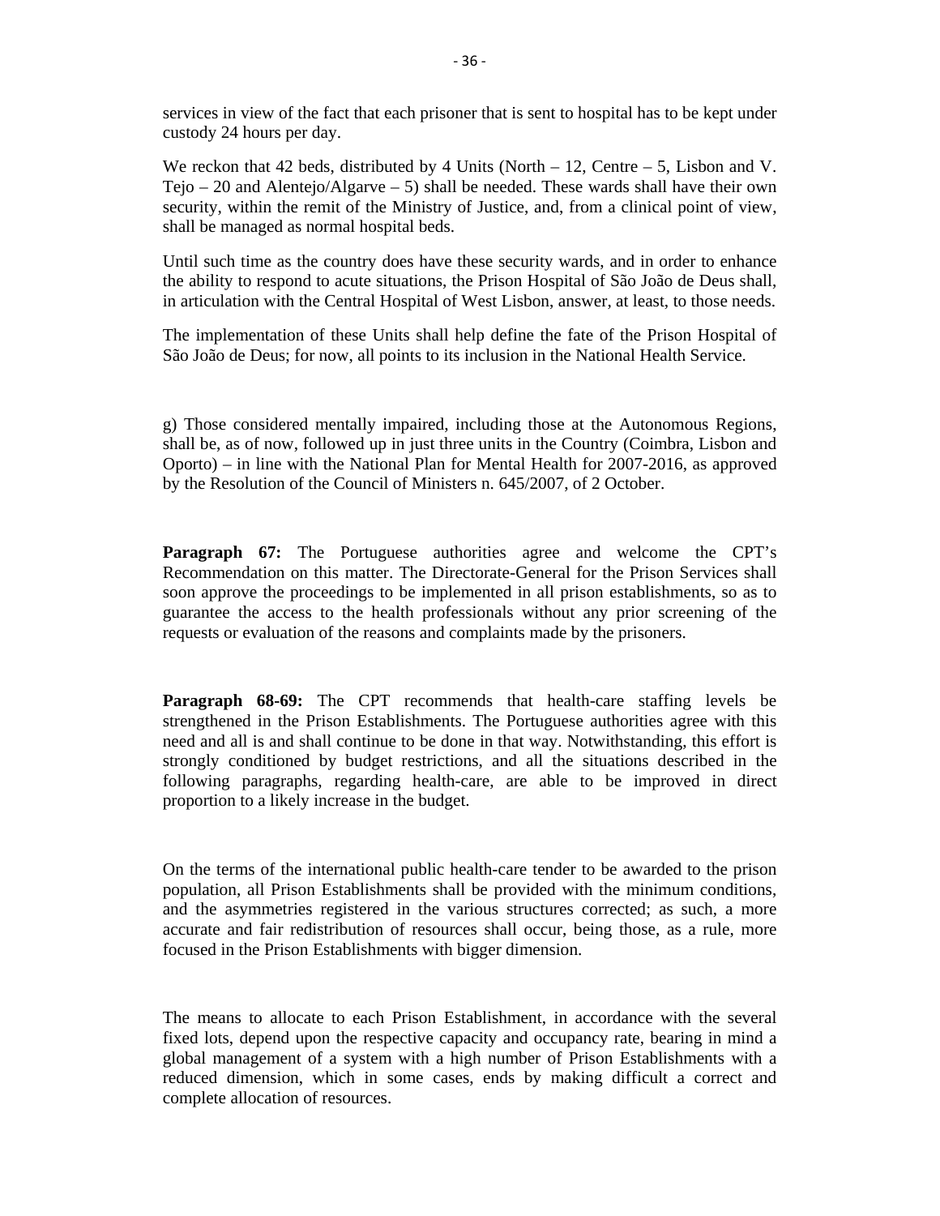services in view of the fact that each prisoner that is sent to hospital has to be kept under custody 24 hours per day.

We reckon that 42 beds, distributed by 4 Units (North – 12, Centre – 5, Lisbon and V. Tejo – 20 and Alentejo/Algarve – 5) shall be needed. These wards shall have their own security, within the remit of the Ministry of Justice, and, from a clinical point of view, shall be managed as normal hospital beds.

Until such time as the country does have these security wards, and in order to enhance the ability to respond to acute situations, the Prison Hospital of São João de Deus shall, in articulation with the Central Hospital of West Lisbon, answer, at least, to those needs.

The implementation of these Units shall help define the fate of the Prison Hospital of São João de Deus; for now, all points to its inclusion in the National Health Service.

g) Those considered mentally impaired, including those at the Autonomous Regions, shall be, as of now, followed up in just three units in the Country (Coimbra, Lisbon and Oporto) – in line with the National Plan for Mental Health for 2007-2016, as approved by the Resolution of the Council of Ministers n. 645/2007, of 2 October.

**Paragraph 67:** The Portuguese authorities agree and welcome the CPT's Recommendation on this matter. The Directorate-General for the Prison Services shall soon approve the proceedings to be implemented in all prison establishments, so as to guarantee the access to the health professionals without any prior screening of the requests or evaluation of the reasons and complaints made by the prisoners.

**Paragraph 68-69:** The CPT recommends that health-care staffing levels be strengthened in the Prison Establishments. The Portuguese authorities agree with this need and all is and shall continue to be done in that way. Notwithstanding, this effort is strongly conditioned by budget restrictions, and all the situations described in the following paragraphs, regarding health-care, are able to be improved in direct proportion to a likely increase in the budget.

On the terms of the international public health-care tender to be awarded to the prison population, all Prison Establishments shall be provided with the minimum conditions, and the asymmetries registered in the various structures corrected; as such, a more accurate and fair redistribution of resources shall occur, being those, as a rule, more focused in the Prison Establishments with bigger dimension.

The means to allocate to each Prison Establishment, in accordance with the several fixed lots, depend upon the respective capacity and occupancy rate, bearing in mind a global management of a system with a high number of Prison Establishments with a reduced dimension, which in some cases, ends by making difficult a correct and complete allocation of resources.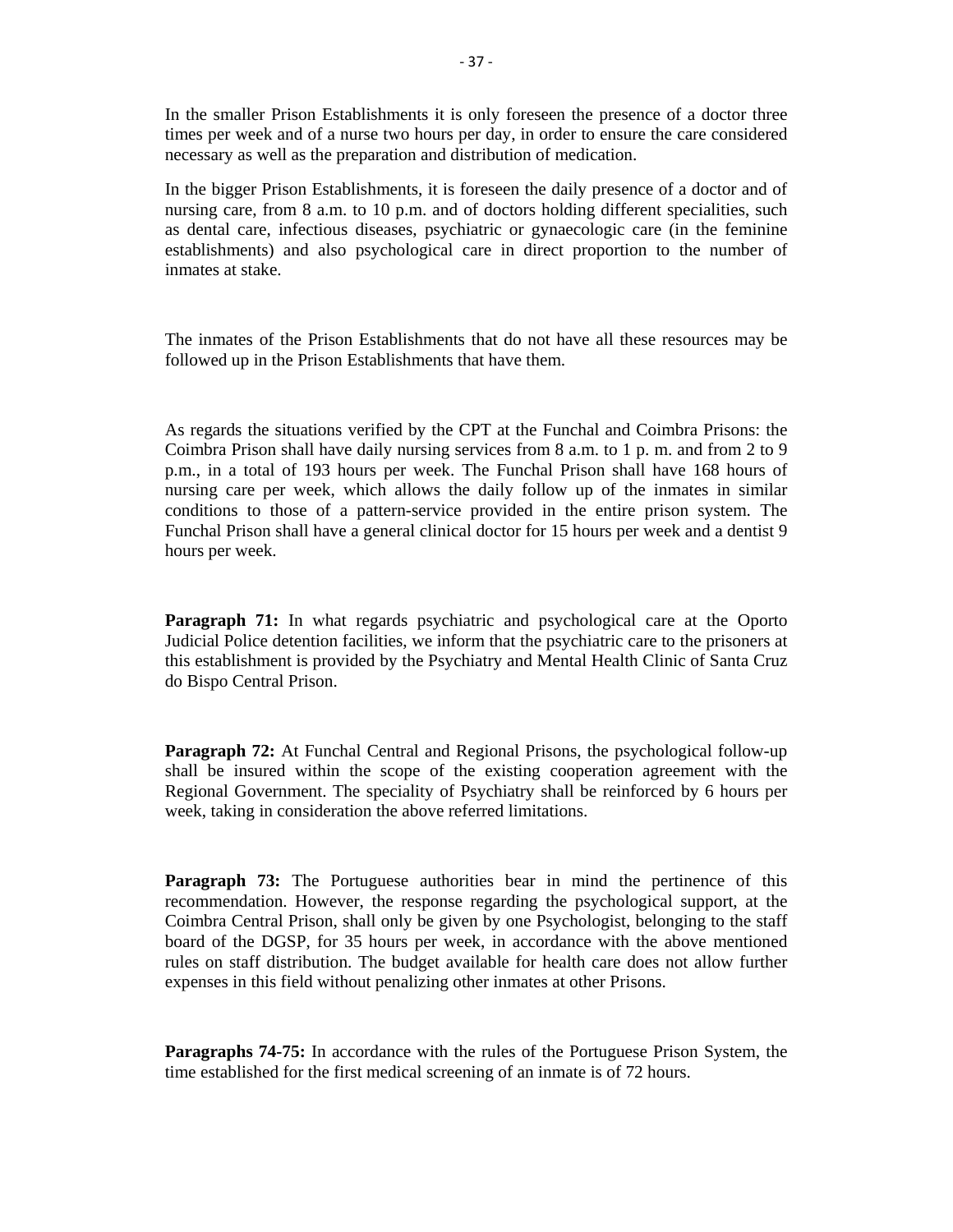In the smaller Prison Establishments it is only foreseen the presence of a doctor three times per week and of a nurse two hours per day, in order to ensure the care considered necessary as well as the preparation and distribution of medication.

In the bigger Prison Establishments, it is foreseen the daily presence of a doctor and of nursing care, from 8 a.m. to 10 p.m. and of doctors holding different specialities, such as dental care, infectious diseases, psychiatric or gynaecologic care (in the feminine establishments) and also psychological care in direct proportion to the number of inmates at stake.

The inmates of the Prison Establishments that do not have all these resources may be followed up in the Prison Establishments that have them.

As regards the situations verified by the CPT at the Funchal and Coimbra Prisons: the Coimbra Prison shall have daily nursing services from 8 a.m. to 1 p. m. and from 2 to 9 p.m., in a total of 193 hours per week. The Funchal Prison shall have 168 hours of nursing care per week, which allows the daily follow up of the inmates in similar conditions to those of a pattern-service provided in the entire prison system. The Funchal Prison shall have a general clinical doctor for 15 hours per week and a dentist 9 hours per week.

**Paragraph 71:** In what regards psychiatric and psychological care at the Oporto Judicial Police detention facilities, we inform that the psychiatric care to the prisoners at this establishment is provided by the Psychiatry and Mental Health Clinic of Santa Cruz do Bispo Central Prison.

**Paragraph 72:** At Funchal Central and Regional Prisons, the psychological follow-up shall be insured within the scope of the existing cooperation agreement with the Regional Government. The speciality of Psychiatry shall be reinforced by 6 hours per week, taking in consideration the above referred limitations.

**Paragraph 73:** The Portuguese authorities bear in mind the pertinence of this recommendation. However, the response regarding the psychological support, at the Coimbra Central Prison, shall only be given by one Psychologist, belonging to the staff board of the DGSP, for 35 hours per week, in accordance with the above mentioned rules on staff distribution. The budget available for health care does not allow further expenses in this field without penalizing other inmates at other Prisons.

**Paragraphs 74-75:** In accordance with the rules of the Portuguese Prison System, the time established for the first medical screening of an inmate is of 72 hours.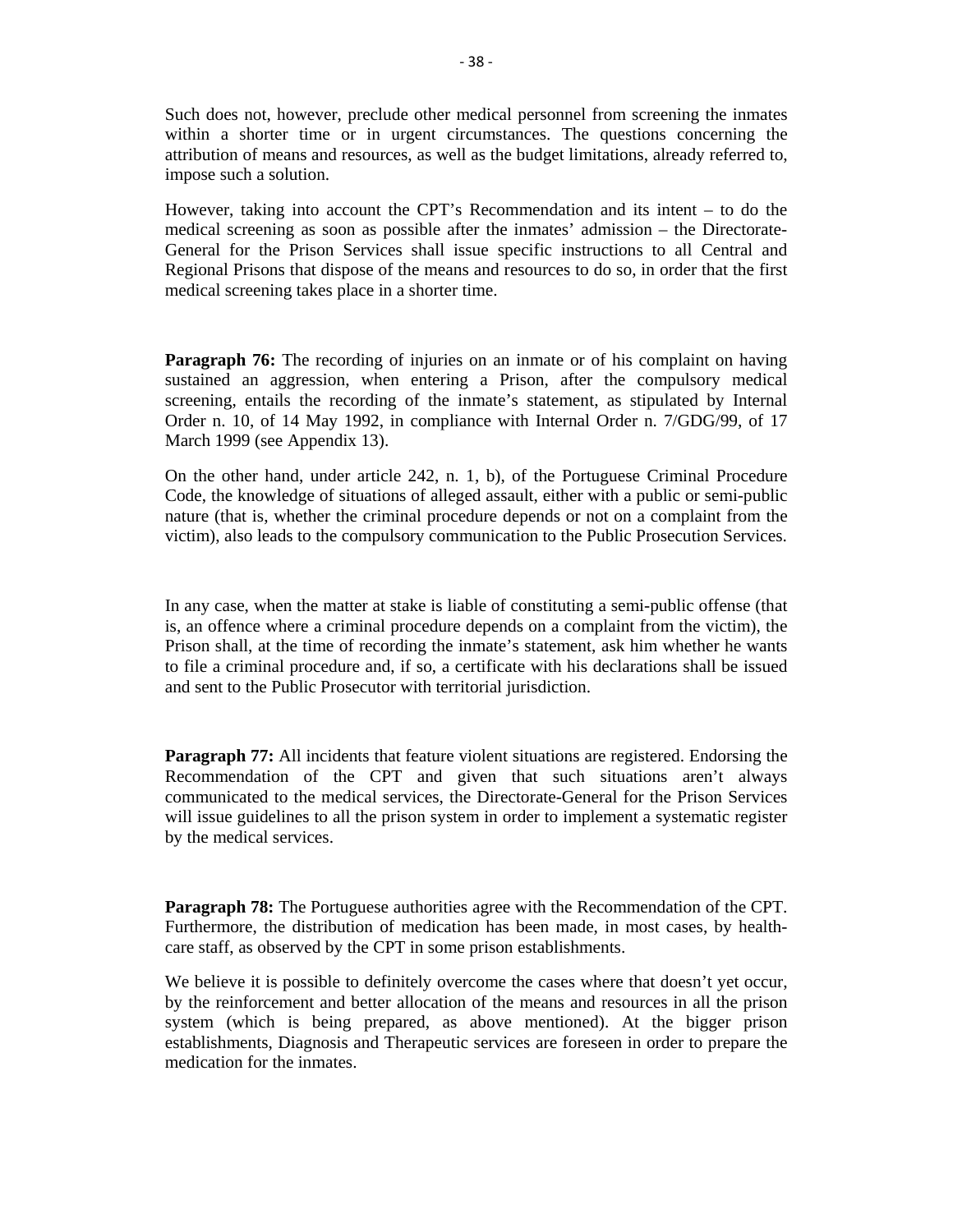Such does not, however, preclude other medical personnel from screening the inmates within a shorter time or in urgent circumstances. The questions concerning the attribution of means and resources, as well as the budget limitations, already referred to, impose such a solution.

However, taking into account the CPT's Recommendation and its intent – to do the medical screening as soon as possible after the inmates' admission – the Directorate-General for the Prison Services shall issue specific instructions to all Central and Regional Prisons that dispose of the means and resources to do so, in order that the first medical screening takes place in a shorter time.

**Paragraph 76:** The recording of injuries on an inmate or of his complaint on having sustained an aggression, when entering a Prison, after the compulsory medical screening, entails the recording of the inmate's statement, as stipulated by Internal Order n. 10, of 14 May 1992, in compliance with Internal Order n. 7/GDG/99, of 17 March 1999 (see Appendix 13).

On the other hand, under article 242, n. 1, b), of the Portuguese Criminal Procedure Code, the knowledge of situations of alleged assault, either with a public or semi-public nature (that is, whether the criminal procedure depends or not on a complaint from the victim), also leads to the compulsory communication to the Public Prosecution Services.

In any case, when the matter at stake is liable of constituting a semi-public offense (that is, an offence where a criminal procedure depends on a complaint from the victim), the Prison shall, at the time of recording the inmate's statement, ask him whether he wants to file a criminal procedure and, if so, a certificate with his declarations shall be issued and sent to the Public Prosecutor with territorial jurisdiction.

**Paragraph 77:** All incidents that feature violent situations are registered. Endorsing the Recommendation of the CPT and given that such situations aren't always communicated to the medical services, the Directorate-General for the Prison Services will issue guidelines to all the prison system in order to implement a systematic register by the medical services.

**Paragraph 78:** The Portuguese authorities agree with the Recommendation of the CPT. Furthermore, the distribution of medication has been made, in most cases, by health-care staff, as observed by the CPT in some prison establishments.

We believe it is possible to definitely overcome the cases where that doesn't yet occur, by the reinforcement and better allocation of the means and resources in all the prison system (which is being prepared, as above mentioned). At the bigger prison establishments, Diagnosis and Therapeutic services are foreseen in order to prepare the medication for the inmates.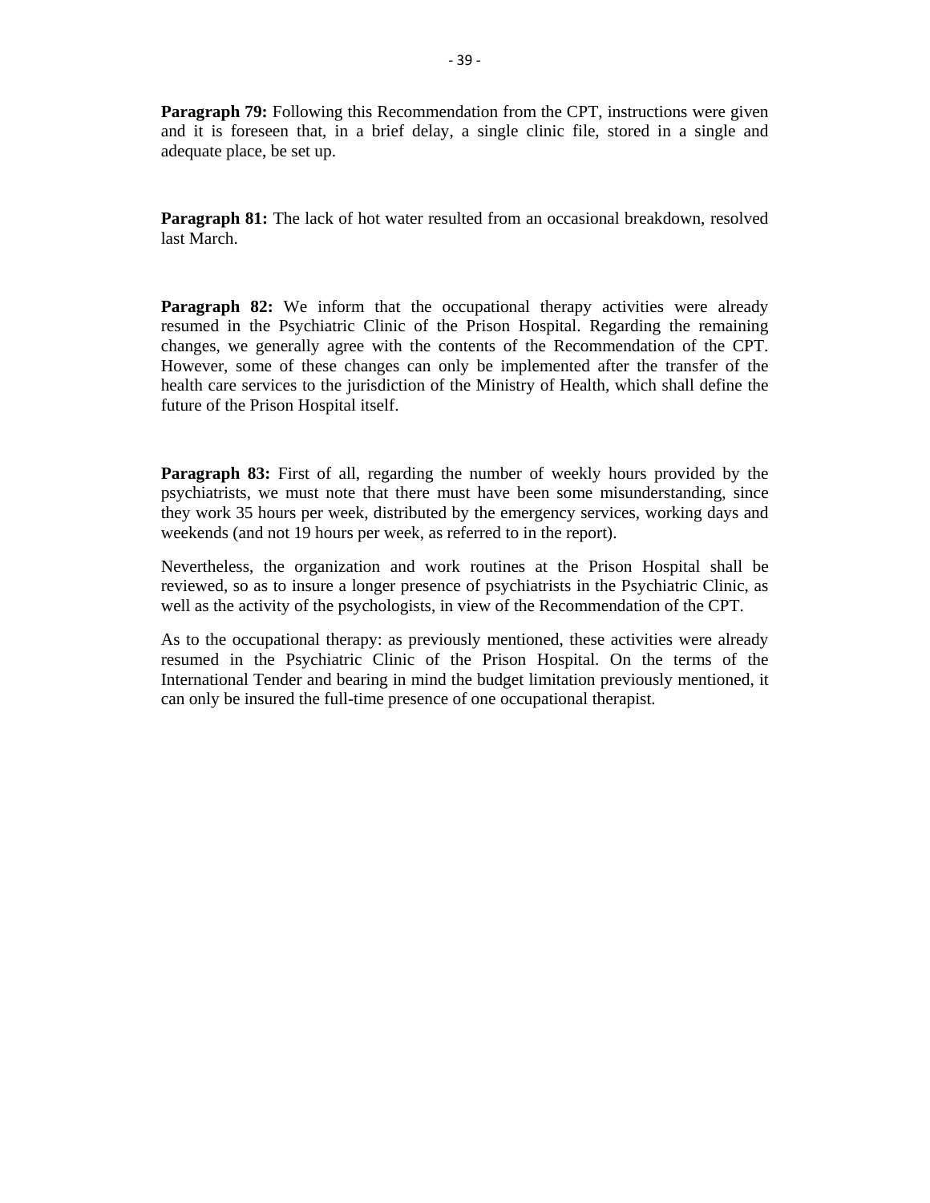**Paragraph 79:** Following this Recommendation from the CPT, instructions were given and it is foreseen that, in a brief delay, a single clinic file, stored in a single and adequate place, be set up.

**Paragraph 81:** The lack of hot water resulted from an occasional breakdown, resolved last March.

**Paragraph 82:** We inform that the occupational therapy activities were already resumed in the Psychiatric Clinic of the Prison Hospital. Regarding the remaining changes, we generally agree with the contents of the Recommendation of the CPT. However, some of these changes can only be implemented after the transfer of the health care services to the jurisdiction of the Ministry of Health, which shall define the future of the Prison Hospital itself.

**Paragraph 83:** First of all, regarding the number of weekly hours provided by the psychiatrists, we must note that there must have been some misunderstanding, since they work 35 hours per week, distributed by the emergency services, working days and weekends (and not 19 hours per week, as referred to in the report).

Nevertheless, the organization and work routines at the Prison Hospital shall be reviewed, so as to insure a longer presence of psychiatrists in the Psychiatric Clinic, as well as the activity of the psychologists, in view of the Recommendation of the CPT.

As to the occupational therapy: as previously mentioned, these activities were already resumed in the Psychiatric Clinic of the Prison Hospital. On the terms of the International Tender and bearing in mind the budget limitation previously mentioned, it can only be insured the full-time presence of one occupational therapist.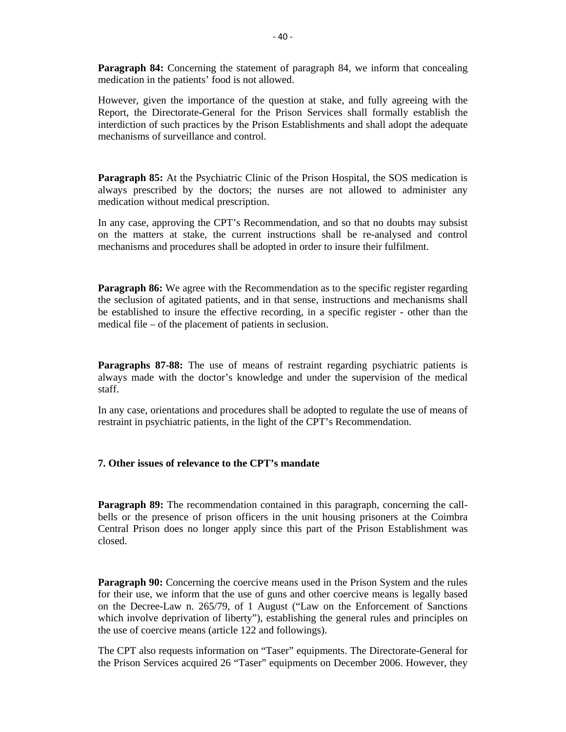**Paragraph 84:** Concerning the statement of paragraph 84, we inform that concealing medication in the patients' food is not allowed.

However, given the importance of the question at stake, and fully agreeing with the Report, the Directorate-General for the Prison Services shall formally establish the interdiction of such practices by the Prison Establishments and shall adopt the adequate mechanisms of surveillance and control.

**Paragraph 85:** At the Psychiatric Clinic of the Prison Hospital, the SOS medication is always prescribed by the doctors; the nurses are not allowed to administer any medication without medical prescription.

In any case, approving the CPT's Recommendation, and so that no doubts may subsist on the matters at stake, the current instructions shall be re-analysed and control mechanisms and procedures shall be adopted in order to insure their fulfilment.

**Paragraph 86:** We agree with the Recommendation as to the specific register regarding the seclusion of agitated patients, and in that sense, instructions and mechanisms shall be established to insure the effective recording, in a specific register - other than the medical file – of the placement of patients in seclusion.

**Paragraphs 87-88:** The use of means of restraint regarding psychiatric patients is always made with the doctor's knowledge and under the supervision of the medical staff.

In any case, orientations and procedures shall be adopted to regulate the use of means of restraint in psychiatric patients, in the light of the CPT's Recommendation.

### 7. Other issues of relevance to the CPT's mandate

**Paragraph 89:** The recommendation contained in this paragraph, concerning the call-bells or the presence of prison officers in the unit housing prisoners at the Coimbra Central Prison does no longer apply since this part of the Prison Establishment was closed.

**Paragraph 90:** Concerning the coercive means used in the Prison System and the rules for their use, we inform that the use of guns and other coercive means is legally based on the Decree-Law n. 265/79, of 1 August ("Law on the Enforcement of Sanctions which involve deprivation of liberty"), establishing the general rules and principles on the use of coercive means (article 122 and followings).

The CPT also requests information on "Taser" equipments. The Directorate-General for the Prison Services acquired 26 "Taser" equipments on December 2006. However, they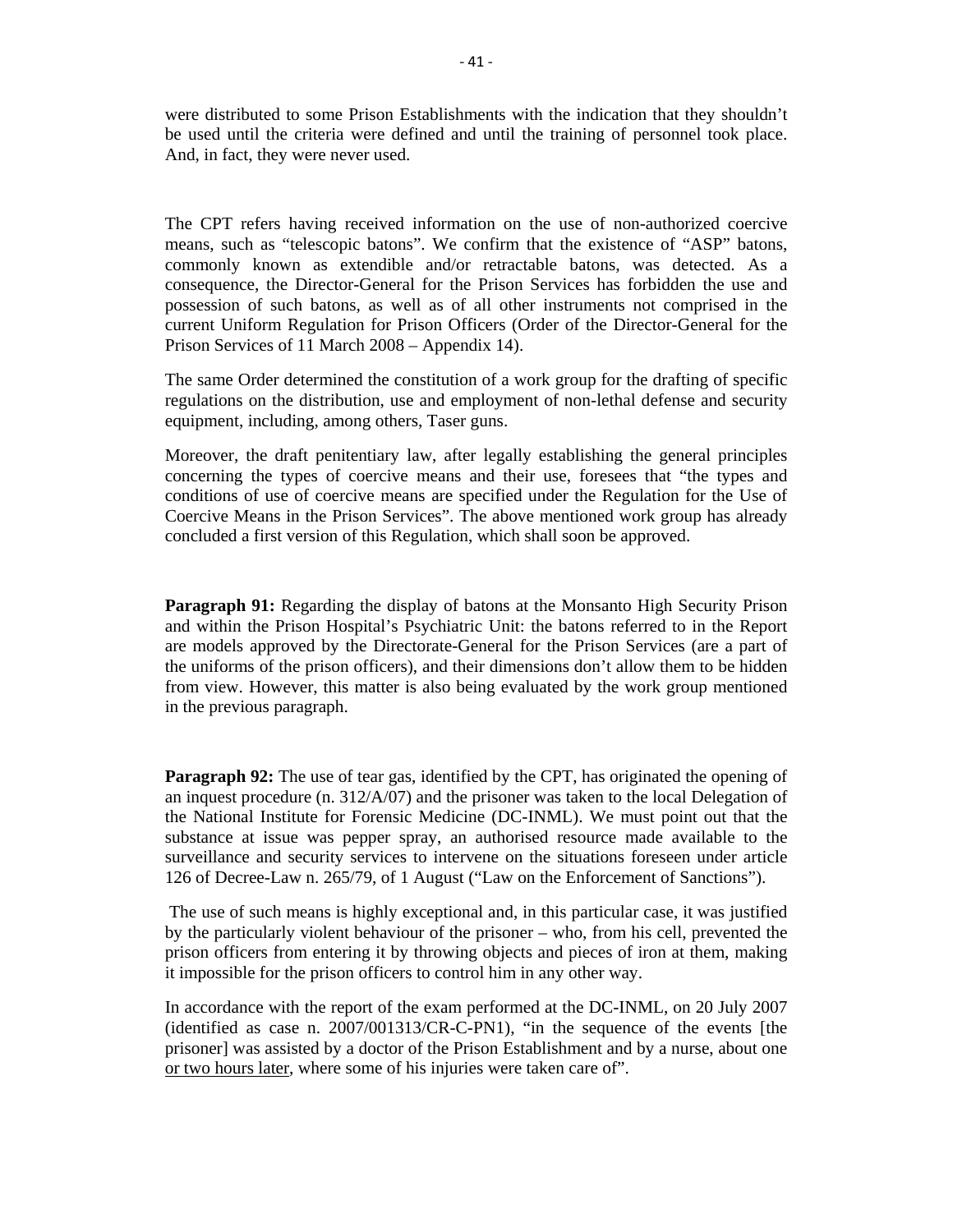were distributed to some Prison Establishments with the indication that they shouldn't be used until the criteria were defined and until the training of personnel took place. And, in fact, they were never used.

The CPT refers having received information on the use of non-authorized coercive means, such as "telescopic batons". We confirm that the existence of "ASP" batons, commonly known as extendible and/or retractable batons, was detected. As a consequence, the Director-General for the Prison Services has forbidden the use and possession of such batons, as well as of all other instruments not comprised in the current Uniform Regulation for Prison Officers (Order of the Director-General for the Prison Services of 11 March 2008 – Appendix 14).

The same Order determined the constitution of a work group for the drafting of specific regulations on the distribution, use and employment of non-lethal defense and security equipment, including, among others, Taser guns.

Moreover, the draft penitentiary law, after legally establishing the general principles concerning the types of coercive means and their use, foresees that "the types and conditions of use of coercive means are specified under the Regulation for the Use of Coercive Means in the Prison Services". The above mentioned work group has already concluded a first version of this Regulation, which shall soon be approved.

**Paragraph 91:** Regarding the display of batons at the Monsanto High Security Prison and within the Prison Hospital's Psychiatric Unit: the batons referred to in the Report are models approved by the Directorate-General for the Prison Services (are a part of the uniforms of the prison officers), and their dimensions don't allow them to be hidden from view. However, this matter is also being evaluated by the work group mentioned in the previous paragraph.

**Paragraph 92:** The use of tear gas, identified by the CPT, has originated the opening of an inquest procedure (n. 312/A/07) and the prisoner was taken to the local Delegation of the National Institute for Forensic Medicine (DC-INML). We must point out that the substance at issue was pepper spray, an authorised resource made available to the surveillance and security services to intervene on the situations foreseen under article 126 of Decree-Law n. 265/79, of 1 August ("Law on the Enforcement of Sanctions").

The use of such means is highly exceptional and, in this particular case, it was justified by the particularly violent behaviour of the prisoner – who, from his cell, prevented the prison officers from entering it by throwing objects and pieces of iron at them, making it impossible for the prison officers to control him in any other way.

In accordance with the report of the exam performed at the DC-INML, on 20 July 2007 (identified as case n. 2007/001313/CR-C-PN1), "in the sequence of the events [the prisoner] was assisted by a doctor of the Prison Establishment and by a nurse, about one <u>or two hours later</u>, where some of his injuries were taken care of".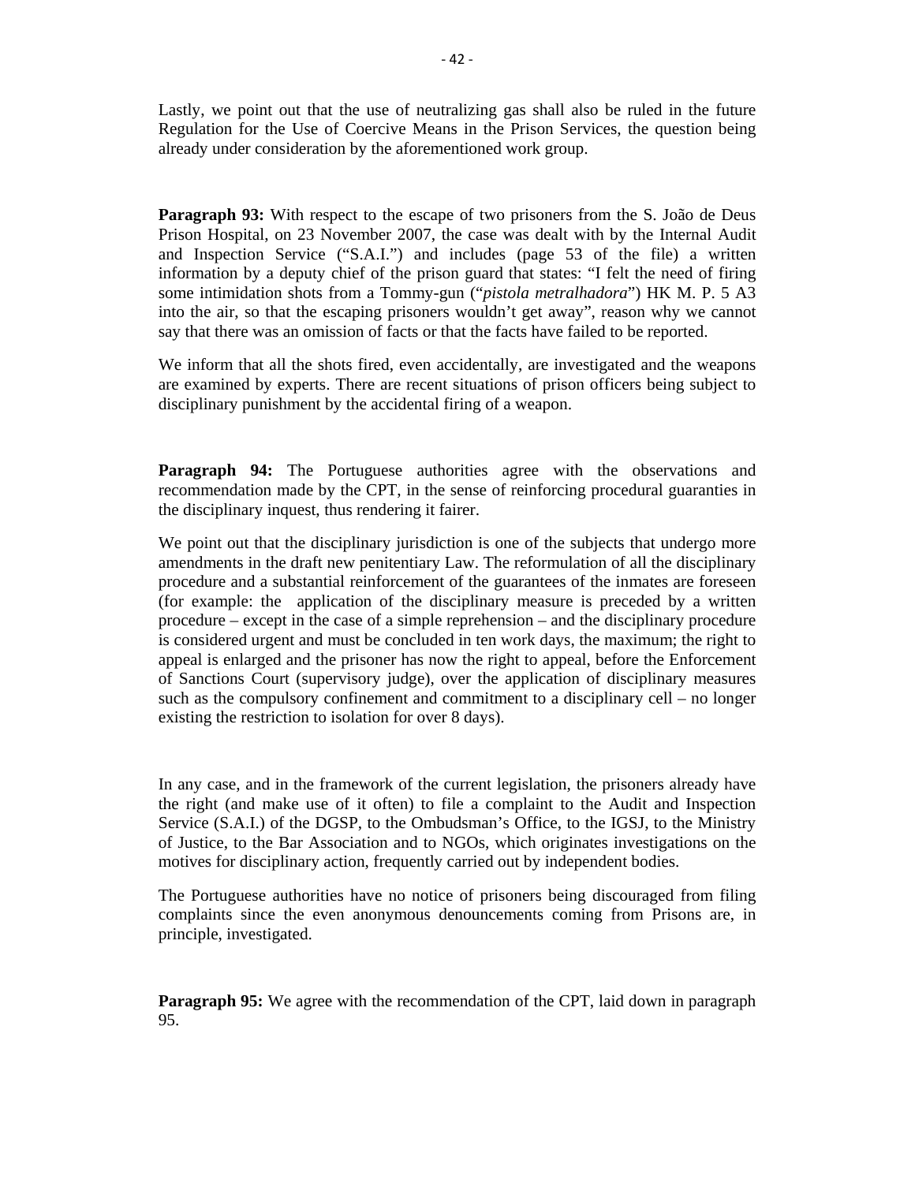Lastly, we point out that the use of neutralizing gas shall also be ruled in the future Regulation for the Use of Coercive Means in the Prison Services, the question being already under consideration by the aforementioned work group.

**Paragraph 93:** With respect to the escape of two prisoners from the S. João de Deus Prison Hospital, on 23 November 2007, the case was dealt with by the Internal Audit and Inspection Service ("S.A.I.") and includes (page 53 of the file) a written information by a deputy chief of the prison guard that states: "I felt the need of firing some intimidation shots from a Tommy-gun ("*pistola metralhadora*") HK M. P. 5 A3 into the air, so that the escaping prisoners wouldn't get away", reason why we cannot say that there was an omission of facts or that the facts have failed to be reported.

We inform that all the shots fired, even accidentally, are investigated and the weapons are examined by experts. There are recent situations of prison officers being subject to disciplinary punishment by the accidental firing of a weapon.

**Paragraph 94:** The Portuguese authorities agree with the observations and recommendation made by the CPT, in the sense of reinforcing procedural guaranties in the disciplinary inquest, thus rendering it fairer.

We point out that the disciplinary jurisdiction is one of the subjects that undergo more amendments in the draft new penitentiary Law. The reformulation of all the disciplinary procedure and a substantial reinforcement of the guarantees of the inmates are foreseen (for example: the application of the disciplinary measure is preceded by a written procedure – except in the case of a simple reprehension – and the disciplinary procedure is considered urgent and must be concluded in ten work days, the maximum; the right to appeal is enlarged and the prisoner has now the right to appeal, before the Enforcement of Sanctions Court (supervisory judge), over the application of disciplinary measures such as the compulsory confinement and commitment to a disciplinary cell – no longer existing the restriction to isolation for over 8 days).

In any case, and in the framework of the current legislation, the prisoners already have the right (and make use of it often) to file a complaint to the Audit and Inspection Service (S.A.I.) of the DGSP, to the Ombudsman's Office, to the IGSJ, to the Ministry of Justice, to the Bar Association and to NGOs, which originates investigations on the motives for disciplinary action, frequently carried out by independent bodies.

The Portuguese authorities have no notice of prisoners being discouraged from filing complaints since the even anonymous denouncements coming from Prisons are, in principle, investigated.

**Paragraph 95:** We agree with the recommendation of the CPT, laid down in paragraph 95.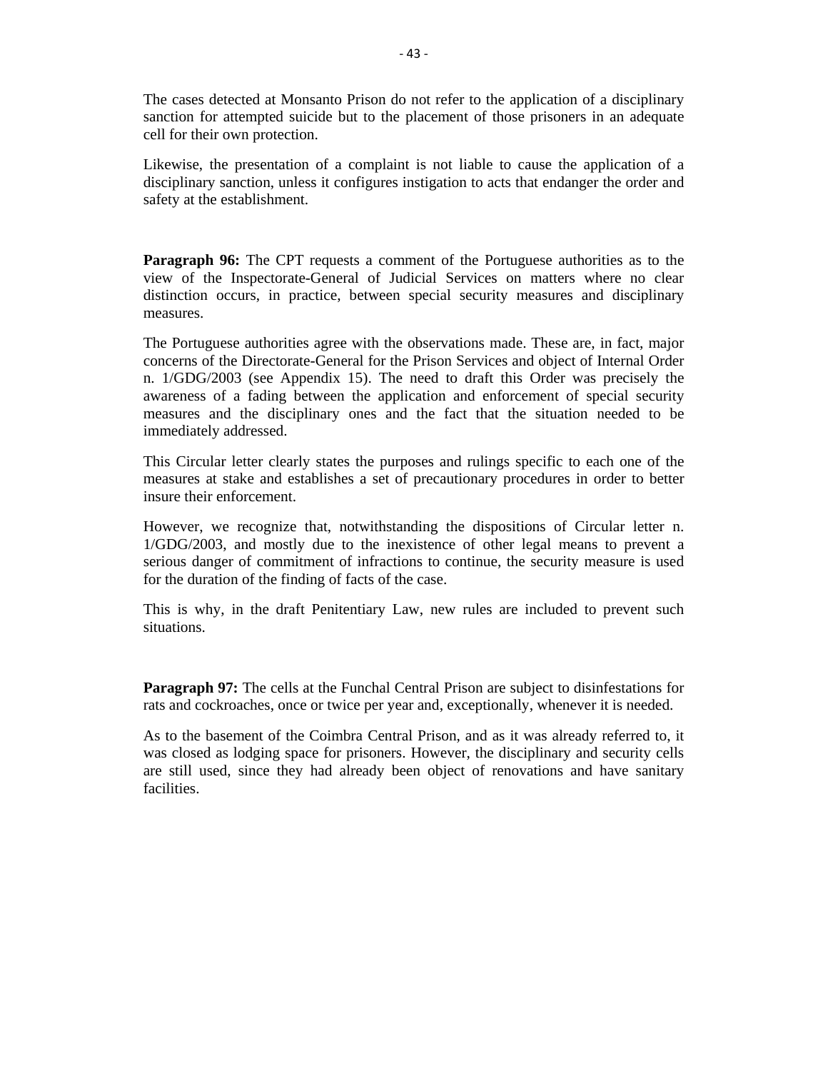The cases detected at Monsanto Prison do not refer to the application of a disciplinary sanction for attempted suicide but to the placement of those prisoners in an adequate cell for their own protection.

Likewise, the presentation of a complaint is not liable to cause the application of a disciplinary sanction, unless it configures instigation to acts that endanger the order and safety at the establishment.

**Paragraph 96:** The CPT requests a comment of the Portuguese authorities as to the view of the Inspectorate-General of Judicial Services on matters where no clear distinction occurs, in practice, between special security measures and disciplinary measures.

The Portuguese authorities agree with the observations made. These are, in fact, major concerns of the Directorate-General for the Prison Services and object of Internal Order n. 1/GDG/2003 (see Appendix 15). The need to draft this Order was precisely the awareness of a fading between the application and enforcement of special security measures and the disciplinary ones and the fact that the situation needed to be immediately addressed.

This Circular letter clearly states the purposes and rulings specific to each one of the measures at stake and establishes a set of precautionary procedures in order to better insure their enforcement.

However, we recognize that, notwithstanding the dispositions of Circular letter n. 1/GDG/2003, and mostly due to the inexistence of other legal means to prevent a serious danger of commitment of infractions to continue, the security measure is used for the duration of the finding of facts of the case.

This is why, in the draft Penitentiary Law, new rules are included to prevent such situations.

**Paragraph 97:** The cells at the Funchal Central Prison are subject to disinfestations for rats and cockroaches, once or twice per year and, exceptionally, whenever it is needed.

As to the basement of the Coimbra Central Prison, and as it was already referred to, it was closed as lodging space for prisoners. However, the disciplinary and security cells are still used, since they had already been object of renovations and have sanitary facilities.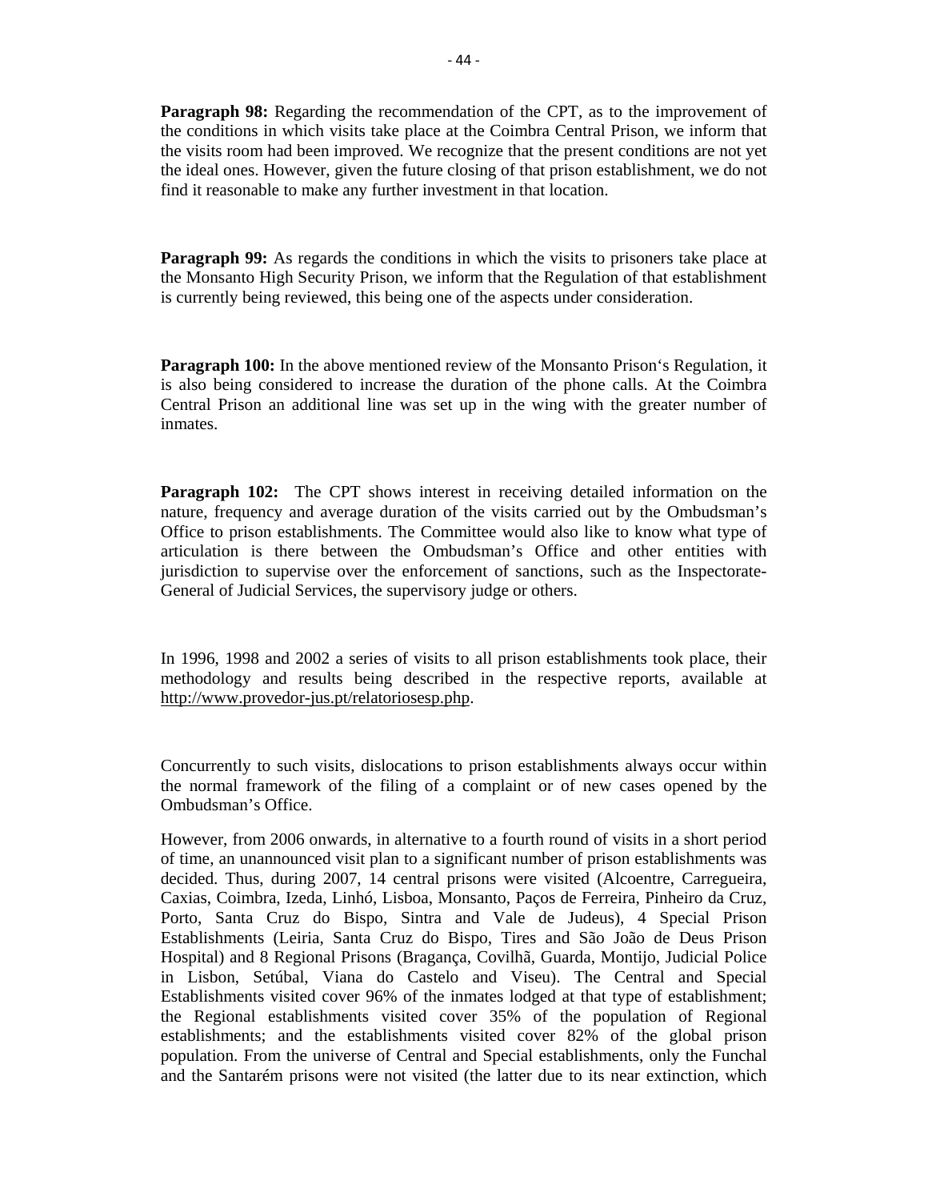**Paragraph 98:** Regarding the recommendation of the CPT, as to the improvement of the conditions in which visits take place at the Coimbra Central Prison, we inform that the visits room had been improved. We recognize that the present conditions are not yet the ideal ones. However, given the future closing of that prison establishment, we do not find it reasonable to make any further investment in that location.

**Paragraph 99:** As regards the conditions in which the visits to prisoners take place at the Monsanto High Security Prison, we inform that the Regulation of that establishment is currently being reviewed, this being one of the aspects under consideration.

**Paragraph 100:** In the above mentioned review of the Monsanto Prison's Regulation, it is also being considered to increase the duration of the phone calls. At the Coimbra Central Prison an additional line was set up in the wing with the greater number of inmates.

**Paragraph 102:** The CPT shows interest in receiving detailed information on the nature, frequency and average duration of the visits carried out by the Ombudsman's Office to prison establishments. The Committee would also like to know what type of articulation is there between the Ombudsman's Office and other entities with jurisdiction to supervise over the enforcement of sanctions, such as the Inspectorate-General of Judicial Services, the supervisory judge or others.

In 1996, 1998 and 2002 a series of visits to all prison establishments took place, their methodology and results being described in the respective reports, available at http://www.provedor-jus.pt/relatoriosesp.php.

Concurrently to such visits, dislocations to prison establishments always occur within the normal framework of the filing of a complaint or of new cases opened by the Ombudsman's Office.

However, from 2006 onwards, in alternative to a fourth round of visits in a short period of time, an unannounced visit plan to a significant number of prison establishments was decided. Thus, during 2007, 14 central prisons were visited (Alcoentre, Carregueira, Caxias, Coimbra, Izeda, Linhó, Lisboa, Monsanto, Paços de Ferreira, Pinheiro da Cruz, Porto, Santa Cruz do Bispo, Sintra and Vale de Judeus), 4 Special Prison Establishments (Leiria, Santa Cruz do Bispo, Tires and São João de Deus Prison Hospital) and 8 Regional Prisons (Bragança, Covilhã, Guarda, Montijo, Judicial Police in Lisbon, Setúbal, Viana do Castelo and Viseu). The Central and Special Establishments visited cover 96% of the inmates lodged at that type of establishment; the Regional establishments visited cover 35% of the population of Regional establishments; and the establishments visited cover 82% of the global prison population. From the universe of Central and Special establishments, only the Funchal and the Santarém prisons were not visited (the latter due to its near extinction, which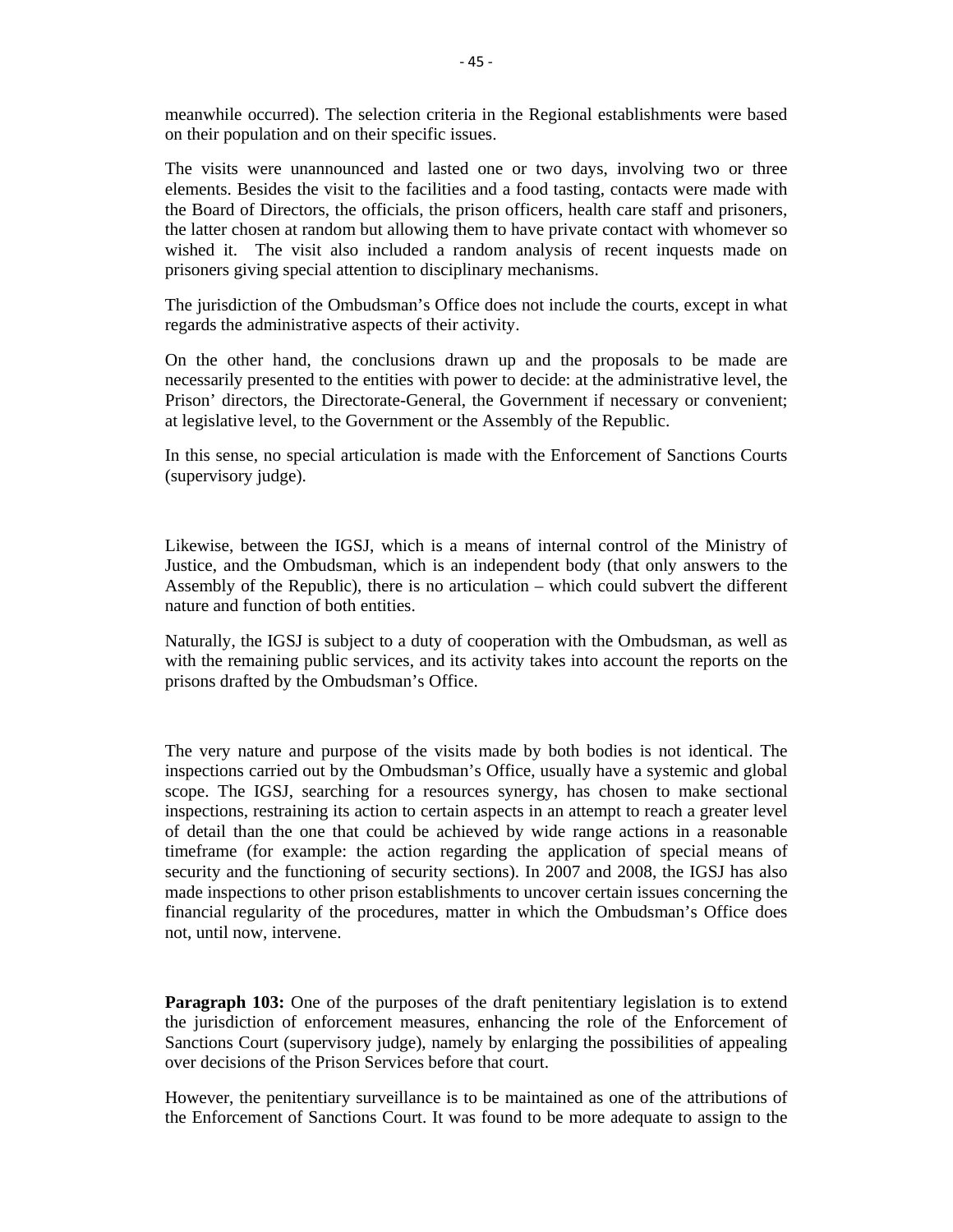meanwhile occurred). The selection criteria in the Regional establishments were based on their population and on their specific issues.

The visits were unannounced and lasted one or two days, involving two or three elements. Besides the visit to the facilities and a food tasting, contacts were made with the Board of Directors, the officials, the prison officers, health care staff and prisoners, the latter chosen at random but allowing them to have private contact with whomever so wished it. The visit also included a random analysis of recent inquests made on prisoners giving special attention to disciplinary mechanisms.

The jurisdiction of the Ombudsman's Office does not include the courts, except in what regards the administrative aspects of their activity.

On the other hand, the conclusions drawn up and the proposals to be made are necessarily presented to the entities with power to decide: at the administrative level, the Prison' directors, the Directorate-General, the Government if necessary or convenient; at legislative level, to the Government or the Assembly of the Republic.

In this sense, no special articulation is made with the Enforcement of Sanctions Courts (supervisory judge).

Likewise, between the IGSJ, which is a means of internal control of the Ministry of Justice, and the Ombudsman, which is an independent body (that only answers to the Assembly of the Republic), there is no articulation – which could subvert the different nature and function of both entities.

Naturally, the IGSJ is subject to a duty of cooperation with the Ombudsman, as well as with the remaining public services, and its activity takes into account the reports on the prisons drafted by the Ombudsman's Office.

The very nature and purpose of the visits made by both bodies is not identical. The inspections carried out by the Ombudsman's Office, usually have a systemic and global scope. The IGSJ, searching for a resources synergy, has chosen to make sectional inspections, restraining its action to certain aspects in an attempt to reach a greater level of detail than the one that could be achieved by wide range actions in a reasonable timeframe (for example: the action regarding the application of special means of security and the functioning of security sections). In 2007 and 2008, the IGSJ has also made inspections to other prison establishments to uncover certain issues concerning the financial regularity of the procedures, matter in which the Ombudsman's Office does not, until now, intervene.

**Paragraph 103:** One of the purposes of the draft penitentiary legislation is to extend the jurisdiction of enforcement measures, enhancing the role of the Enforcement of Sanctions Court (supervisory judge), namely by enlarging the possibilities of appealing over decisions of the Prison Services before that court.

However, the penitentiary surveillance is to be maintained as one of the attributions of the Enforcement of Sanctions Court. It was found to be more adequate to assign to the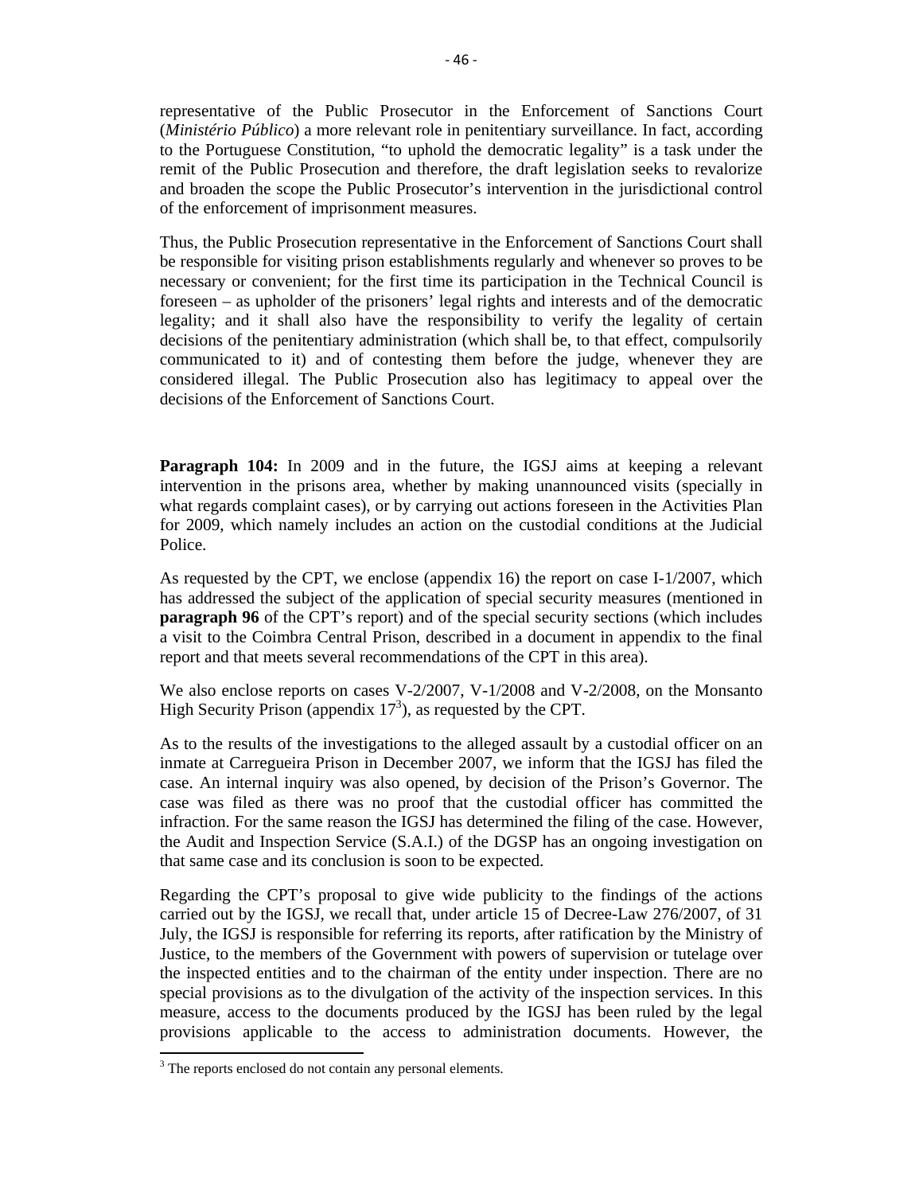representative of the Public Prosecutor in the Enforcement of Sanctions Court (*Ministério Público*) a more relevant role in penitentiary surveillance. In fact, according to the Portuguese Constitution, "to uphold the democratic legality" is a task under the remit of the Public Prosecution and therefore, the draft legislation seeks to revalorize and broaden the scope the Public Prosecutor's intervention in the jurisdictional control of the enforcement of imprisonment measures.

Thus, the Public Prosecution representative in the Enforcement of Sanctions Court shall be responsible for visiting prison establishments regularly and whenever so proves to be necessary or convenient; for the first time its participation in the Technical Council is foreseen – as upholder of the prisoners' legal rights and interests and of the democratic legality; and it shall also have the responsibility to verify the legality of certain decisions of the penitentiary administration (which shall be, to that effect, compulsorily communicated to it) and of contesting them before the judge, whenever they are considered illegal. The Public Prosecution also has legitimacy to appeal over the decisions of the Enforcement of Sanctions Court.

**Paragraph 104:** In 2009 and in the future, the IGSJ aims at keeping a relevant intervention in the prisons area, whether by making unannounced visits (specially in what regards complaint cases), or by carrying out actions foreseen in the Activities Plan for 2009, which namely includes an action on the custodial conditions at the Judicial Police.

As requested by the CPT, we enclose (appendix 16) the report on case I-1/2007, which has addressed the subject of the application of special security measures (mentioned in **paragraph 96** of the CPT's report) and of the special security sections (which includes a visit to the Coimbra Central Prison, described in a document in appendix to the final report and that meets several recommendations of the CPT in this area).

We also enclose reports on cases V-2/2007, V-1/2008 and V-2/2008, on the Monsanto High Security Prison (appendix 17[3]), as requested by the CPT.

As to the results of the investigations to the alleged assault by a custodial officer on an inmate at Carregueira Prison in December 2007, we inform that the IGSJ has filed the case. An internal inquiry was also opened, by decision of the Prison's Governor. The case was filed as there was no proof that the custodial officer has committed the infraction. For the same reason the IGSJ has determined the filing of the case. However, the Audit and Inspection Service (S.A.I.) of the DGSP has an ongoing investigation on that same case and its conclusion is soon to be expected.

Regarding the CPT's proposal to give wide publicity to the findings of the actions carried out by the IGSJ, we recall that, under article 15 of Decree-Law 276/2007, of 31 July, the IGSJ is responsible for referring its reports, after ratification by the Ministry of Justice, to the members of the Government with powers of supervision or tutelage over the inspected entities and to the chairman of the entity under inspection. There are no special provisions as to the divulgation of the activity of the inspection services. In this measure, access to the documents produced by the IGSJ has been ruled by the legal provisions applicable to the access to administration documents. However, the

[3] The reports enclosed do not contain any personal elements.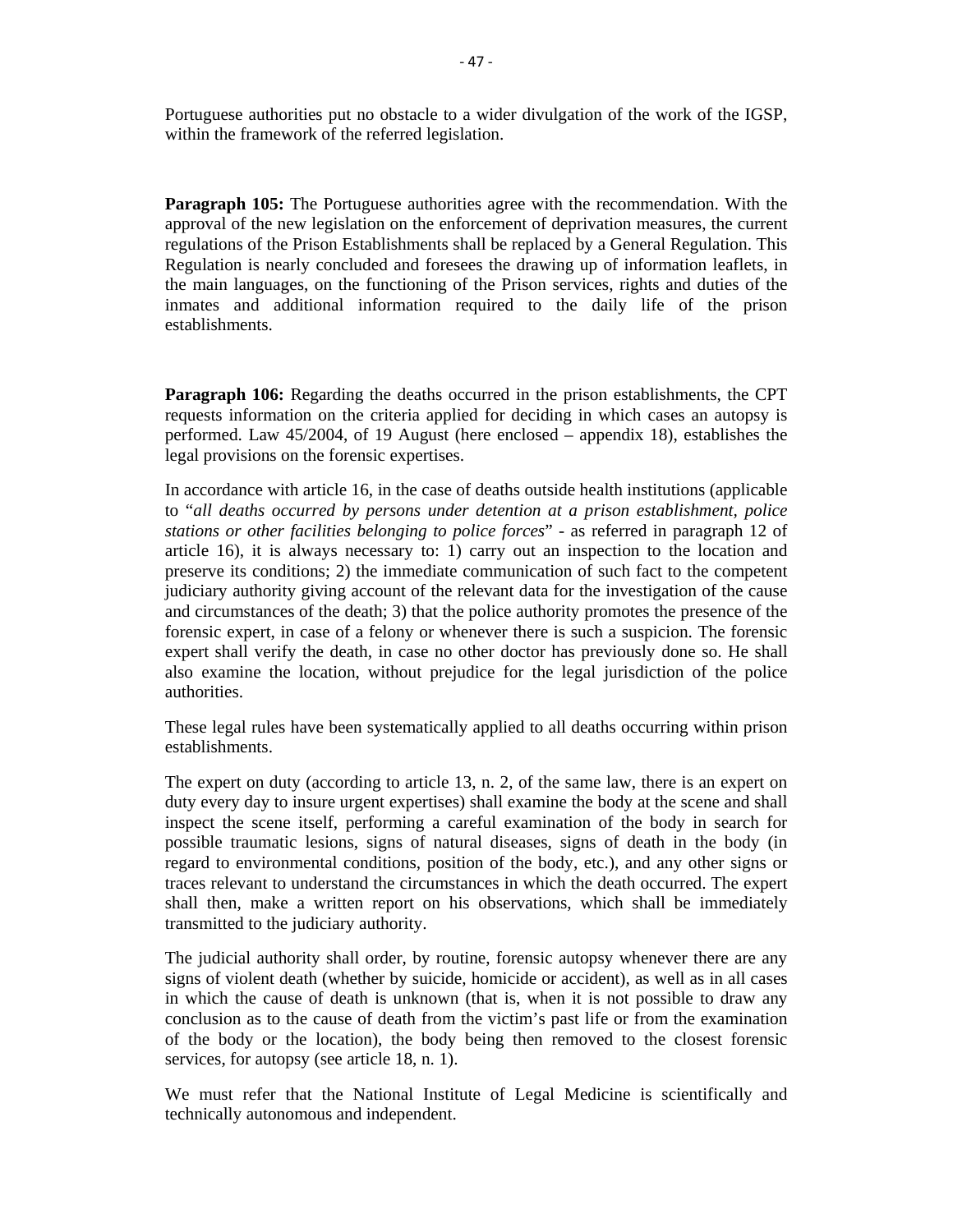Portuguese authorities put no obstacle to a wider divulgation of the work of the IGSP, within the framework of the referred legislation.

**Paragraph 105:** The Portuguese authorities agree with the recommendation. With the approval of the new legislation on the enforcement of deprivation measures, the current regulations of the Prison Establishments shall be replaced by a General Regulation. This Regulation is nearly concluded and foresees the drawing up of information leaflets, in the main languages, on the functioning of the Prison services, rights and duties of the inmates and additional information required to the daily life of the prison establishments.

**Paragraph 106:** Regarding the deaths occurred in the prison establishments, the CPT requests information on the criteria applied for deciding in which cases an autopsy is performed. Law 45/2004, of 19 August (here enclosed – appendix 18), establishes the legal provisions on the forensic expertises.

In accordance with article 16, in the case of deaths outside health institutions (applicable to "*all deaths occurred by persons under detention at a prison establishment, police stations or other facilities belonging to police forces*" - as referred in paragraph 12 of article 16), it is always necessary to: 1) carry out an inspection to the location and preserve its conditions; 2) the immediate communication of such fact to the competent judiciary authority giving account of the relevant data for the investigation of the cause and circumstances of the death; 3) that the police authority promotes the presence of the forensic expert, in case of a felony or whenever there is such a suspicion. The forensic expert shall verify the death, in case no other doctor has previously done so. He shall also examine the location, without prejudice for the legal jurisdiction of the police authorities.

These legal rules have been systematically applied to all deaths occurring within prison establishments.

The expert on duty (according to article 13, n. 2, of the same law, there is an expert on duty every day to insure urgent expertises) shall examine the body at the scene and shall inspect the scene itself, performing a careful examination of the body in search for possible traumatic lesions, signs of natural diseases, signs of death in the body (in regard to environmental conditions, position of the body, etc.), and any other signs or traces relevant to understand the circumstances in which the death occurred. The expert shall then, make a written report on his observations, which shall be immediately transmitted to the judiciary authority.

The judicial authority shall order, by routine, forensic autopsy whenever there are any signs of violent death (whether by suicide, homicide or accident), as well as in all cases in which the cause of death is unknown (that is, when it is not possible to draw any conclusion as to the cause of death from the victim's past life or from the examination of the body or the location), the body being then removed to the closest forensic services, for autopsy (see article 18, n. 1).

We must refer that the National Institute of Legal Medicine is scientifically and technically autonomous and independent.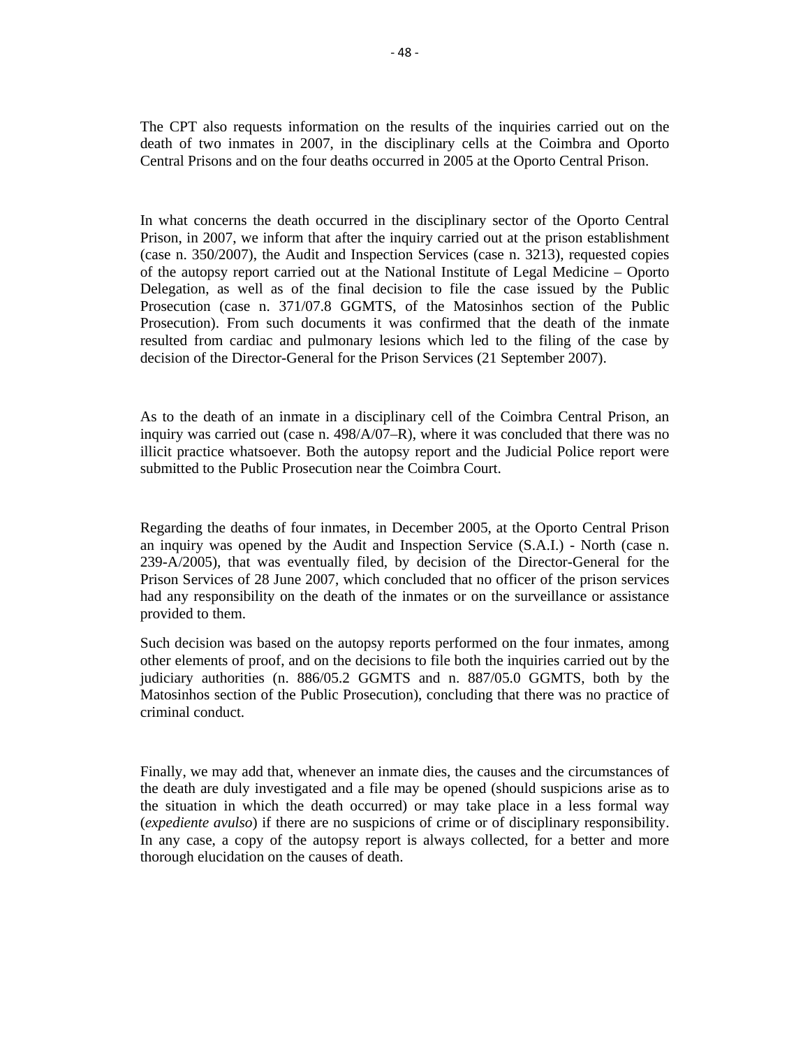The CPT also requests information on the results of the inquiries carried out on the death of two inmates in 2007, in the disciplinary cells at the Coimbra and Oporto Central Prisons and on the four deaths occurred in 2005 at the Oporto Central Prison.

In what concerns the death occurred in the disciplinary sector of the Oporto Central Prison, in 2007, we inform that after the inquiry carried out at the prison establishment (case n. 350/2007), the Audit and Inspection Services (case n. 3213), requested copies of the autopsy report carried out at the National Institute of Legal Medicine – Oporto Delegation, as well as of the final decision to file the case issued by the Public Prosecution (case n. 371/07.8 GGMTS, of the Matosinhos section of the Public Prosecution). From such documents it was confirmed that the death of the inmate resulted from cardiac and pulmonary lesions which led to the filing of the case by decision of the Director-General for the Prison Services (21 September 2007).

As to the death of an inmate in a disciplinary cell of the Coimbra Central Prison, an inquiry was carried out (case n. 498/A/07–R), where it was concluded that there was no illicit practice whatsoever. Both the autopsy report and the Judicial Police report were submitted to the Public Prosecution near the Coimbra Court.

Regarding the deaths of four inmates, in December 2005, at the Oporto Central Prison an inquiry was opened by the Audit and Inspection Service (S.A.I.) - North (case n. 239-A/2005), that was eventually filed, by decision of the Director-General for the Prison Services of 28 June 2007, which concluded that no officer of the prison services had any responsibility on the death of the inmates or on the surveillance or assistance provided to them.

Such decision was based on the autopsy reports performed on the four inmates, among other elements of proof, and on the decisions to file both the inquiries carried out by the judiciary authorities (n. 886/05.2 GGMTS and n. 887/05.0 GGMTS, both by the Matosinhos section of the Public Prosecution), concluding that there was no practice of criminal conduct.

Finally, we may add that, whenever an inmate dies, the causes and the circumstances of the death are duly investigated and a file may be opened (should suspicions arise as to the situation in which the death occurred) or may take place in a less formal way (*expediente avulso*) if there are no suspicions of crime or of disciplinary responsibility. In any case, a copy of the autopsy report is always collected, for a better and more thorough elucidation on the causes of death.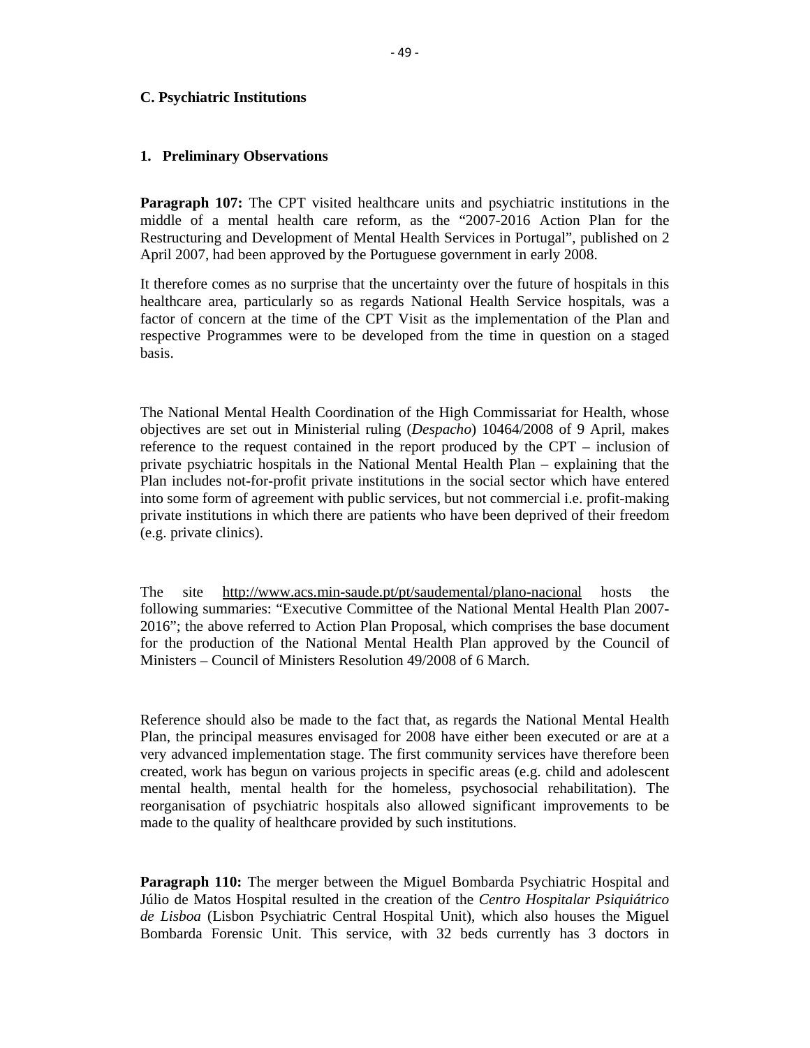**C. Psychiatric Institutions**

**1. Preliminary Observations**

**Paragraph 107:** The CPT visited healthcare units and psychiatric institutions in the middle of a mental health care reform, as the "2007-2016 Action Plan for the Restructuring and Development of Mental Health Services in Portugal", published on 2 April 2007, had been approved by the Portuguese government in early 2008.

It therefore comes as no surprise that the uncertainty over the future of hospitals in this healthcare area, particularly so as regards National Health Service hospitals, was a factor of concern at the time of the CPT Visit as the implementation of the Plan and respective Programmes were to be developed from the time in question on a staged basis.

The National Mental Health Coordination of the High Commissariat for Health, whose objectives are set out in Ministerial ruling (*Despacho*) 10464/2008 of 9 April, makes reference to the request contained in the report produced by the CPT – inclusion of private psychiatric hospitals in the National Mental Health Plan – explaining that the Plan includes not-for-profit private institutions in the social sector which have entered into some form of agreement with public services, but not commercial i.e. profit-making private institutions in which there are patients who have been deprived of their freedom (e.g. private clinics).

The site http://www.acs.min-saude.pt/pt/saudemental/plano-nacional hosts the following summaries: "Executive Committee of the National Mental Health Plan 2007-2016"; the above referred to Action Plan Proposal, which comprises the base document for the production of the National Mental Health Plan approved by the Council of Ministers – Council of Ministers Resolution 49/2008 of 6 March.

Reference should also be made to the fact that, as regards the National Mental Health Plan, the principal measures envisaged for 2008 have either been executed or are at a very advanced implementation stage. The first community services have therefore been created, work has begun on various projects in specific areas (e.g. child and adolescent mental health, mental health for the homeless, psychosocial rehabilitation). The reorganisation of psychiatric hospitals also allowed significant improvements to be made to the quality of healthcare provided by such institutions.

**Paragraph 110:** The merger between the Miguel Bombarda Psychiatric Hospital and Júlio de Matos Hospital resulted in the creation of the *Centro Hospitalar Psiquiátrico de Lisboa* (Lisbon Psychiatric Central Hospital Unit), which also houses the Miguel Bombarda Forensic Unit. This service, with 32 beds currently has 3 doctors in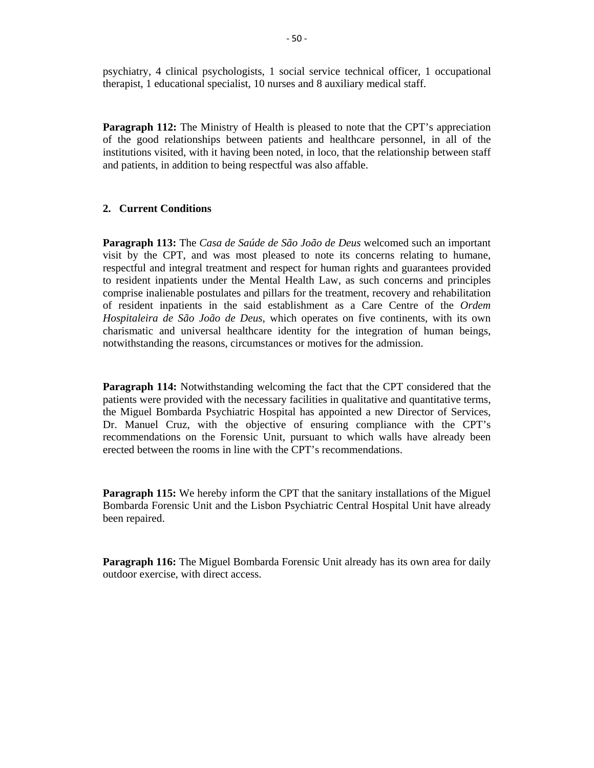psychiatry, 4 clinical psychologists, 1 social service technical officer, 1 occupational therapist, 1 educational specialist, 10 nurses and 8 auxiliary medical staff.

**Paragraph 112:** The Ministry of Health is pleased to note that the CPT's appreciation of the good relationships between patients and healthcare personnel, in all of the institutions visited, with it having been noted, in loco, that the relationship between staff and patients, in addition to being respectful was also affable.

## 2. Current Conditions

**Paragraph 113:** The *Casa de Saúde de São João de Deus* welcomed such an important visit by the CPT, and was most pleased to note its concerns relating to humane, respectful and integral treatment and respect for human rights and guarantees provided to resident inpatients under the Mental Health Law, as such concerns and principles comprise inalienable postulates and pillars for the treatment, recovery and rehabilitation of resident inpatients in the said establishment as a Care Centre of the *Ordem Hospitaleira de São João de Deus*, which operates on five continents, with its own charismatic and universal healthcare identity for the integration of human beings, notwithstanding the reasons, circumstances or motives for the admission.

**Paragraph 114:** Notwithstanding welcoming the fact that the CPT considered that the patients were provided with the necessary facilities in qualitative and quantitative terms, the Miguel Bombarda Psychiatric Hospital has appointed a new Director of Services, Dr. Manuel Cruz, with the objective of ensuring compliance with the CPT's recommendations on the Forensic Unit, pursuant to which walls have already been erected between the rooms in line with the CPT's recommendations.

**Paragraph 115:** We hereby inform the CPT that the sanitary installations of the Miguel Bombarda Forensic Unit and the Lisbon Psychiatric Central Hospital Unit have already been repaired.

**Paragraph 116:** The Miguel Bombarda Forensic Unit already has its own area for daily outdoor exercise, with direct access.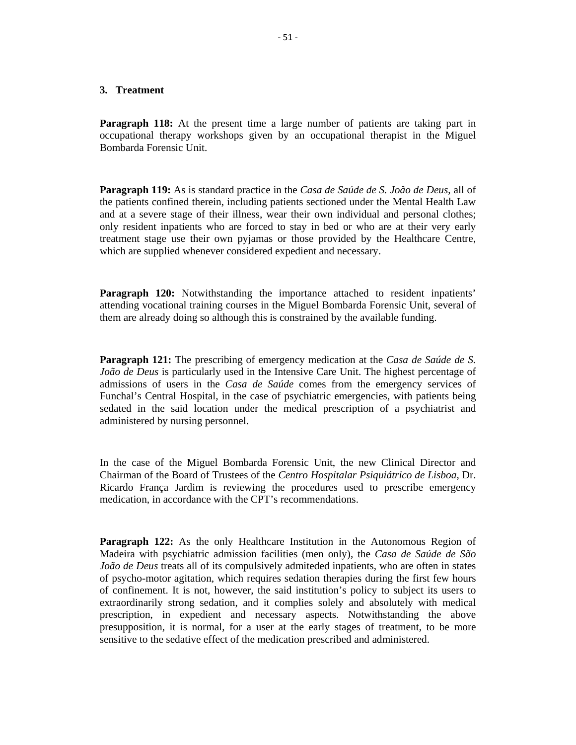### 3. Treatment

**Paragraph 118:** At the present time a large number of patients are taking part in occupational therapy workshops given by an occupational therapist in the Miguel Bombarda Forensic Unit.

**Paragraph 119:** As is standard practice in the *Casa de Saúde de S. João de Deus*, all of the patients confined therein, including patients sectioned under the Mental Health Law and at a severe stage of their illness, wear their own individual and personal clothes; only resident inpatients who are forced to stay in bed or who are at their very early treatment stage use their own pyjamas or those provided by the Healthcare Centre, which are supplied whenever considered expedient and necessary.

**Paragraph 120:** Notwithstanding the importance attached to resident inpatients' attending vocational training courses in the Miguel Bombarda Forensic Unit, several of them are already doing so although this is constrained by the available funding.

**Paragraph 121:** The prescribing of emergency medication at the *Casa de Saúde de S. João de Deus* is particularly used in the Intensive Care Unit. The highest percentage of admissions of users in the *Casa de Saúde* comes from the emergency services of Funchal's Central Hospital, in the case of psychiatric emergencies, with patients being sedated in the said location under the medical prescription of a psychiatrist and administered by nursing personnel.

In the case of the Miguel Bombarda Forensic Unit, the new Clinical Director and Chairman of the Board of Trustees of the *Centro Hospitalar Psiquiátrico de Lisboa*, Dr. Ricardo França Jardim is reviewing the procedures used to prescribe emergency medication, in accordance with the CPT's recommendations.

**Paragraph 122:** As the only Healthcare Institution in the Autonomous Region of Madeira with psychiatric admission facilities (men only), the *Casa de Saúde de São João de Deus* treats all of its compulsively admiteded inpatients, who are often in states of psycho-motor agitation, which requires sedation therapies during the first few hours of confinement. It is not, however, the said institution's policy to subject its users to extraordinarily strong sedation, and it complies solely and absolutely with medical prescription, in expedient and necessary aspects. Notwithstanding the above presupposition, it is normal, for a user at the early stages of treatment, to be more sensitive to the sedative effect of the medication prescribed and administered.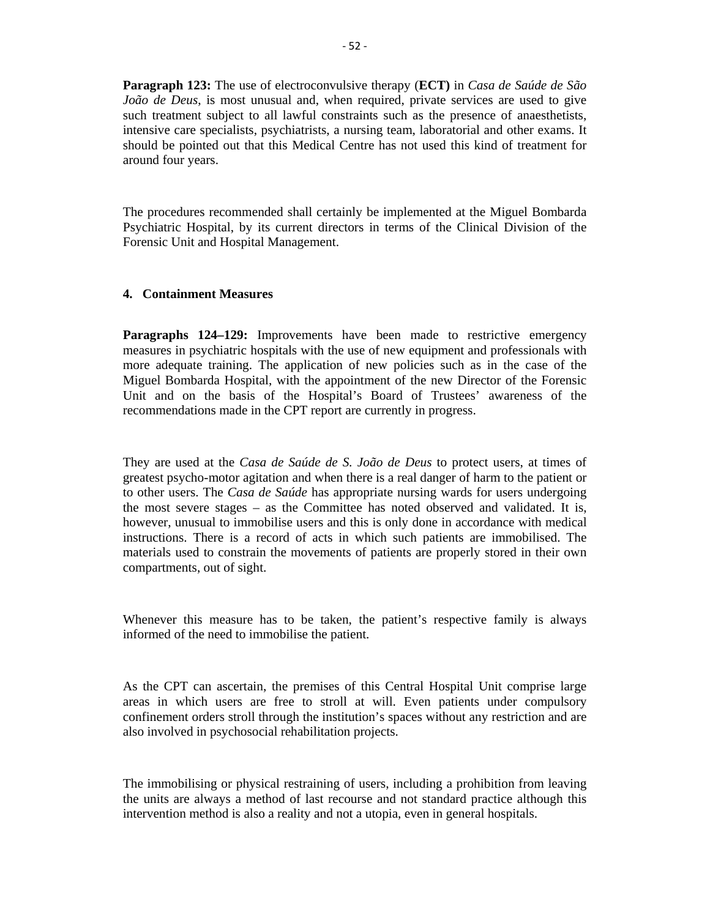**Paragraph 123:** The use of electroconvulsive therapy (**ECT)** in *Casa de Saúde de São João de Deus*, is most unusual and, when required, private services are used to give such treatment subject to all lawful constraints such as the presence of anaesthetists, intensive care specialists, psychiatrists, a nursing team, laboratorial and other exams. It should be pointed out that this Medical Centre has not used this kind of treatment for around four years.

The procedures recommended shall certainly be implemented at the Miguel Bombarda Psychiatric Hospital, by its current directors in terms of the Clinical Division of the Forensic Unit and Hospital Management.

## 4. Containment Measures

**Paragraphs 124–129:** Improvements have been made to restrictive emergency measures in psychiatric hospitals with the use of new equipment and professionals with more adequate training. The application of new policies such as in the case of the Miguel Bombarda Hospital, with the appointment of the new Director of the Forensic Unit and on the basis of the Hospital's Board of Trustees' awareness of the recommendations made in the CPT report are currently in progress.

They are used at the *Casa de Saúde de S. João de Deus* to protect users, at times of greatest psycho-motor agitation and when there is a real danger of harm to the patient or to other users. The *Casa de Saúde* has appropriate nursing wards for users undergoing the most severe stages – as the Committee has noted observed and validated. It is, however, unusual to immobilise users and this is only done in accordance with medical instructions. There is a record of acts in which such patients are immobilised. The materials used to constrain the movements of patients are properly stored in their own compartments, out of sight.

Whenever this measure has to be taken, the patient's respective family is always informed of the need to immobilise the patient.

As the CPT can ascertain, the premises of this Central Hospital Unit comprise large areas in which users are free to stroll at will. Even patients under compulsory confinement orders stroll through the institution's spaces without any restriction and are also involved in psychosocial rehabilitation projects.

The immobilising or physical restraining of users, including a prohibition from leaving the units are always a method of last recourse and not standard practice although this intervention method is also a reality and not a utopia, even in general hospitals.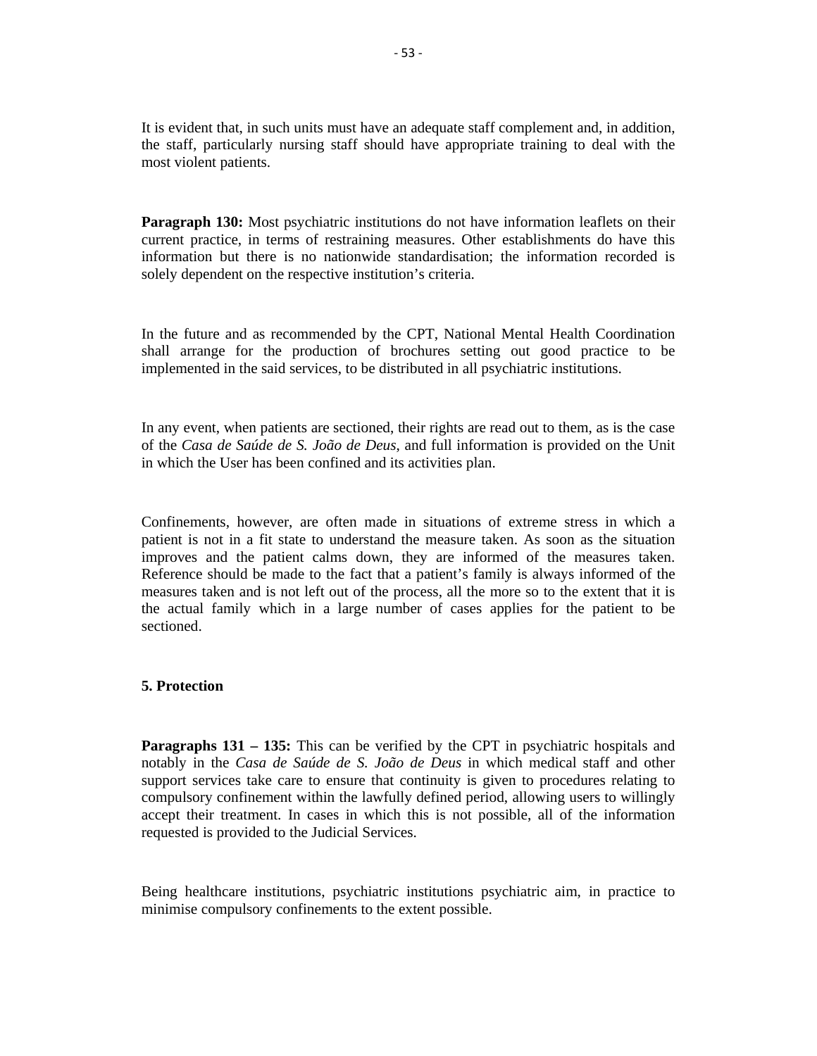It is evident that, in such units must have an adequate staff complement and, in addition, the staff, particularly nursing staff should have appropriate training to deal with the most violent patients.

**Paragraph 130:** Most psychiatric institutions do not have information leaflets on their current practice, in terms of restraining measures. Other establishments do have this information but there is no nationwide standardisation; the information recorded is solely dependent on the respective institution's criteria.

In the future and as recommended by the CPT, National Mental Health Coordination shall arrange for the production of brochures setting out good practice to be implemented in the said services, to be distributed in all psychiatric institutions.

In any event, when patients are sectioned, their rights are read out to them, as is the case of the *Casa de Saúde de S. João de Deus*, and full information is provided on the Unit in which the User has been confined and its activities plan.

Confinements, however, are often made in situations of extreme stress in which a patient is not in a fit state to understand the measure taken. As soon as the situation improves and the patient calms down, they are informed of the measures taken. Reference should be made to the fact that a patient's family is always informed of the measures taken and is not left out of the process, all the more so to the extent that it is the actual family which in a large number of cases applies for the patient to be sectioned.

**5. Protection**

**Paragraphs 131 – 135:** This can be verified by the CPT in psychiatric hospitals and notably in the *Casa de Saúde de S. João de Deus* in which medical staff and other support services take care to ensure that continuity is given to procedures relating to compulsory confinement within the lawfully defined period, allowing users to willingly accept their treatment. In cases in which this is not possible, all of the information requested is provided to the Judicial Services.

Being healthcare institutions, psychiatric institutions psychiatric aim, in practice to minimise compulsory confinements to the extent possible.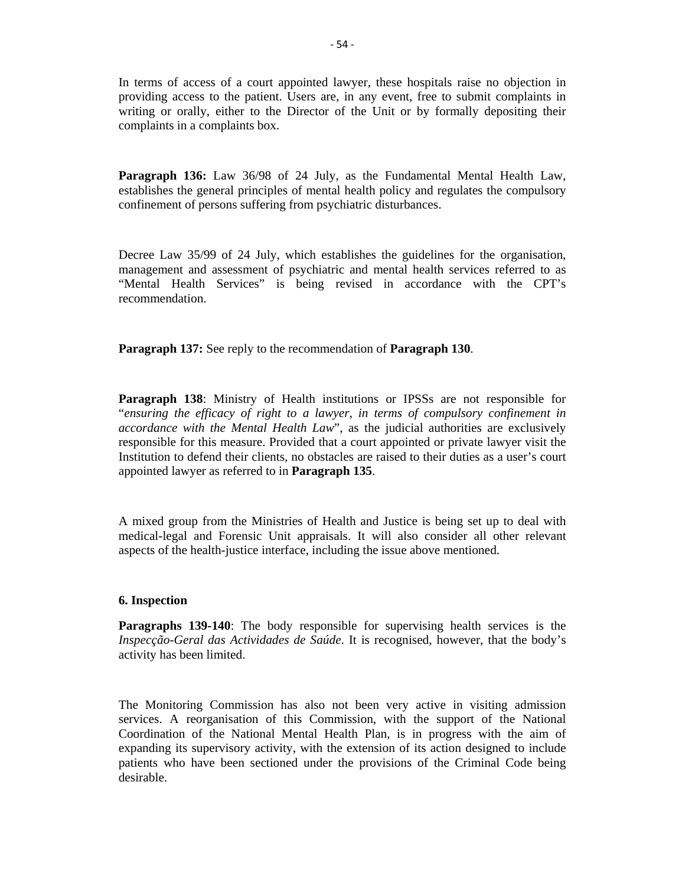In terms of access of a court appointed lawyer, these hospitals raise no objection in providing access to the patient. Users are, in any event, free to submit complaints in writing or orally, either to the Director of the Unit or by formally depositing their complaints in a complaints box.

**Paragraph 136:** Law 36/98 of 24 July, as the Fundamental Mental Health Law, establishes the general principles of mental health policy and regulates the compulsory confinement of persons suffering from psychiatric disturbances.

Decree Law 35/99 of 24 July, which establishes the guidelines for the organisation, management and assessment of psychiatric and mental health services referred to as "Mental Health Services" is being revised in accordance with the CPT's recommendation.

**Paragraph 137:** See reply to the recommendation of **Paragraph 130**.

**Paragraph 138**: Ministry of Health institutions or IPSSs are not responsible for "*ensuring the efficacy of right to a lawyer, in terms of compulsory confinement in accordance with the Mental Health Law*", as the judicial authorities are exclusively responsible for this measure. Provided that a court appointed or private lawyer visit the Institution to defend their clients, no obstacles are raised to their duties as a user's court appointed lawyer as referred to in **Paragraph 135**.

A mixed group from the Ministries of Health and Justice is being set up to deal with medical-legal and Forensic Unit appraisals. It will also consider all other relevant aspects of the health-justice interface, including the issue above mentioned.

**6. Inspection**

**Paragraphs 139-140**: The body responsible for supervising health services is the *Inspecção-Geral das Actividades de Saúde*. It is recognised, however, that the body's activity has been limited.

The Monitoring Commission has also not been very active in visiting admission services. A reorganisation of this Commission, with the support of the National Coordination of the National Mental Health Plan, is in progress with the aim of expanding its supervisory activity, with the extension of its action designed to include patients who have been sectioned under the provisions of the Criminal Code being desirable.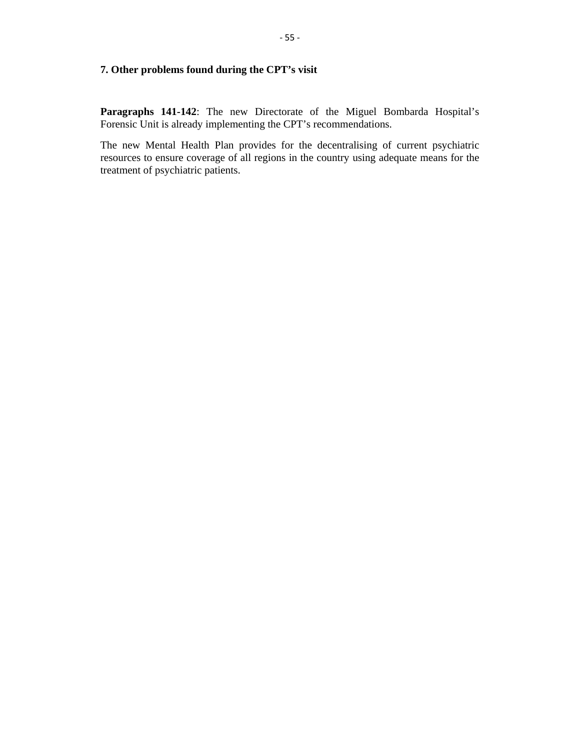### 7. Other problems found during the CPT’s visit

**Paragraphs 141-142**: The new Directorate of the Miguel Bombarda Hospital’s Forensic Unit is already implementing the CPT’s recommendations.

The new Mental Health Plan provides for the decentralising of current psychiatric resources to ensure coverage of all regions in the country using adequate means for the treatment of psychiatric patients.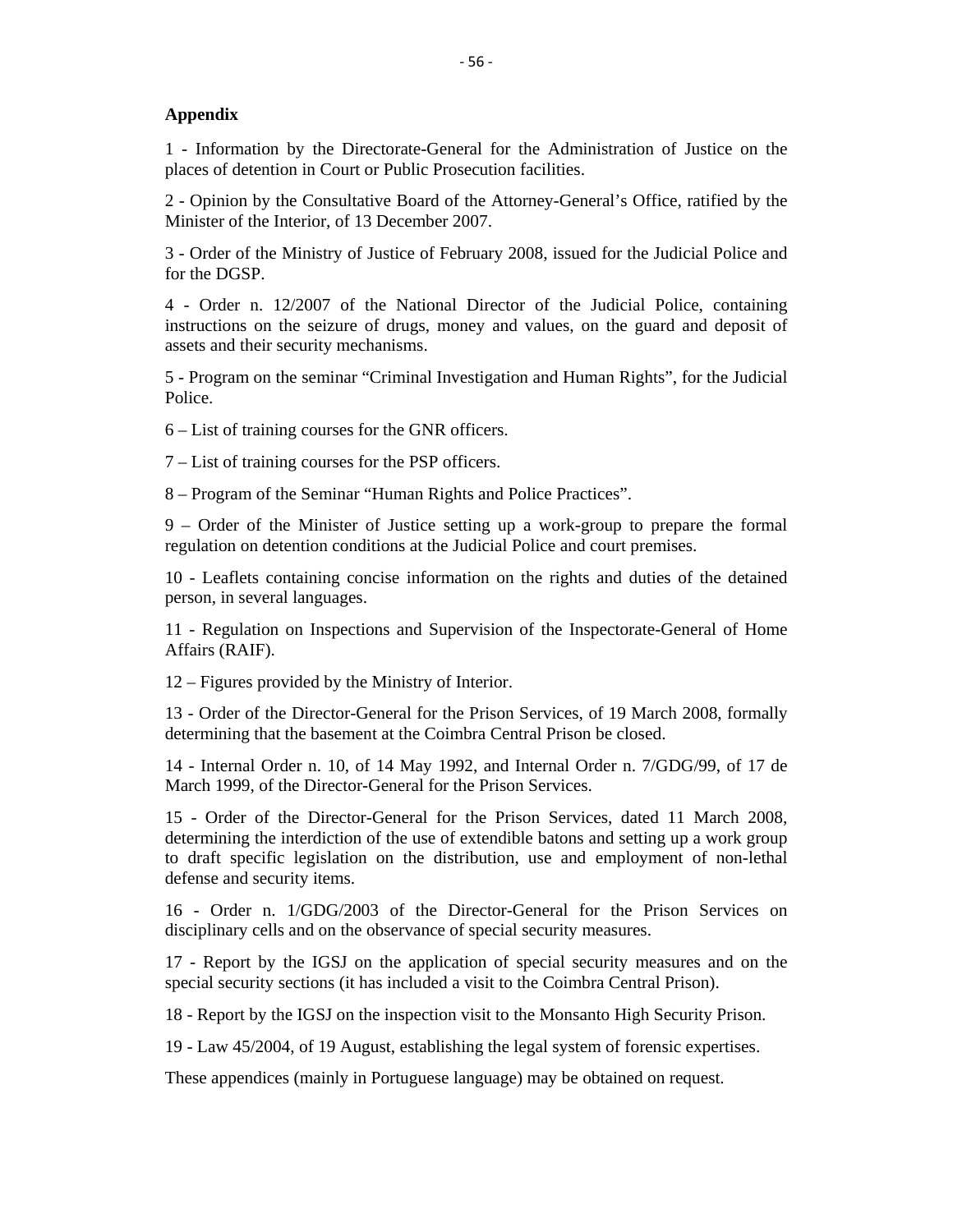**Appendix**

1 - Information by the Directorate-General for the Administration of Justice on the places of detention in Court or Public Prosecution facilities.

2 - Opinion by the Consultative Board of the Attorney-General's Office, ratified by the Minister of the Interior, of 13 December 2007.

3 - Order of the Ministry of Justice of February 2008, issued for the Judicial Police and for the DGSP.

4 - Order n. 12/2007 of the National Director of the Judicial Police, containing instructions on the seizure of drugs, money and values, on the guard and deposit of assets and their security mechanisms.

5 - Program on the seminar "Criminal Investigation and Human Rights", for the Judicial Police.

6 – List of training courses for the GNR officers.

7 – List of training courses for the PSP officers.

8 – Program of the Seminar "Human Rights and Police Practices".

9 – Order of the Minister of Justice setting up a work-group to prepare the formal regulation on detention conditions at the Judicial Police and court premises.

10 - Leaflets containing concise information on the rights and duties of the detained person, in several languages.

11 - Regulation on Inspections and Supervision of the Inspectorate-General of Home Affairs (RAIF).

12 – Figures provided by the Ministry of Interior.

13 - Order of the Director-General for the Prison Services, of 19 March 2008, formally determining that the basement at the Coimbra Central Prison be closed.

14 - Internal Order n. 10, of 14 May 1992, and Internal Order n. 7/GDG/99, of 17 de March 1999, of the Director-General for the Prison Services.

15 - Order of the Director-General for the Prison Services, dated 11 March 2008, determining the interdiction of the use of extendible batons and setting up a work group to draft specific legislation on the distribution, use and employment of non-lethal defense and security items.

16 - Order n. 1/GDG/2003 of the Director-General for the Prison Services on disciplinary cells and on the observance of special security measures.

17 - Report by the IGSJ on the application of special security measures and on the special security sections (it has included a visit to the Coimbra Central Prison).

18 - Report by the IGSJ on the inspection visit to the Monsanto High Security Prison.

19 - Law 45/2004, of 19 August, establishing the legal system of forensic expertises.

These appendices (mainly in Portuguese language) may be obtained on request.